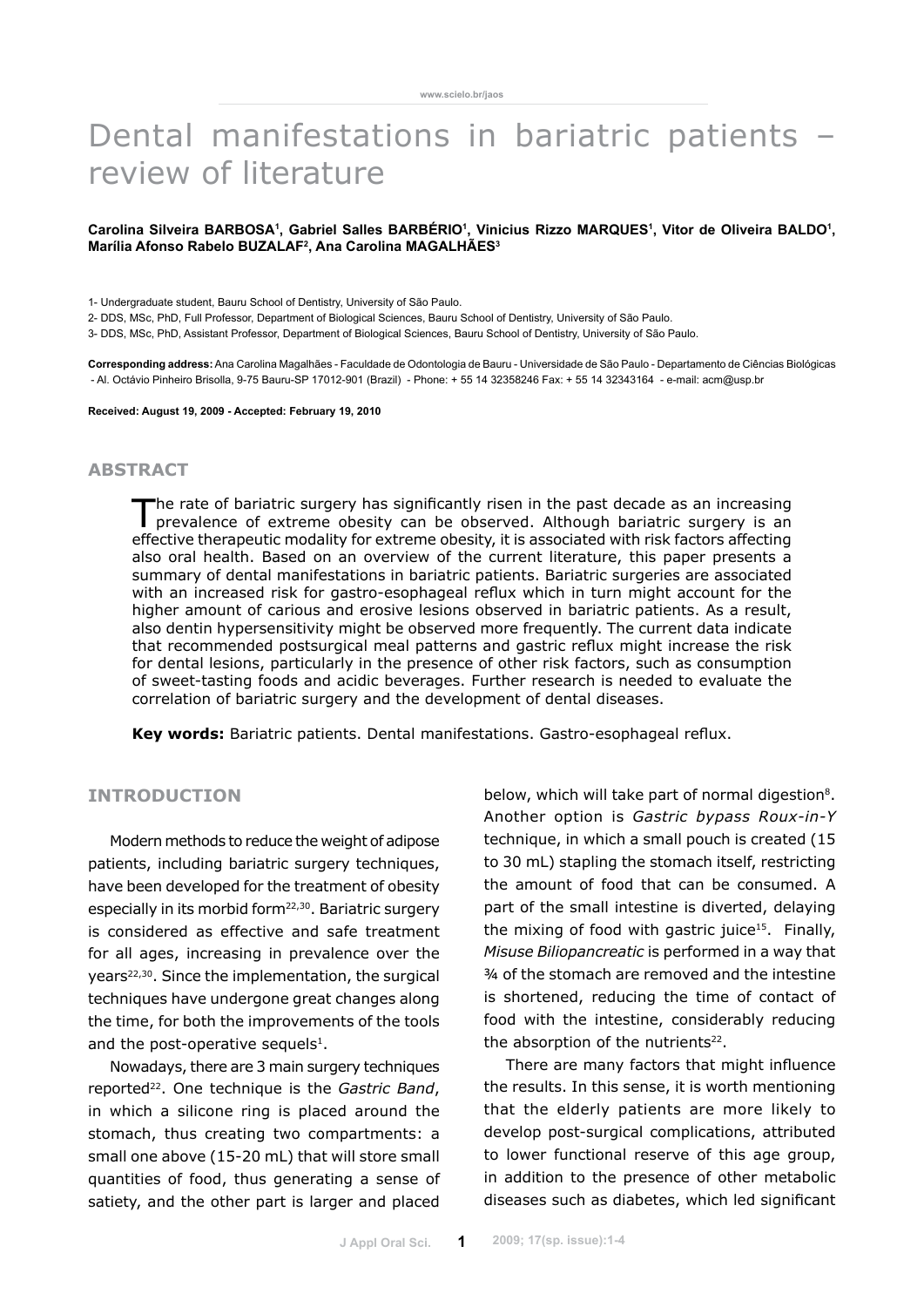# Dental manifestations in bariatric patients – review of literature

**Carolina Silveira BARBOSA[1], Gabriel Salles BARBÉRIO[1], Vinicius Rizzo MARQUES[1], Vitor de Oliveira BALDO[1], Marília Afonso Rabelo BUZALAF[2], Ana Carolina MAGALHÃES[3]**

1- Undergraduate student, Bauru School of Dentistry, University of São Paulo.

2- DDS, MSc, PhD, Full Professor, Department of Biological Sciences, Bauru School of Dentistry, University of São Paulo.

3- DDS, MSc, PhD, Assistant Professor, Department of Biological Sciences, Bauru School of Dentistry, University of São Paulo.

**Corresponding address:** Ana Carolina Magalhães - Faculdade de Odontologia de Bauru - Universidade de São Paulo - Departamento de Ciências Biológicas - Al. Octávio Pinheiro Brisolla, 9-75 Bauru-SP 17012-901 (Brazil) - Phone: + 55 14 32358246 Fax: + 55 14 32343164 - e-mail: acm@usp.br

**Received: August 19, 2009 - Accepted: February 19, 2010**

## ABSTRACT

The rate of bariatric surgery has significantly risen in the past decade as an increasing prevalence of extreme obesity can be observed. Although bariatric surgery is an effective therapeutic modality for extreme obesity, it is associated with risk factors affecting also oral health. Based on an overview of the current literature, this paper presents a summary of dental manifestations in bariatric patients. Bariatric surgeries are associated with an increased risk for gastro-esophageal reflux which in turn might account for the higher amount of carious and erosive lesions observed in bariatric patients. As a result, also dentin hypersensitivity might be observed more frequently. The current data indicate that recommended postsurgical meal patterns and gastric reflux might increase the risk for dental lesions, particularly in the presence of other risk factors, such as consumption of sweet-tasting foods and acidic beverages. Further research is needed to evaluate the correlation of bariatric surgery and the development of dental diseases.

**Key words:** Bariatric patients. Dental manifestations. Gastro-esophageal reflux.

## INTRODUCTION

Modern methods to reduce the weight of adipose patients, including bariatric surgery techniques, have been developed for the treatment of obesity especially in its morbid form[22,30]. Bariatric surgery is considered as effective and safe treatment for all ages, increasing in prevalence over the years[22,30]. Since the implementation, the surgical techniques have undergone great changes along the time, for both the improvements of the tools and the post-operative sequels[1].

Nowadays, there are 3 main surgery techniques reported[22]. One technique is the *Gastric Band*, in which a silicone ring is placed around the stomach, thus creating two compartments: a small one above (15-20 mL) that will store small quantities of food, thus generating a sense of satiety, and the other part is larger and placed below, which will take part of normal digestion[8]. Another option is *Gastric bypass Roux-in-Y* technique, in which a small pouch is created (15 to 30 mL) stapling the stomach itself, restricting the amount of food that can be consumed. A part of the small intestine is diverted, delaying the mixing of food with gastric juice[15]. Finally, *Misuse Biliopancreatic* is performed in a way that ¾ of the stomach are removed and the intestine is shortened, reducing the time of contact of food with the intestine, considerably reducing the absorption of the nutrients[22].

There are many factors that might influence the results. In this sense, it is worth mentioning that the elderly patients are more likely to develop post-surgical complications, attributed to lower functional reserve of this age group, in addition to the presence of other metabolic diseases such as diabetes, which led significant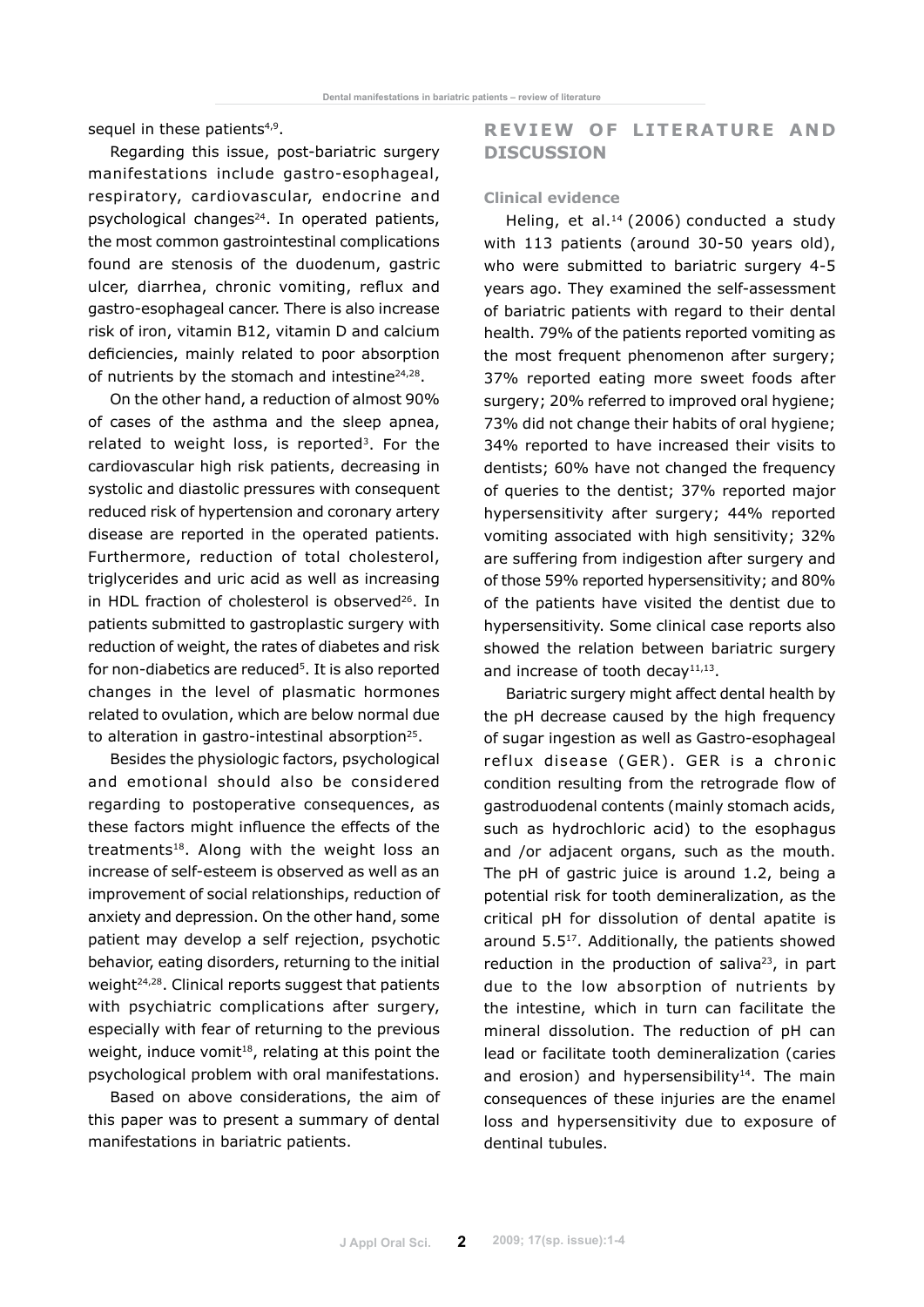sequel in these patients[4,9].

Regarding this issue, post-bariatric surgery manifestations include gastro-esophageal, respiratory, cardiovascular, endocrine and psychological changes[24]. In operated patients, the most common gastrointestinal complications found are stenosis of the duodenum, gastric ulcer, diarrhea, chronic vomiting, reflux and gastro-esophageal cancer. There is also increase risk of iron, vitamin B12, vitamin D and calcium deficiencies, mainly related to poor absorption of nutrients by the stomach and intestine[24,28].

On the other hand, a reduction of almost 90% of cases of the asthma and the sleep apnea, related to weight loss, is reported[3]. For the cardiovascular high risk patients, decreasing in systolic and diastolic pressures with consequent reduced risk of hypertension and coronary artery disease are reported in the operated patients. Furthermore, reduction of total cholesterol, triglycerides and uric acid as well as increasing in HDL fraction of cholesterol is observed[26]. In patients submitted to gastroplastic surgery with reduction of weight, the rates of diabetes and risk for non-diabetics are reduced[5]. It is also reported changes in the level of plasmatic hormones related to ovulation, which are below normal due to alteration in gastro-intestinal absorption[25].

Besides the physiologic factors, psychological and emotional should also be considered regarding to postoperative consequences, as these factors might influence the effects of the treatments[18]. Along with the weight loss an increase of self-esteem is observed as well as an improvement of social relationships, reduction of anxiety and depression. On the other hand, some patient may develop a self rejection, psychotic behavior, eating disorders, returning to the initial weight[24,28]. Clinical reports suggest that patients with psychiatric complications after surgery, especially with fear of returning to the previous weight, induce vomit[18], relating at this point the psychological problem with oral manifestations.

Based on above considerations, the aim of this paper was to present a summary of dental manifestations in bariatric patients.

## REVIEW OF LITERATURE AND DISCUSSION

### Clinical evidence

Heling, et al.[14] (2006) conducted a study with 113 patients (around 30-50 years old), who were submitted to bariatric surgery 4-5 years ago. They examined the self-assessment of bariatric patients with regard to their dental health. 79% of the patients reported vomiting as the most frequent phenomenon after surgery; 37% reported eating more sweet foods after surgery; 20% referred to improved oral hygiene; 73% did not change their habits of oral hygiene; 34% reported to have increased their visits to dentists; 60% have not changed the frequency of queries to the dentist; 37% reported major hypersensitivity after surgery; 44% reported vomiting associated with high sensitivity; 32% are suffering from indigestion after surgery and of those 59% reported hypersensitivity; and 80% of the patients have visited the dentist due to hypersensitivity. Some clinical case reports also showed the relation between bariatric surgery and increase of tooth decay[11,13].

Bariatric surgery might affect dental health by the pH decrease caused by the high frequency of sugar ingestion as well as Gastro-esophageal reflux disease (GER). GER is a chronic condition resulting from the retrograde flow of gastroduodenal contents (mainly stomach acids, such as hydrochloric acid) to the esophagus and /or adjacent organs, such as the mouth. The pH of gastric juice is around 1.2, being a potential risk for tooth demineralization, as the critical pH for dissolution of dental apatite is around 5.5[17]. Additionally, the patients showed reduction in the production of saliva[23], in part due to the low absorption of nutrients by the intestine, which in turn can facilitate the mineral dissolution. The reduction of pH can lead or facilitate tooth demineralization (caries and erosion) and hypersensibility[14]. The main consequences of these injuries are the enamel loss and hypersensitivity due to exposure of dentinal tubules.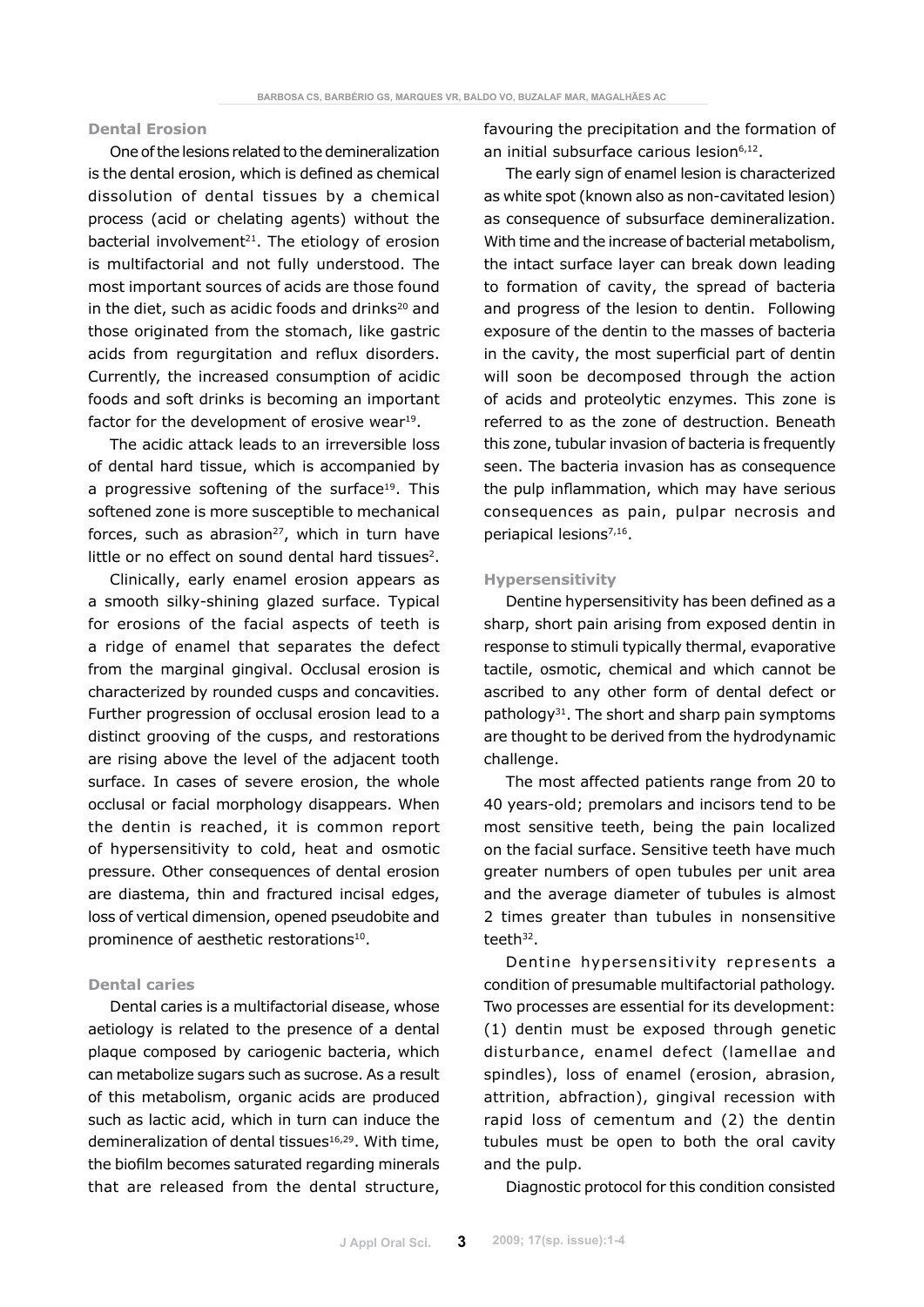### Dental Erosion

One of the lesions related to the demineralization is the dental erosion, which is defined as chemical dissolution of dental tissues by a chemical process (acid or chelating agents) without the bacterial involvement[21]. The etiology of erosion is multifactorial and not fully understood. The most important sources of acids are those found in the diet, such as acidic foods and drinks[20] and those originated from the stomach, like gastric acids from regurgitation and reflux disorders. Currently, the increased consumption of acidic foods and soft drinks is becoming an important factor for the development of erosive wear[19].

The acidic attack leads to an irreversible loss of dental hard tissue, which is accompanied by a progressive softening of the surface[19]. This softened zone is more susceptible to mechanical forces, such as abrasion[27], which in turn have little or no effect on sound dental hard tissues[2].

Clinically, early enamel erosion appears as a smooth silky-shining glazed surface. Typical for erosions of the facial aspects of teeth is a ridge of enamel that separates the defect from the marginal gingival. Occlusal erosion is characterized by rounded cusps and concavities. Further progression of occlusal erosion lead to a distinct grooving of the cusps, and restorations are rising above the level of the adjacent tooth surface. In cases of severe erosion, the whole occlusal or facial morphology disappears. When the dentin is reached, it is common report of hypersensitivity to cold, heat and osmotic pressure. Other consequences of dental erosion are diastema, thin and fractured incisal edges, loss of vertical dimension, opened pseudobite and prominence of aesthetic restorations[10].

### Dental caries

Dental caries is a multifactorial disease, whose aetiology is related to the presence of a dental plaque composed by cariogenic bacteria, which can metabolize sugars such as sucrose. As a result of this metabolism, organic acids are produced such as lactic acid, which in turn can induce the demineralization of dental tissues[16,29]. With time, the biofilm becomes saturated regarding minerals that are released from the dental structure, favouring the precipitation and the formation of an initial subsurface carious lesion[6,12].

The early sign of enamel lesion is characterized as white spot (known also as non-cavitated lesion) as consequence of subsurface demineralization. With time and the increase of bacterial metabolism, the intact surface layer can break down leading to formation of cavity, the spread of bacteria and progress of the lesion to dentin. Following exposure of the dentin to the masses of bacteria in the cavity, the most superficial part of dentin will soon be decomposed through the action of acids and proteolytic enzymes. This zone is referred to as the zone of destruction. Beneath this zone, tubular invasion of bacteria is frequently seen. The bacteria invasion has as consequence the pulp inflammation, which may have serious consequences as pain, pulpar necrosis and periapical lesions[7,16].

### Hypersensitivity

Dentine hypersensitivity has been defined as a sharp, short pain arising from exposed dentin in response to stimuli typically thermal, evaporative tactile, osmotic, chemical and which cannot be ascribed to any other form of dental defect or pathology[31]. The short and sharp pain symptoms are thought to be derived from the hydrodynamic challenge.

The most affected patients range from 20 to 40 years-old; premolars and incisors tend to be most sensitive teeth, being the pain localized on the facial surface. Sensitive teeth have much greater numbers of open tubules per unit area and the average diameter of tubules is almost 2 times greater than tubules in nonsensitive teeth[32].

Dentine hypersensitivity represents a condition of presumable multifactorial pathology. Two processes are essential for its development: (1) dentin must be exposed through genetic disturbance, enamel defect (lamellae and spindles), loss of enamel (erosion, abrasion, attrition, abfraction), gingival recession with rapid loss of cementum and (2) the dentin tubules must be open to both the oral cavity and the pulp.

Diagnostic protocol for this condition consisted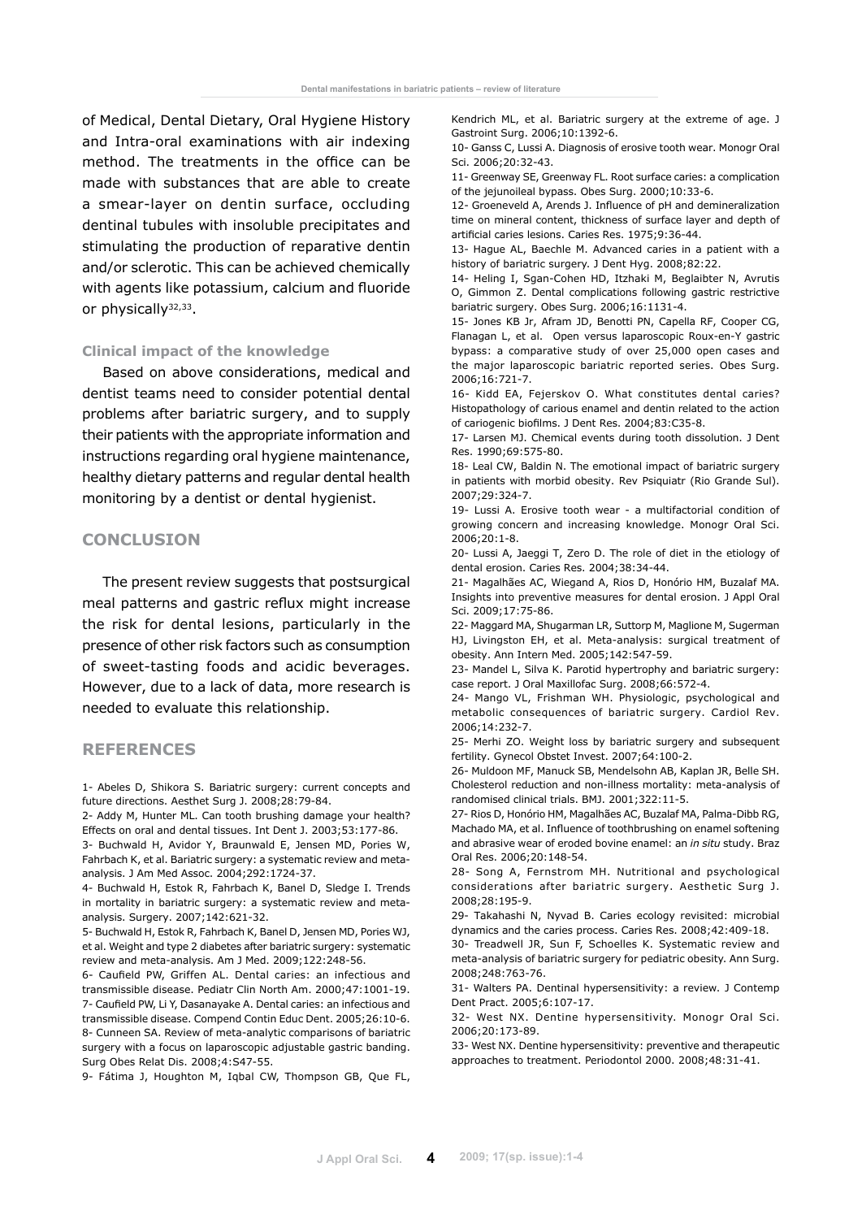of Medical, Dental Dietary, Oral Hygiene History and Intra-oral examinations with air indexing method. The treatments in the office can be made with substances that are able to create a smear-layer on dentin surface, occluding dentinal tubules with insoluble precipitates and stimulating the production of reparative dentin and/or sclerotic. This can be achieved chemically with agents like potassium, calcium and fluoride or physically[32,33].

### Clinical impact of the knowledge

Based on above considerations, medical and dentist teams need to consider potential dental problems after bariatric surgery, and to supply their patients with the appropriate information and instructions regarding oral hygiene maintenance, healthy dietary patterns and regular dental health monitoring by a dentist or dental hygienist.

## CONCLUSION

The present review suggests that postsurgical meal patterns and gastric reflux might increase the risk for dental lesions, particularly in the presence of other risk factors such as consumption of sweet-tasting foods and acidic beverages. However, due to a lack of data, more research is needed to evaluate this relationship.

## REFERENCES

1- Abeles D, Shikora S. Bariatric surgery: current concepts and future directions. Aesthet Surg J. 2008;28:79-84.

2- Addy M, Hunter ML. Can tooth brushing damage your health? Effects on oral and dental tissues. Int Dent J. 2003;53:177-86.

3- Buchwald H, Avidor Y, Braunwald E, Jensen MD, Pories W, Fahrbach K, et al. Bariatric surgery: a systematic review and meta-analysis. J Am Med Assoc. 2004;292:1724-37.

4- Buchwald H, Estok R, Fahrbach K, Banel D, Sledge I. Trends in mortality in bariatric surgery: a systematic review and meta-analysis. Surgery. 2007;142:621-32.

5- Buchwald H, Estok R, Fahrbach K, Banel D, Jensen MD, Pories WJ, et al. Weight and type 2 diabetes after bariatric surgery: systematic review and meta-analysis. Am J Med. 2009;122:248-56.

6- Caufield PW, Griffen AL. Dental caries: an infectious and transmissible disease. Pediatr Clin North Am. 2000;47:1001-19.

7- Caufield PW, Li Y, Dasanayake A. Dental caries: an infectious and transmissible disease. Compend Contin Educ Dent. 2005;26:10-6.

8- Cunneen SA. Review of meta-analytic comparisons of bariatric surgery with a focus on laparoscopic adjustable gastric banding. Surg Obes Relat Dis. 2008;4:S47-55.

9- Fátima J, Houghton M, Iqbal CW, Thompson GB, Que FL, Kendrich ML, et al. Bariatric surgery at the extreme of age. J Gastroint Surg. 2006;10:1392-6.

10- Ganss C, Lussi A. Diagnosis of erosive tooth wear. Monogr Oral Sci. 2006;20:32-43.

11- Greenway SE, Greenway FL. Root surface caries: a complication of the jejunoileal bypass. Obes Surg. 2000;10:33-6.

12- Groeneveld A, Arends J. Influence of pH and demineralization time on mineral content, thickness of surface layer and depth of artificial caries lesions. Caries Res. 1975;9:36-44.

13- Hague AL, Baechle M. Advanced caries in a patient with a history of bariatric surgery. J Dent Hyg. 2008;82:22.

14- Heling I, Sgan-Cohen HD, Itzhaki M, Beglaibter N, Avrutis O, Gimmon Z. Dental complications following gastric restrictive bariatric surgery. Obes Surg. 2006;16:1131-4.

15- Jones KB Jr, Afram JD, Benotti PN, Capella RF, Cooper CG, Flanagan L, et al. Open versus laparoscopic Roux-en-Y gastric bypass: a comparative study of over 25,000 open cases and the major laparoscopic bariatric reported series. Obes Surg. 2006;16:721-7.

16- Kidd EA, Fejerskov O. What constitutes dental caries? Histopathology of carious enamel and dentin related to the action of cariogenic biofilms. J Dent Res. 2004;83:C35-8.

17- Larsen MJ. Chemical events during tooth dissolution. J Dent Res. 1990;69:575-80.

18- Leal CW, Baldin N. The emotional impact of bariatric surgery in patients with morbid obesity. Rev Psiquiatr (Rio Grande Sul). 2007;29:324-7.

19- Lussi A. Erosive tooth wear - a multifactorial condition of growing concern and increasing knowledge. Monogr Oral Sci. 2006;20:1-8.

20- Lussi A, Jaeggi T, Zero D. The role of diet in the etiology of dental erosion. Caries Res. 2004;38:34-44.

21- Magalhães AC, Wiegand A, Rios D, Honório HM, Buzalaf MA. Insights into preventive measures for dental erosion. J Appl Oral Sci. 2009;17:75-86.

22- Maggard MA, Shugarman LR, Suttorp M, Maglione M, Sugerman HJ, Livingston EH, et al. Meta-analysis: surgical treatment of obesity. Ann Intern Med. 2005;142:547-59.

23- Mandel L, Silva K. Parotid hypertrophy and bariatric surgery: case report. J Oral Maxillofac Surg. 2008;66:572-4.

24- Mango VL, Frishman WH. Physiologic, psychological and metabolic consequences of bariatric surgery. Cardiol Rev. 2006;14:232-7.

25- Merhi ZO. Weight loss by bariatric surgery and subsequent fertility. Gynecol Obstet Invest. 2007;64:100-2.

26- Muldoon MF, Manuck SB, Mendelsohn AB, Kaplan JR, Belle SH. Cholesterol reduction and non-illness mortality: meta-analysis of randomised clinical trials. BMJ. 2001;322:11-5.

27- Rios D, Honório HM, Magalhães AC, Buzalaf MA, Palma-Dibb RG, Machado MA, et al. Influence of toothbrushing on enamel softening and abrasive wear of eroded bovine enamel: an *in situ* study. Braz Oral Res. 2006;20:148-54.

28- Song A, Fernstrom MH. Nutritional and psychological considerations after bariatric surgery. Aesthetic Surg J. 2008;28:195-9.

29- Takahashi N, Nyvad B. Caries ecology revisited: microbial dynamics and the caries process. Caries Res. 2008;42:409-18.

30- Treadwell JR, Sun F, Schoelles K. Systematic review and meta-analysis of bariatric surgery for pediatric obesity. Ann Surg. 2008;248:763-76.

31- Walters PA. Dentinal hypersensitivity: a review. J Contemp Dent Pract. 2005;6:107-17.

32- West NX. Dentine hypersensitivity. Monogr Oral Sci. 2006;20:173-89.

33- West NX. Dentine hypersensitivity: preventive and therapeutic approaches to treatment. Periodontol 2000. 2008;48:31-41.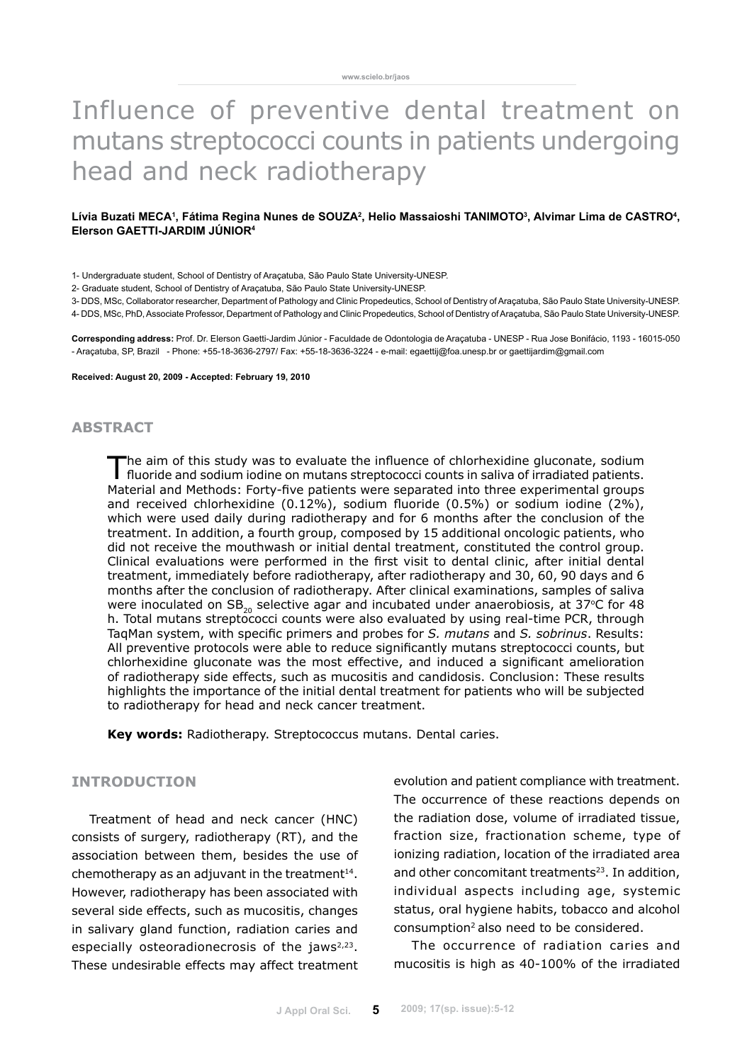# Influence of preventive dental treatment on mutans streptococci counts in patients undergoing head and neck radiotherapy

**Lívia Buzati MECA[1], Fátima Regina Nunes de SOUZA[2], Helio Massaioshi TANIMOTO[3], Alvimar Lima de CASTRO[4], Elerson GAETTI-JARDIM JÚNIOR[4]**

1- Undergraduate student, School of Dentistry of Araçatuba, São Paulo State University-UNESP.

2- Graduate student, School of Dentistry of Araçatuba, São Paulo State University-UNESP.

3- DDS, MSc, Collaborator researcher, Department of Pathology and Clinic Propedeutics, School of Dentistry of Araçatuba, São Paulo State University-UNESP.

4- DDS, MSc, PhD, Associate Professor, Department of Pathology and Clinic Propedeutics, School of Dentistry of Araçatuba, São Paulo State University-UNESP.

**Corresponding address:** Prof. Dr. Elerson Gaetti-Jardim Júnior - Faculdade de Odontologia de Araçatuba - UNESP - Rua Jose Bonifácio, 1193 - 16015-050 - Araçatuba, SP, Brazil - Phone: +55-18-3636-2797/ Fax: +55-18-3636-3224 - e-mail: egaettij@foa.unesp.br or gaettijardim@gmail.com

**Received: August 20, 2009 - Accepted: February 19, 2010**

## ABSTRACT

The aim of this study was to evaluate the influence of chlorhexidine gluconate, sodium fluoride and sodium iodine on mutans streptococci counts in saliva of irradiated patients. Material and Methods: Forty-five patients were separated into three experimental groups and received chlorhexidine (0.12%), sodium fluoride (0.5%) or sodium iodine (2%), which were used daily during radiotherapy and for 6 months after the conclusion of the treatment. In addition, a fourth group, composed by 15 additional oncologic patients, who did not receive the mouthwash or initial dental treatment, constituted the control group. Clinical evaluations were performed in the first visit to dental clinic, after initial dental treatment, immediately before radiotherapy, after radiotherapy and 30, 60, 90 days and 6 months after the conclusion of radiotherapy. After clinical examinations, samples of saliva were inoculated on $SB_{20}$ selective agar and incubated under anaerobiosis, at 37°C for 48 h. Total mutans streptococci counts were also evaluated by using real-time PCR, through TaqMan system, with specific primers and probes for *S. mutans* and *S. sobrinus*. Results: All preventive protocols were able to reduce significantly mutans streptococci counts, but chlorhexidine gluconate was the most effective, and induced a significant amelioration of radiotherapy side effects, such as mucositis and candidosis. Conclusion: These results highlights the importance of the initial dental treatment for patients who will be subjected to radiotherapy for head and neck cancer treatment.

**Key words:** Radiotherapy. Streptococcus mutans. Dental caries.

## INTRODUCTION

Treatment of head and neck cancer (HNC) consists of surgery, radiotherapy (RT), and the association between them, besides the use of chemotherapy as an adjuvant in the treatment[14]. However, radiotherapy has been associated with several side effects, such as mucositis, changes in salivary gland function, radiation caries and especially osteoradionecrosis of the jaws[2,23]. These undesirable effects may affect treatment evolution and patient compliance with treatment. The occurrence of these reactions depends on the radiation dose, volume of irradiated tissue, fraction size, fractionation scheme, type of ionizing radiation, location of the irradiated area and other concomitant treatments[23]. In addition, individual aspects including age, systemic status, oral hygiene habits, tobacco and alcohol consumption[2] also need to be considered.

The occurrence of radiation caries and mucositis is high as 40-100% of the irradiated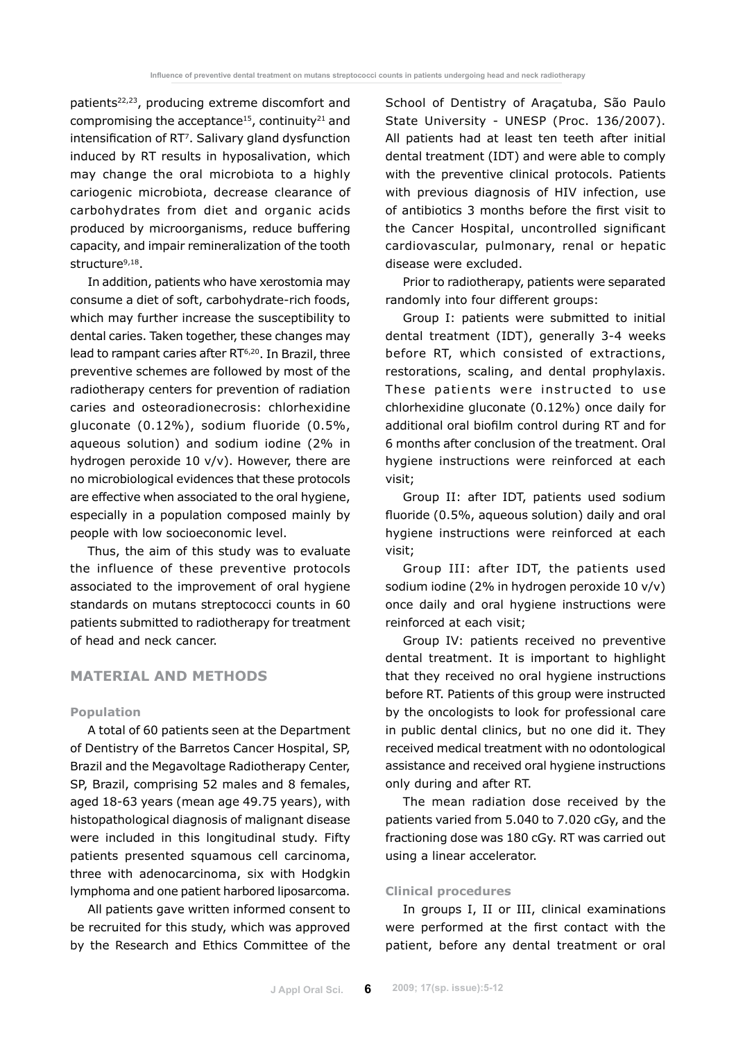patients[22,23], producing extreme discomfort and compromising the acceptance[15], continuity[21] and intensification of RT[7]. Salivary gland dysfunction induced by RT results in hyposalivation, which may change the oral microbiota to a highly cariogenic microbiota, decrease clearance of carbohydrates from diet and organic acids produced by microorganisms, reduce buffering capacity, and impair remineralization of the tooth structure[9,18].

In addition, patients who have xerostomia may consume a diet of soft, carbohydrate-rich foods, which may further increase the susceptibility to dental caries. Taken together, these changes may lead to rampant caries after RT[6,20]. In Brazil, three preventive schemes are followed by most of the radiotherapy centers for prevention of radiation caries and osteoradionecrosis: chlorhexidine gluconate (0.12%), sodium fluoride (0.5%, aqueous solution) and sodium iodine (2% in hydrogen peroxide 10 v/v). However, there are no microbiological evidences that these protocols are effective when associated to the oral hygiene, especially in a population composed mainly by people with low socioeconomic level.

Thus, the aim of this study was to evaluate the influence of these preventive protocols associated to the improvement of oral hygiene standards on mutans streptococci counts in 60 patients submitted to radiotherapy for treatment of head and neck cancer.

## MATERIAL AND METHODS

### Population

A total of 60 patients seen at the Department of Dentistry of the Barretos Cancer Hospital, SP, Brazil and the Megavoltage Radiotherapy Center, SP, Brazil, comprising 52 males and 8 females, aged 18-63 years (mean age 49.75 years), with histopathological diagnosis of malignant disease were included in this longitudinal study. Fifty patients presented squamous cell carcinoma, three with adenocarcinoma, six with Hodgkin lymphoma and one patient harbored liposarcoma.

All patients gave written informed consent to be recruited for this study, which was approved by the Research and Ethics Committee of the School of Dentistry of Araçatuba, São Paulo State University - UNESP (Proc. 136/2007). All patients had at least ten teeth after initial dental treatment (IDT) and were able to comply with the preventive clinical protocols. Patients with previous diagnosis of HIV infection, use of antibiotics 3 months before the first visit to the Cancer Hospital, uncontrolled significant cardiovascular, pulmonary, renal or hepatic disease were excluded.

Prior to radiotherapy, patients were separated randomly into four different groups:

Group I: patients were submitted to initial dental treatment (IDT), generally 3-4 weeks before RT, which consisted of extractions, restorations, scaling, and dental prophylaxis. These patients were instructed to use chlorhexidine gluconate (0.12%) once daily for additional oral biofilm control during RT and for 6 months after conclusion of the treatment. Oral hygiene instructions were reinforced at each visit;

Group II: after IDT, patients used sodium fluoride (0.5%, aqueous solution) daily and oral hygiene instructions were reinforced at each visit;

Group III: after IDT, the patients used sodium iodine (2% in hydrogen peroxide 10 v/v) once daily and oral hygiene instructions were reinforced at each visit;

Group IV: patients received no preventive dental treatment. It is important to highlight that they received no oral hygiene instructions before RT. Patients of this group were instructed by the oncologists to look for professional care in public dental clinics, but no one did it. They received medical treatment with no odontological assistance and received oral hygiene instructions only during and after RT.

The mean radiation dose received by the patients varied from 5.040 to 7.020 cGy, and the fractioning dose was 180 cGy. RT was carried out using a linear accelerator.

### Clinical procedures

In groups I, II or III, clinical examinations were performed at the first contact with the patient, before any dental treatment or oral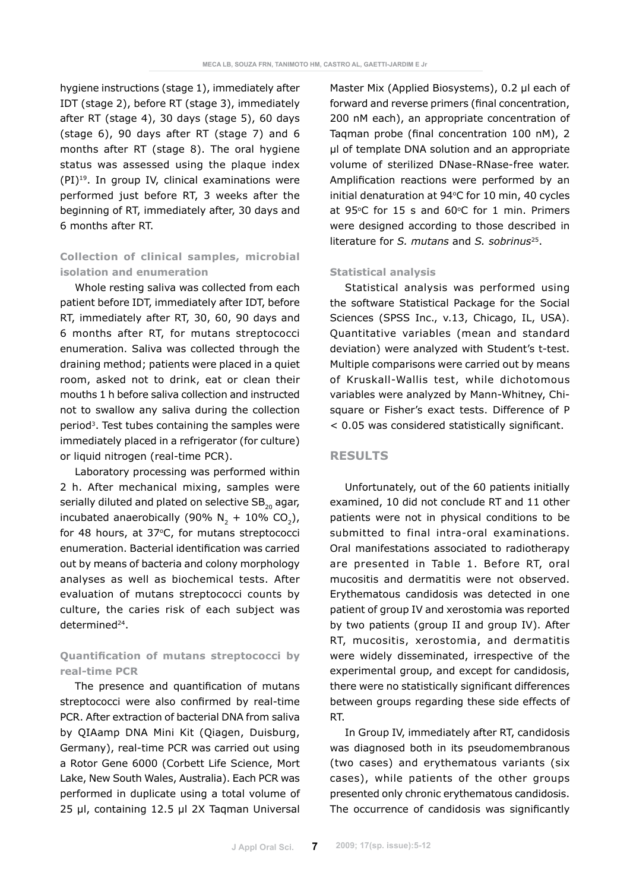hygiene instructions (stage 1), immediately after IDT (stage 2), before RT (stage 3), immediately after RT (stage 4), 30 days (stage 5), 60 days (stage 6), 90 days after RT (stage 7) and 6 months after RT (stage 8). The oral hygiene status was assessed using the plaque index (PI)[19]. In group IV, clinical examinations were performed just before RT, 3 weeks after the beginning of RT, immediately after, 30 days and 6 months after RT.

### Collection of clinical samples, microbial isolation and enumeration

Whole resting saliva was collected from each patient before IDT, immediately after IDT, before RT, immediately after RT, 30, 60, 90 days and 6 months after RT, for mutans streptococci enumeration. Saliva was collected through the draining method; patients were placed in a quiet room, asked not to drink, eat or clean their mouths 1 h before saliva collection and instructed not to swallow any saliva during the collection period[3]. Test tubes containing the samples were immediately placed in a refrigerator (for culture) or liquid nitrogen (real-time PCR).

Laboratory processing was performed within 2 h. After mechanical mixing, samples were serially diluted and plated on selective $SB_{20}$ agar, incubated anaerobically (90% $N_2$ + 10% $CO_2$), for 48 hours, at 37°C, for mutans streptococci enumeration. Bacterial identification was carried out by means of bacteria and colony morphology analyses as well as biochemical tests. After evaluation of mutans streptococci counts by culture, the caries risk of each subject was determined[24].

### Quantification of mutans streptococci by real-time PCR

The presence and quantification of mutans streptococci were also confirmed by real-time PCR. After extraction of bacterial DNA from saliva by QIAamp DNA Mini Kit (Qiagen, Duisburg, Germany), real-time PCR was carried out using a Rotor Gene 6000 (Corbett Life Science, Mort Lake, New South Wales, Australia). Each PCR was performed in duplicate using a total volume of 25 µl, containing 12.5 µl 2X Taqman Universal Master Mix (Applied Biosystems), 0.2 µl each of forward and reverse primers (final concentration, 200 nM each), an appropriate concentration of Taqman probe (final concentration 100 nM), 2 µl of template DNA solution and an appropriate volume of sterilized DNase-RNase-free water. Amplification reactions were performed by an initial denaturation at 94°C for 10 min, 40 cycles at 95°C for 15 s and 60°C for 1 min. Primers were designed according to those described in literature for *S. mutans* and *S. sobrinus*[25].

### Statistical analysis

Statistical analysis was performed using the software Statistical Package for the Social Sciences (SPSS Inc., v.13, Chicago, IL, USA). Quantitative variables (mean and standard deviation) were analyzed with Student's t-test. Multiple comparisons were carried out by means of Kruskall-Wallis test, while dichotomous variables were analyzed by Mann-Whitney, Chi-square or Fisher's exact tests. Difference of $P < 0.05$ was considered statistically significant.

## RESULTS

Unfortunately, out of the 60 patients initially examined, 10 did not conclude RT and 11 other patients were not in physical conditions to be submitted to final intra-oral examinations. Oral manifestations associated to radiotherapy are presented in Table 1. Before RT, oral mucositis and dermatitis were not observed. Erythematous candidosis was detected in one patient of group IV and xerostomia was reported by two patients (group II and group IV). After RT, mucositis, xerostomia, and dermatitis were widely disseminated, irrespective of the experimental group, and except for candidosis, there were no statistically significant differences between groups regarding these side effects of RT.

In Group IV, immediately after RT, candidosis was diagnosed both in its pseudomembranous (two cases) and erythematous variants (six cases), while patients of the other groups presented only chronic erythematous candidosis. The occurrence of candidosis was significantly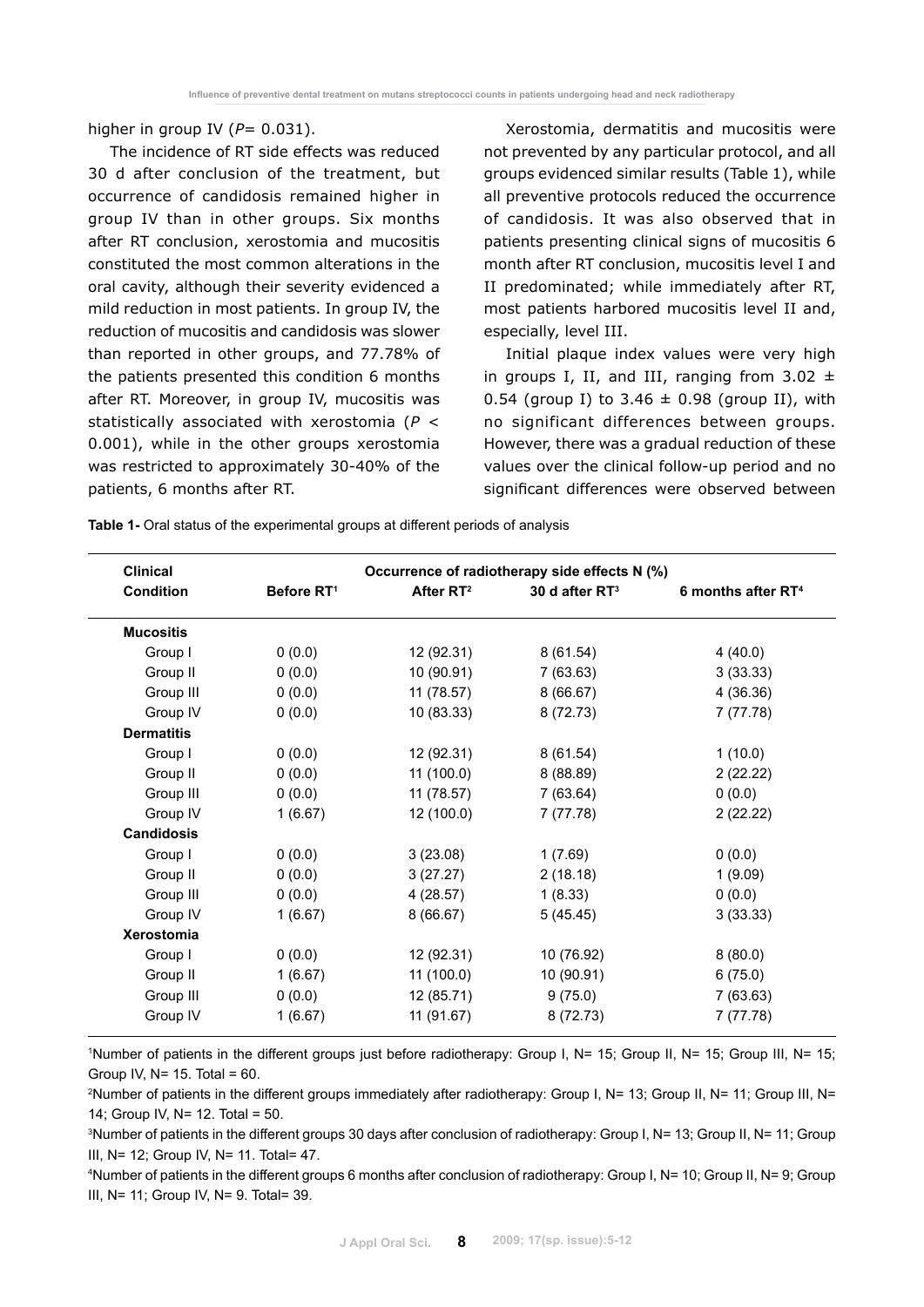higher in group IV ($P$= 0.031).

The incidence of RT side effects was reduced 30 d after conclusion of the treatment, but occurrence of candidosis remained higher in group IV than in other groups. Six months after RT conclusion, xerostomia and mucositis constituted the most common alterations in the oral cavity, although their severity evidenced a mild reduction in most patients. In group IV, the reduction of mucositis and candidosis was slower than reported in other groups, and 77.78% of the patients presented this condition 6 months after RT. Moreover, in group IV, mucositis was statistically associated with xerostomia ($P$ < 0.001), while in the other groups xerostomia was restricted to approximately 30-40% of the patients, 6 months after RT.

Xerostomia, dermatitis and mucositis were not prevented by any particular protocol, and all groups evidenced similar results (Table 1), while all preventive protocols reduced the occurrence of candidosis. It was also observed that in patients presenting clinical signs of mucositis 6 month after RT conclusion, mucositis level I and II predominated; while immediately after RT, most patients harbored mucositis level II and, especially, level III.

Initial plaque index values were very high in groups I, II, and III, ranging from 3.02 ± 0.54 (group I) to 3.46 ± 0.98 (group II), with no significant differences between groups. However, there was a gradual reduction of these values over the clinical follow-up period and no significant differences were observed between

**Table 1-** Oral status of the experimental groups at different periods of analysis

| Clinical Condition | Occurrence of radiotherapy side effects N (%) | | | |
|---|---|---|---|---|
| | Before RT[1] | After RT[2] | 30 d after RT[3] | 6 months after RT[4] |
| **Mucositis** | | | | |
| Group I | 0 (0.0) | 12 (92.31) | 8 (61.54) | 4 (40.0) |
| Group II | 0 (0.0) | 10 (90.91) | 7 (63.63) | 3 (33.33) |
| Group III | 0 (0.0) | 11 (78.57) | 8 (66.67) | 4 (36.36) |
| Group IV | 0 (0.0) | 10 (83.33) | 8 (72.73) | 7 (77.78) |
| **Dermatitis** | | | | |
| Group I | 0 (0.0) | 12 (92.31) | 8 (61.54) | 1 (10.0) |
| Group II | 0 (0.0) | 11 (100.0) | 8 (88.89) | 2 (22.22) |
| Group III | 0 (0.0) | 11 (78.57) | 7 (63.64) | 0 (0.0) |
| Group IV | 1 (6.67) | 12 (100.0) | 7 (77.78) | 2 (22.22) |
| **Candidosis** | | | | |
| Group I | 0 (0.0) | 3 (23.08) | 1 (7.69) | 0 (0.0) |
| Group II | 0 (0.0) | 3 (27.27) | 2 (18.18) | 1 (9.09) |
| Group III | 0 (0.0) | 4 (28.57) | 1 (8.33) | 0 (0.0) |
| Group IV | 1 (6.67) | 8 (66.67) | 5 (45.45) | 3 (33.33) |
| **Xerostomia** | | | | |
| Group I | 0 (0.0) | 12 (92.31) | 10 (76.92) | 8 (80.0) |
| Group II | 1 (6.67) | 11 (100.0) | 10 (90.91) | 6 (75.0) |
| Group III | 0 (0.0) | 12 (85.71) | 9 (75.0) | 7 (63.63) |
| Group IV | 1 (6.67) | 11 (91.67) | 8 (72.73) | 7 (77.78) |

[1]Number of patients in the different groups just before radiotherapy: Group I, N= 15; Group II, N= 15; Group III, N= 15; Group IV, N= 15. Total = 60.

[2]Number of patients in the different groups immediately after radiotherapy: Group I, N= 13; Group II, N= 11; Group III, N= 14; Group IV, N= 12. Total = 50.

[3]Number of patients in the different groups 30 days after conclusion of radiotherapy: Group I, N= 13; Group II, N= 11; Group III, N= 12; Group IV, N= 11. Total= 47.

[4]Number of patients in the different groups 6 months after conclusion of radiotherapy: Group I, N= 10; Group II, N= 9; Group III, N= 11; Group IV, N= 9. Total= 39.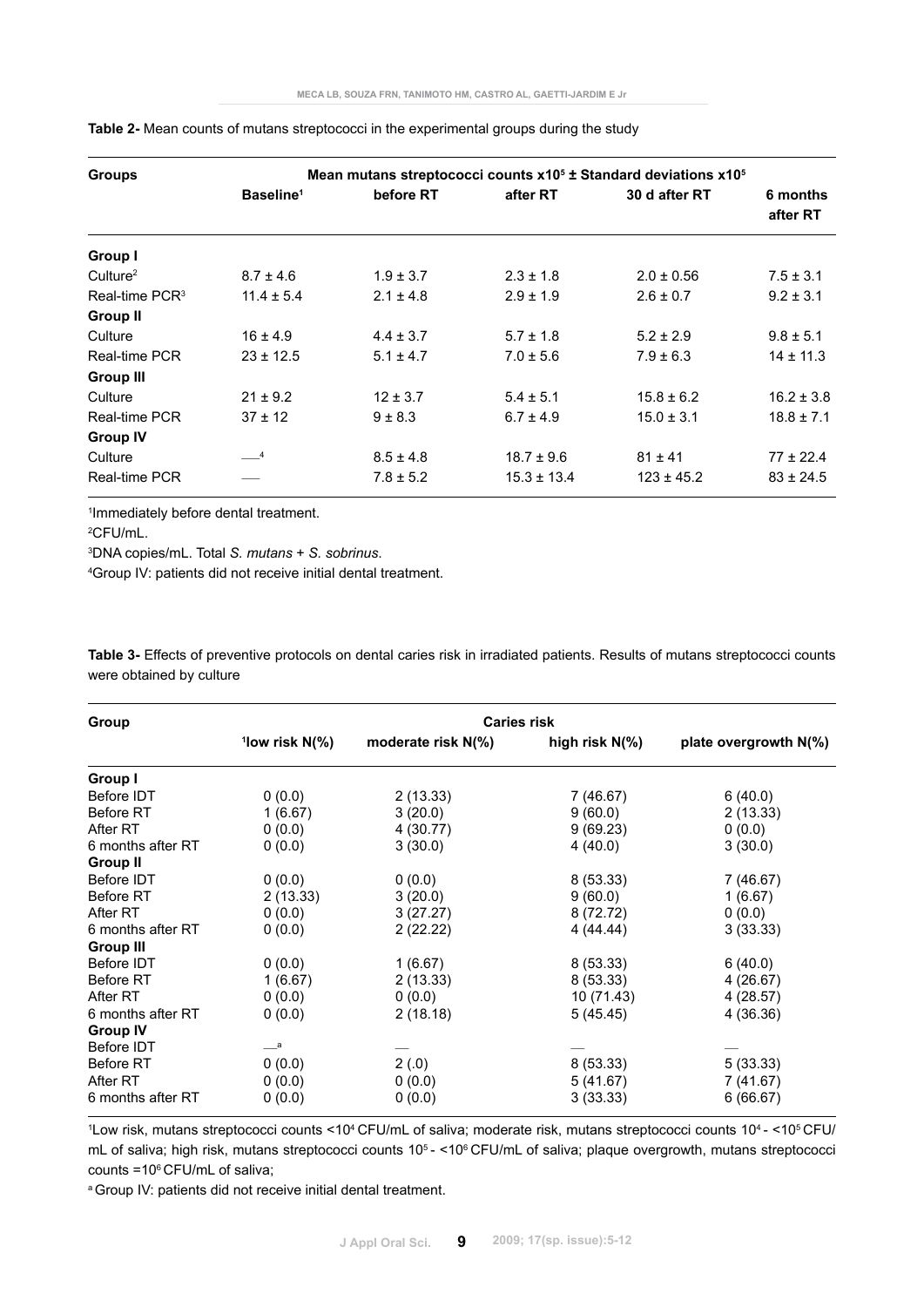**Table 2-** Mean counts of mutans streptococci in the experimental groups during the study

| Groups | Mean mutans streptococci counts $x10^5$ ± Standard deviations $x10^5$ | | | | |
|---|---|---|---|---|---|
| | Baseline[1] | before RT | after RT | 30 d after RT | 6 months after RT |
| **Group I** | | | | | |
| Culture[2] | 8.7 ± 4.6 | 1.9 ± 3.7 | 2.3 ± 1.8 | 2.0 ± 0.56 | 7.5 ± 3.1 |
| Real-time PCR[3] | 11.4 ± 5.4 | 2.1 ± 4.8 | 2.9 ± 1.9 | 2.6 ± 0.7 | 9.2 ± 3.1 |
| **Group II** | | | | | |
| Culture | 16 ± 4.9 | 4.4 ± 3.7 | 5.7 ± 1.8 | 5.2 ± 2.9 | 9.8 ± 5.1 |
| Real-time PCR | 23 ± 12.5 | 5.1 ± 4.7 | 7.0 ± 5.6 | 7.9 ± 6.3 | 14 ± 11.3 |
| **Group III** | | | | | |
| Culture | 21 ± 9.2 | 12 ± 3.7 | 5.4 ± 5.1 | 15.8 ± 6.2 | 16.2 ± 3.8 |
| Real-time PCR | 37 ± 12 | 9 ± 8.3 | 6.7 ± 4.9 | 15.0 ± 3.1 | 18.8 ± 7.1 |
| **Group IV** | | | | | |
| Culture | —[4] | 8.5 ± 4.8 | 18.7 ± 9.6 | 81 ± 41 | 77 ± 22.4 |
| Real-time PCR | — | 7.8 ± 5.2 | 15.3 ± 13.4 | 123 ± 45.2 | 83 ± 24.5 |

[1]Immediately before dental treatment.

[2]CFU/mL.

[3]DNA copies/mL. Total *S. mutans* + *S. sobrinus*.

[4]Group IV: patients did not receive initial dental treatment.

**Table 3-** Effects of preventive protocols on dental caries risk in irradiated patients. Results of mutans streptococci counts were obtained by culture

| Group | Caries risk | | | |
|---|---|---|---|---|
| | [1]low risk N(%) | moderate risk N(%) | high risk N(%) | plate overgrowth N(%) |
| **Group I** | | | | |
| Before IDT | 0 (0.0) | 2 (13.33) | 7 (46.67) | 6 (40.0) |
| Before RT | 1 (6.67) | 3 (20.0) | 9 (60.0) | 2 (13.33) |
| After RT | 0 (0.0) | 4 (30.77) | 9 (69.23) | 0 (0.0) |
| 6 months after RT | 0 (0.0) | 3 (30.0) | 4 (40.0) | 3 (30.0) |
| **Group II** | | | | |
| Before IDT | 0 (0.0) | 0 (0.0) | 8 (53.33) | 7 (46.67) |
| Before RT | 2 (13.33) | 3 (20.0) | 9 (60.0) | 1 (6.67) |
| After RT | 0 (0.0) | 3 (27.27) | 8 (72.72) | 0 (0.0) |
| 6 months after RT | 0 (0.0) | 2 (22.22) | 4 (44.44) | 3 (33.33) |
| **Group III** | | | | |
| Before IDT | 0 (0.0) | 1 (6.67) | 8 (53.33) | 6 (40.0) |
| Before RT | 1 (6.67) | 2 (13.33) | 8 (53.33) | 4 (26.67) |
| After RT | 0 (0.0) | 0 (0.0) | 10 (71.43) | 4 (28.57) |
| 6 months after RT | 0 (0.0) | 2 (18.18) | 5 (45.45) | 4 (36.36) |
| **Group IV** | | | | |
| Before IDT | —[a] | — | — | — |
| Before RT | 0 (0.0) | 2 (.0) | 8 (53.33) | 5 (33.33) |
| After RT | 0 (0.0) | 0 (0.0) | 5 (41.67) | 7 (41.67) |
| 6 months after RT | 0 (0.0) | 0 (0.0) | 3 (33.33) | 6 (66.67) |

[1]Low risk, mutans streptococci counts <$10^4$ CFU/mL of saliva; moderate risk, mutans streptococci counts $10^4$ - <$10^5$ CFU/mL of saliva; high risk, mutans streptococci counts $10^5$ - <$10^6$ CFU/mL of saliva; plaque overgrowth, mutans streptococci counts =$10^6$ CFU/mL of saliva;

[a] Group IV: patients did not receive initial dental treatment.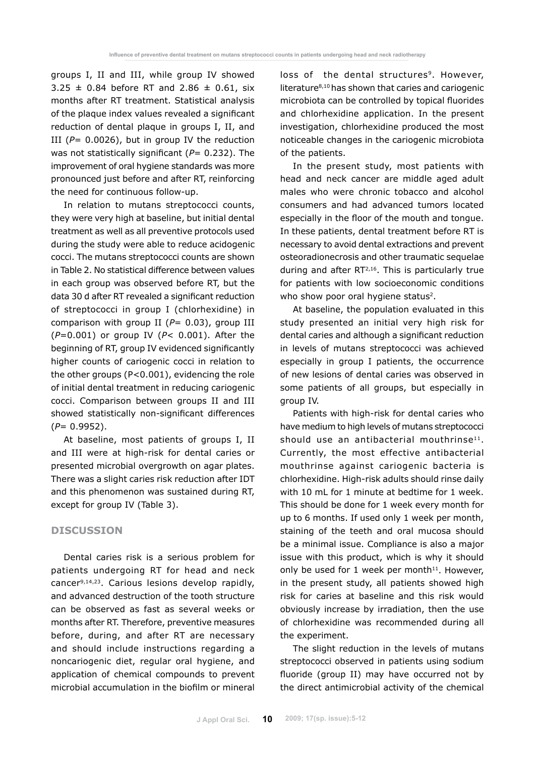groups I, II and III, while group IV showed 3.25 ± 0.84 before RT and 2.86 ± 0.61, six months after RT treatment. Statistical analysis of the plaque index values revealed a significant reduction of dental plaque in groups I, II, and III ($P$= 0.0026), but in group IV the reduction was not statistically significant ($P$= 0.232). The improvement of oral hygiene standards was more pronounced just before and after RT, reinforcing the need for continuous follow-up.

In relation to mutans streptococci counts, they were very high at baseline, but initial dental treatment as well as all preventive protocols used during the study were able to reduce acidogenic cocci. The mutans streptococci counts are shown in Table 2. No statistical difference between values in each group was observed before RT, but the data 30 d after RT revealed a significant reduction of streptococci in group I (chlorhexidine) in comparison with group II ($P$= 0.03), group III ($P$=0.001) or group IV ($P$< 0.001). After the beginning of RT, group IV evidenced significantly higher counts of cariogenic cocci in relation to the other groups (P<0.001), evidencing the role of initial dental treatment in reducing cariogenic cocci. Comparison between groups II and III showed statistically non-significant differences ($P$= 0.9952).

At baseline, most patients of groups I, II and III were at high-risk for dental caries or presented microbial overgrowth on agar plates. There was a slight caries risk reduction after IDT and this phenomenon was sustained during RT, except for group IV (Table 3).

## DISCUSSION

Dental caries risk is a serious problem for patients undergoing RT for head and neck cancer[9,14,23]. Carious lesions develop rapidly, and advanced destruction of the tooth structure can be observed as fast as several weeks or months after RT. Therefore, preventive measures before, during, and after RT are necessary and should include instructions regarding a noncariogenic diet, regular oral hygiene, and application of chemical compounds to prevent microbial accumulation in the biofilm or mineral loss of the dental structures[9]. However, literature[8,10] has shown that caries and cariogenic microbiota can be controlled by topical fluorides and chlorhexidine application. In the present investigation, chlorhexidine produced the most noticeable changes in the cariogenic microbiota of the patients.

In the present study, most patients with head and neck cancer are middle aged adult males who were chronic tobacco and alcohol consumers and had advanced tumors located especially in the floor of the mouth and tongue. In these patients, dental treatment before RT is necessary to avoid dental extractions and prevent osteoradionecrosis and other traumatic sequelae during and after RT[2,16]. This is particularly true for patients with low socioeconomic conditions who show poor oral hygiene status[2].

At baseline, the population evaluated in this study presented an initial very high risk for dental caries and although a significant reduction in levels of mutans streptococci was achieved especially in group I patients, the occurrence of new lesions of dental caries was observed in some patients of all groups, but especially in group IV.

Patients with high-risk for dental caries who have medium to high levels of mutans streptococci should use an antibacterial mouthrinse[11]. Currently, the most effective antibacterial mouthrinse against cariogenic bacteria is chlorhexidine. High-risk adults should rinse daily with 10 mL for 1 minute at bedtime for 1 week. This should be done for 1 week every month for up to 6 months. If used only 1 week per month, staining of the teeth and oral mucosa should be a minimal issue. Compliance is also a major issue with this product, which is why it should only be used for 1 week per month[11]. However, in the present study, all patients showed high risk for caries at baseline and this risk would obviously increase by irradiation, then the use of chlorhexidine was recommended during all the experiment.

The slight reduction in the levels of mutans streptococci observed in patients using sodium fluoride (group II) may have occurred not by the direct antimicrobial activity of the chemical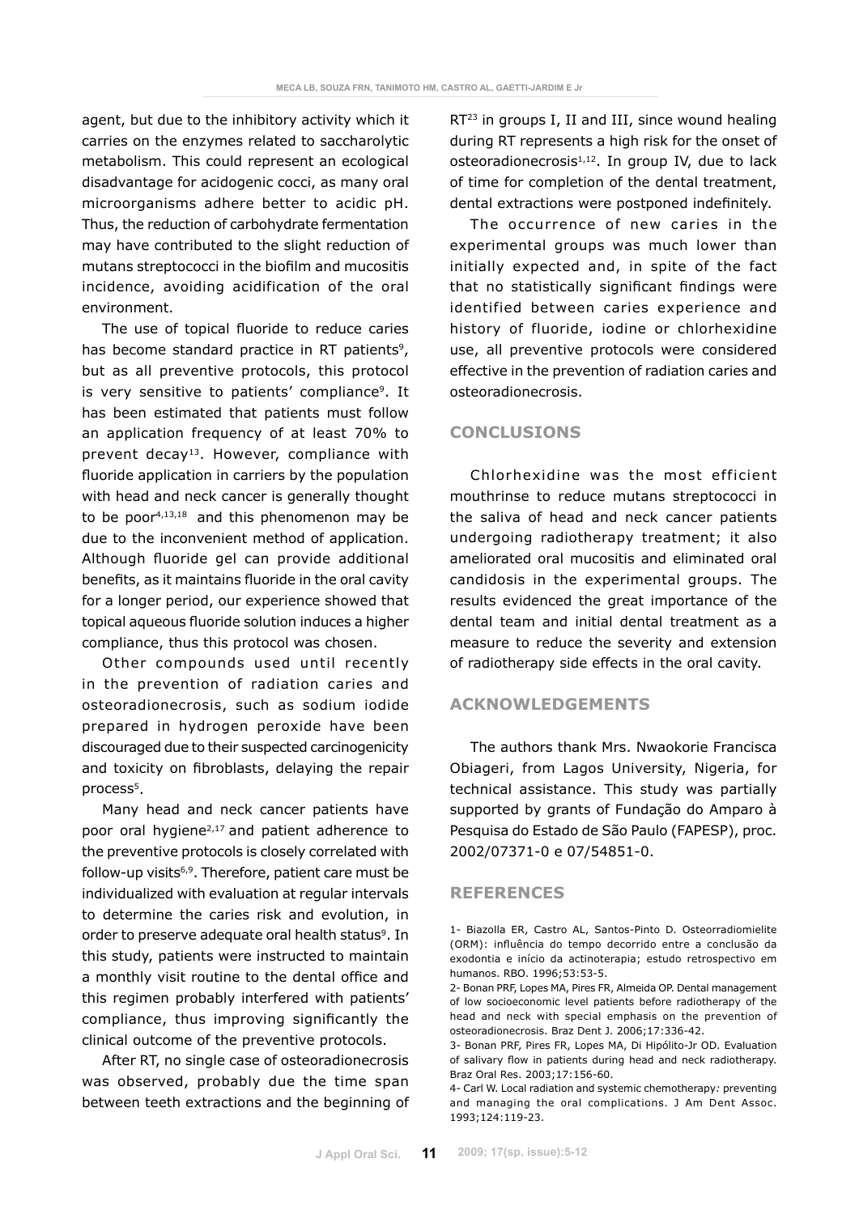agent, but due to the inhibitory activity which it carries on the enzymes related to saccharolytic metabolism. This could represent an ecological disadvantage for acidogenic cocci, as many oral microorganisms adhere better to acidic pH. Thus, the reduction of carbohydrate fermentation may have contributed to the slight reduction of mutans streptococci in the biofilm and mucositis incidence, avoiding acidification of the oral environment.

The use of topical fluoride to reduce caries has become standard practice in RT patients[9], but as all preventive protocols, this protocol is very sensitive to patients' compliance[9]. It has been estimated that patients must follow an application frequency of at least 70% to prevent decay[13]. However, compliance with fluoride application in carriers by the population with head and neck cancer is generally thought to be poor[4,13,18] and this phenomenon may be due to the inconvenient method of application. Although fluoride gel can provide additional benefits, as it maintains fluoride in the oral cavity for a longer period, our experience showed that topical aqueous fluoride solution induces a higher compliance, thus this protocol was chosen.

Other compounds used until recently in the prevention of radiation caries and osteoradionecrosis, such as sodium iodide prepared in hydrogen peroxide have been discouraged due to their suspected carcinogenicity and toxicity on fibroblasts, delaying the repair process[5].

Many head and neck cancer patients have poor oral hygiene[2,17] and patient adherence to the preventive protocols is closely correlated with follow-up visits[6,9]. Therefore, patient care must be individualized with evaluation at regular intervals to determine the caries risk and evolution, in order to preserve adequate oral health status[9]. In this study, patients were instructed to maintain a monthly visit routine to the dental office and this regimen probably interfered with patients' compliance, thus improving significantly the clinical outcome of the preventive protocols.

After RT, no single case of osteoradionecrosis was observed, probably due the time span between teeth extractions and the beginning of RT[23] in groups I, II and III, since wound healing during RT represents a high risk for the onset of osteoradionecrosis[1,12]. In group IV, due to lack of time for completion of the dental treatment, dental extractions were postponed indefinitely.

The occurrence of new caries in the experimental groups was much lower than initially expected and, in spite of the fact that no statistically significant findings were identified between caries experience and history of fluoride, iodine or chlorhexidine use, all preventive protocols were considered effective in the prevention of radiation caries and osteoradionecrosis.

## CONCLUSIONS

Chlorhexidine was the most efficient mouthrinse to reduce mutans streptococci in the saliva of head and neck cancer patients undergoing radiotherapy treatment; it also ameliorated oral mucositis and eliminated oral candidosis in the experimental groups. The results evidenced the great importance of the dental team and initial dental treatment as a measure to reduce the severity and extension of radiotherapy side effects in the oral cavity.

## ACKNOWLEDGEMENTS

The authors thank Mrs. Nwaokorie Francisca Obiageri, from Lagos University, Nigeria, for technical assistance. This study was partially supported by grants of Fundação do Amparo à Pesquisa do Estado de São Paulo (FAPESP), proc. 2002/07371-0 e 07/54851-0.

## REFERENCES

1- Biazolla ER, Castro AL, Santos-Pinto D. Osteorradiomielite (ORM): influência do tempo decorrido entre a conclusão da exodontia e início da actinoterapia; estudo retrospectivo em humanos. RBO. 1996;53:53-5.

2- Bonan PRF, Lopes MA, Pires FR, Almeida OP. Dental management of low socioeconomic level patients before radiotherapy of the head and neck with special emphasis on the prevention of osteoradionecrosis. Braz Dent J. 2006;17:336-42.

3- Bonan PRF, Pires FR, Lopes MA, Di Hipólito-Jr OD. Evaluation of salivary flow in patients during head and neck radiotherapy. Braz Oral Res. 2003;17:156-60.

4- Carl W. Local radiation and systemic chemotherapy*:* preventing and managing the oral complications. J Am Dent Assoc. 1993;124:119-23.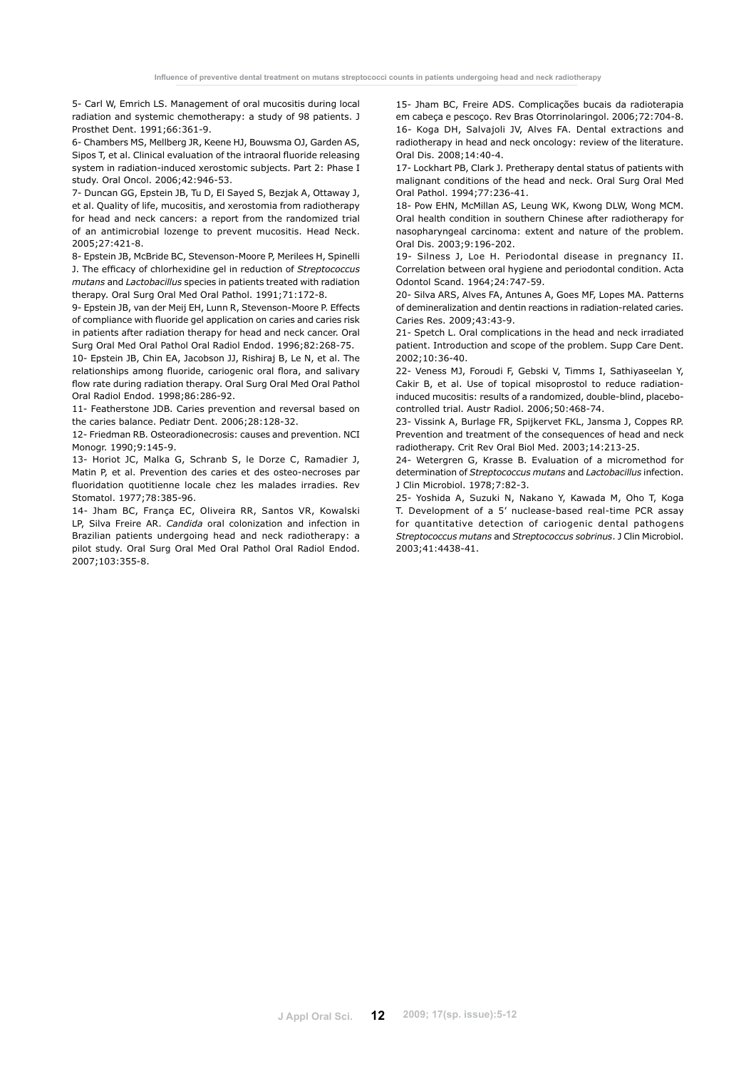5- Carl W, Emrich LS. Management of oral mucositis during local radiation and systemic chemotherapy: a study of 98 patients. J Prosthet Dent. 1991;66:361-9.

6- Chambers MS, Mellberg JR, Keene HJ, Bouwsma OJ, Garden AS, Sipos T, et al. Clinical evaluation of the intraoral fluoride releasing system in radiation-induced xerostomic subjects. Part 2: Phase I study. Oral Oncol. 2006;42:946-53.

7- Duncan GG, Epstein JB, Tu D, El Sayed S, Bezjak A, Ottaway J, et al. Quality of life, mucositis, and xerostomia from radiotherapy for head and neck cancers: a report from the randomized trial of an antimicrobial lozenge to prevent mucositis. Head Neck. 2005;27:421-8.

8- Epstein JB, McBride BC, Stevenson-Moore P, Merilees H, Spinelli J. The efficacy of chlorhexidine gel in reduction of *Streptococcus mutans* and *Lactobacillus* species in patients treated with radiation therapy. Oral Surg Oral Med Oral Pathol. 1991;71:172-8.

9- Epstein JB, van der Meij EH, Lunn R, Stevenson-Moore P. Effects of compliance with fluoride gel application on caries and caries risk in patients after radiation therapy for head and neck cancer. Oral Surg Oral Med Oral Pathol Oral Radiol Endod. 1996;82:268-75.

10- Epstein JB, Chin EA, Jacobson JJ, Rishiraj B, Le N, et al. The relationships among fluoride, cariogenic oral flora, and salivary flow rate during radiation therapy. Oral Surg Oral Med Oral Pathol Oral Radiol Endod. 1998;86:286-92.

11- Featherstone JDB. Caries prevention and reversal based on the caries balance. Pediatr Dent. 2006;28:128-32.

12- Friedman RB. Osteoradionecrosis: causes and prevention. NCI Monogr. 1990;9:145-9.

13- Horiot JC, Malka G, Schranb S, le Dorze C, Ramadier J, Matin P, et al. Prevention des caries et des osteo-necroses par fluoridation quotitienne locale chez les malades irradies. Rev Stomatol. 1977;78:385-96.

14- Jham BC, França EC, Oliveira RR, Santos VR, Kowalski LP, Silva Freire AR. *Candida* oral colonization and infection in Brazilian patients undergoing head and neck radiotherapy: a pilot study. Oral Surg Oral Med Oral Pathol Oral Radiol Endod. 2007;103:355-8.

15- Jham BC, Freire ADS. Complicações bucais da radioterapia em cabeça e pescoço. Rev Bras Otorrinolaringol. 2006;72:704-8.

16- Koga DH, Salvajoli JV, Alves FA. Dental extractions and radiotherapy in head and neck oncology: review of the literature. Oral Dis. 2008;14:40-4.

17- Lockhart PB, Clark J. Pretherapy dental status of patients with malignant conditions of the head and neck. Oral Surg Oral Med Oral Pathol. 1994;77:236-41.

18- Pow EHN, McMillan AS, Leung WK, Kwong DLW, Wong MCM. Oral health condition in southern Chinese after radiotherapy for nasopharyngeal carcinoma: extent and nature of the problem. Oral Dis. 2003;9:196-202.

19- Silness J, Loe H. Periodontal disease in pregnancy II. Correlation between oral hygiene and periodontal condition. Acta Odontol Scand. 1964;24:747-59.

20- Silva ARS, Alves FA, Antunes A, Goes MF, Lopes MA. Patterns of demineralization and dentin reactions in radiation-related caries. Caries Res. 2009;43:43-9.

21- Spetch L. Oral complications in the head and neck irradiated patient. Introduction and scope of the problem. Supp Care Dent. 2002;10:36-40.

22- Veness MJ, Foroudi F, Gebski V, Timms I, Sathiyaseelan Y, Cakir B, et al. Use of topical misoprostol to reduce radiation-induced mucositis: results of a randomized, double-blind, placebo-controlled trial. Austr Radiol. 2006;50:468-74.

23- Vissink A, Burlage FR, Spijkervet FKL, Jansma J, Coppes RP. Prevention and treatment of the consequences of head and neck radiotherapy. Crit Rev Oral Biol Med. 2003;14:213-25.

24- Wetergren G, Krasse B. Evaluation of a micromethod for determination of *Streptococcus mutans* and *Lactobacillus* infection. J Clin Microbiol. 1978;7:82-3.

25- Yoshida A, Suzuki N, Nakano Y, Kawada M, Oho T, Koga T. Development of a 5' nuclease-based real-time PCR assay for quantitative detection of cariogenic dental pathogens *Streptococcus mutans* and *Streptococcus sobrinus*. J Clin Microbiol. 2003;41:4438-41.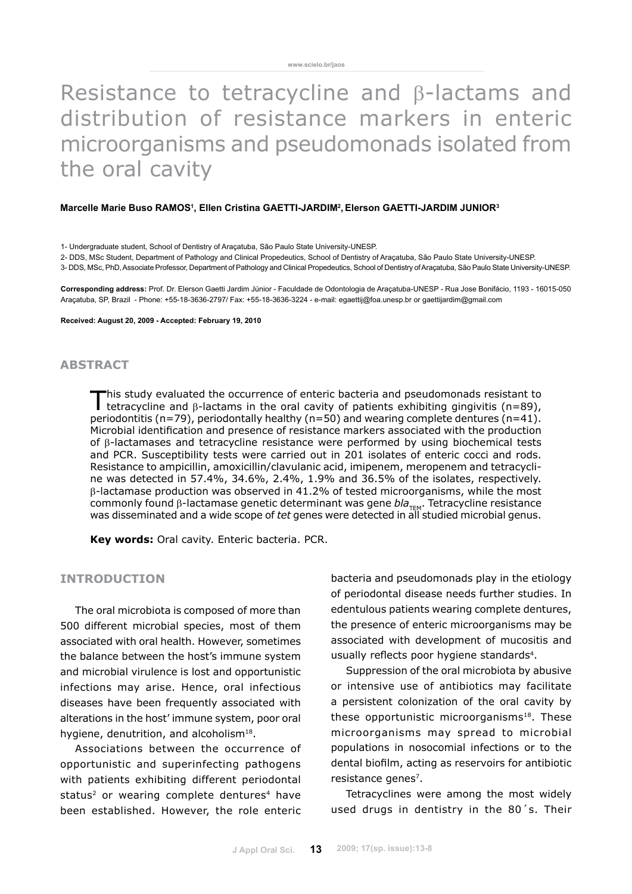# Resistance to tetracycline and β-lactams and distribution of resistance markers in enteric microorganisms and pseudomonads isolated from the oral cavity

**Marcelle Marie Buso RAMOS[1], Ellen Cristina GAETTI-JARDIM[2], Elerson GAETTI-JARDIM JUNIOR[3]**

1- Undergraduate student, School of Dentistry of Araçatuba, São Paulo State University-UNESP.

2- DDS, MSc Student, Department of Pathology and Clinical Propedeutics, School of Dentistry of Araçatuba, São Paulo State University-UNESP.

3- DDS, MSc, PhD, Associate Professor, Department of Pathology and Clinical Propedeutics, School of Dentistry of Araçatuba, São Paulo State University-UNESP.

**Corresponding address:** Prof. Dr. Elerson Gaetti Jardim Júnior - Faculdade de Odontologia de Araçatuba-UNESP - Rua Jose Bonifácio, 1193 - 16015-050 Araçatuba, SP, Brazil - Phone: +55-18-3636-2797/ Fax: +55-18-3636-3224 - e-mail: egaettij@foa.unesp.br or gaettijardim@gmail.com

**Received: August 20, 2009 - Accepted: February 19, 2010**

## ABSTRACT

This study evaluated the occurrence of enteric bacteria and pseudomonads resistant to tetracycline and β-lactams in the oral cavity of patients exhibiting gingivitis (n=89), periodontitis (n=79), periodontally healthy (n=50) and wearing complete dentures (n=41). Microbial identification and presence of resistance markers associated with the production of β-lactamases and tetracycline resistance were performed by using biochemical tests and PCR. Susceptibility tests were carried out in 201 isolates of enteric cocci and rods. Resistance to ampicillin, amoxicillin/clavulanic acid, imipenem, meropenem and tetracycline was detected in 57.4%, 34.6%, 2.4%, 1.9% and 36.5% of the isolates, respectively. β-lactamase production was observed in 41.2% of tested microorganisms, while the most commonly found β-lactamase genetic determinant was gene $bla_{TEM}$. Tetracycline resistance was disseminated and a wide scope of *tet* genes were detected in all studied microbial genus.

**Key words:** Oral cavity. Enteric bacteria. PCR.

## INTRODUCTION

The oral microbiota is composed of more than 500 different microbial species, most of them associated with oral health. However, sometimes the balance between the host's immune system and microbial virulence is lost and opportunistic infections may arise. Hence, oral infectious diseases have been frequently associated with alterations in the host' immune system, poor oral hygiene, denutrition, and alcoholism[18].

Associations between the occurrence of opportunistic and superinfecting pathogens with patients exhibiting different periodontal status[2] or wearing complete dentures[4] have been established. However, the role enteric bacteria and pseudomonads play in the etiology of periodontal disease needs further studies. In edentulous patients wearing complete dentures, the presence of enteric microorganisms may be associated with development of mucositis and usually reflects poor hygiene standards[4].

Suppression of the oral microbiota by abusive or intensive use of antibiotics may facilitate a persistent colonization of the oral cavity by these opportunistic microorganisms[18]. These microorganisms may spread to microbial populations in nosocomial infections or to the dental biofilm, acting as reservoirs for antibiotic resistance genes[7].

Tetracyclines were among the most widely used drugs in dentistry in the 80´s. Their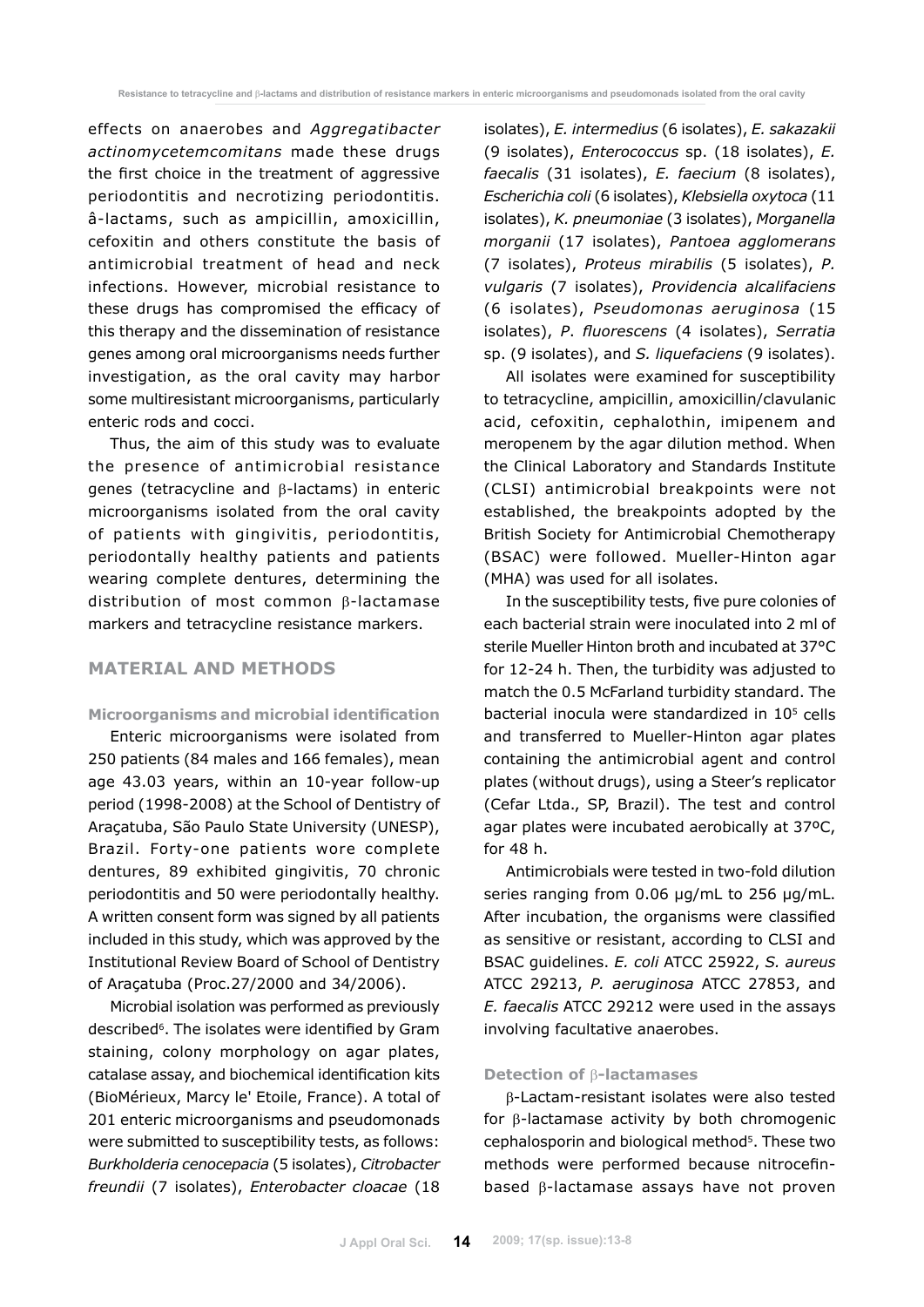effects on anaerobes and *Aggregatibacter actinomycetemcomitans* made these drugs the first choice in the treatment of aggressive periodontitis and necrotizing periodontitis. â-lactams, such as ampicillin, amoxicillin, cefoxitin and others constitute the basis of antimicrobial treatment of head and neck infections. However, microbial resistance to these drugs has compromised the efficacy of this therapy and the dissemination of resistance genes among oral microorganisms needs further investigation, as the oral cavity may harbor some multiresistant microorganisms, particularly enteric rods and cocci.

Thus, the aim of this study was to evaluate the presence of antimicrobial resistance genes (tetracycline and β-lactams) in enteric microorganisms isolated from the oral cavity of patients with gingivitis, periodontitis, periodontally healthy patients and patients wearing complete dentures, determining the distribution of most common β-lactamase markers and tetracycline resistance markers.

## MATERIAL AND METHODS

### Microorganisms and microbial identification

Enteric microorganisms were isolated from 250 patients (84 males and 166 females), mean age 43.03 years, within an 10-year follow-up period (1998-2008) at the School of Dentistry of Araçatuba, São Paulo State University (UNESP), Brazil. Forty-one patients wore complete dentures, 89 exhibited gingivitis, 70 chronic periodontitis and 50 were periodontally healthy. A written consent form was signed by all patients included in this study, which was approved by the Institutional Review Board of School of Dentistry of Araçatuba (Proc.27/2000 and 34/2006).

Microbial isolation was performed as previously described[6]. The isolates were identified by Gram staining, colony morphology on agar plates, catalase assay, and biochemical identification kits (BioMérieux, Marcy le' Etoile, France). A total of 201 enteric microorganisms and pseudomonads were submitted to susceptibility tests, as follows: *Burkholderia cenocepacia* (5 isolates), *Citrobacter freundii* (7 isolates), *Enterobacter cloacae* (18 isolates), *E. intermedius* (6 isolates), *E. sakazakii* (9 isolates), *Enterococcus* sp. (18 isolates), *E. faecalis* (31 isolates), *E. faecium* (8 isolates), *Escherichia coli* (6 isolates), *Klebsiella oxytoca* (11 isolates), *K. pneumoniae* (3 isolates), *Morganella morganii* (17 isolates), *Pantoea agglomerans* (7 isolates), *Proteus mirabilis* (5 isolates), *P. vulgaris* (7 isolates), *Providencia alcalifaciens* (6 isolates), *Pseudomonas aeruginosa* (15 isolates), *P. fluorescens* (4 isolates), *Serratia* sp. (9 isolates), and *S. liquefaciens* (9 isolates).

All isolates were examined for susceptibility to tetracycline, ampicillin, amoxicillin/clavulanic acid, cefoxitin, cephalothin, imipenem and meropenem by the agar dilution method. When the Clinical Laboratory and Standards Institute (CLSI) antimicrobial breakpoints were not established, the breakpoints adopted by the British Society for Antimicrobial Chemotherapy (BSAC) were followed. Mueller-Hinton agar (MHA) was used for all isolates.

In the susceptibility tests, five pure colonies of each bacterial strain were inoculated into 2 ml of sterile Mueller Hinton broth and incubated at 37°C for 12-24 h. Then, the turbidity was adjusted to match the 0.5 McFarland turbidity standard. The bacterial inocula were standardized in $10^5$ cells and transferred to Mueller-Hinton agar plates containing the antimicrobial agent and control plates (without drugs), using a Steer's replicator (Cefar Ltda., SP, Brazil). The test and control agar plates were incubated aerobically at 37ºC, for 48 h.

Antimicrobials were tested in two-fold dilution series ranging from 0.06 µg/mL to 256 µg/mL. After incubation, the organisms were classified as sensitive or resistant, according to CLSI and BSAC guidelines. *E. coli* ATCC 25922, *S. aureus* ATCC 29213, *P. aeruginosa* ATCC 27853, and *E. faecalis* ATCC 29212 were used in the assays involving facultative anaerobes.

### Detection of β-lactamases

β-Lactam-resistant isolates were also tested for β-lactamase activity by both chromogenic cephalosporin and biological method[5]. These two methods were performed because nitrocefin-based β-lactamase assays have not proven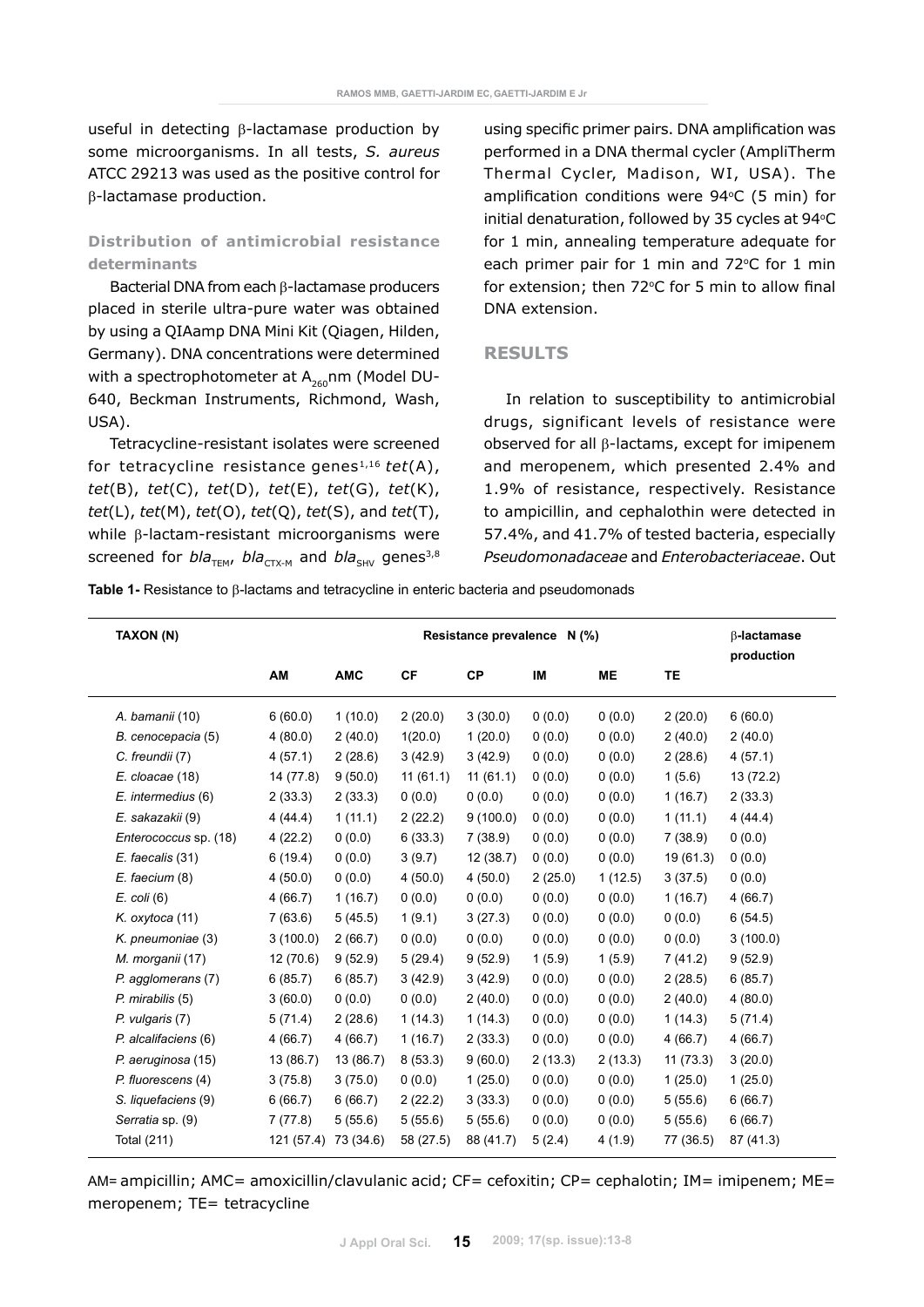useful in detecting β-lactamase production by some microorganisms. In all tests, *S. aureus* ATCC 29213 was used as the positive control for β-lactamase production.

### Distribution of antimicrobial resistance determinants

Bacterial DNA from each β-lactamase producers placed in sterile ultra-pure water was obtained by using a QIAamp DNA Mini Kit (Qiagen, Hilden, Germany). DNA concentrations were determined with a spectrophotometer at $A_{260}$nm (Model DU-640, Beckman Instruments, Richmond, Wash, USA).

Tetracycline-resistant isolates were screened for tetracycline resistance genes[1,16] *tet*(A), *tet*(B), *tet*(C), *tet*(D), *tet*(E), *tet*(G), *tet*(K), *tet*(L), *tet*(M), *tet*(O), *tet*(Q), *tet*(S), and *tet*(T), while β-lactam-resistant microorganisms were screened for $bla_{TEM}$, $bla_{CTX-M}$ and $bla_{SHV}$ genes[3,8] using specific primer pairs. DNA amplification was performed in a DNA thermal cycler (AmpliTherm Thermal Cycler, Madison, WI, USA). The amplification conditions were 94ºC (5 min) for initial denaturation, followed by 35 cycles at 94ºC for 1 min, annealing temperature adequate for each primer pair for 1 min and 72ºC for 1 min for extension; then 72ºC for 5 min to allow final DNA extension.

## RESULTS

In relation to susceptibility to antimicrobial drugs, significant levels of resistance were observed for all β-lactams, except for imipenem and meropenem, which presented 2.4% and 1.9% of resistance, respectively. Resistance to ampicillin, and cephalothin were detected in 57.4%, and 41.7% of tested bacteria, especially *Pseudomonadaceae* and *Enterobacteriaceae*. Out

**Table 1-** Resistance to β-lactams and tetracycline in enteric bacteria and pseudomonads

| TAXON (N) | Resistance prevalence N (%) | | | | | | | β-lactamase production |
|---|---|---|---|---|---|---|---|---|
| | AM | AMC | CF | CP | IM | ME | TE | |
| *A. bamanii* (10) | 6 (60.0) | 1 (10.0) | 2 (20.0) | 3 (30.0) | 0 (0.0) | 0 (0.0) | 2 (20.0) | 6 (60.0) |
| *B. cenocepacia* (5) | 4 (80.0) | 2 (40.0) | 1(20.0) | 1 (20.0) | 0 (0.0) | 0 (0.0) | 2 (40.0) | 2 (40.0) |
| *C. freundii* (7) | 4 (57.1) | 2 (28.6) | 3 (42.9) | 3 (42.9) | 0 (0.0) | 0 (0.0) | 2 (28.6) | 4 (57.1) |
| *E. cloacae* (18) | 14 (77.8) | 9 (50.0) | 11 (61.1) | 11 (61.1) | 0 (0.0) | 0 (0.0) | 1 (5.6) | 13 (72.2) |
| *E. intermedius* (6) | 2 (33.3) | 2 (33.3) | 0 (0.0) | 0 (0.0) | 0 (0.0) | 0 (0.0) | 1 (16.7) | 2 (33.3) |
| *E. sakazakii* (9) | 4 (44.4) | 1 (11.1) | 2 (22.2) | 9 (100.0) | 0 (0.0) | 0 (0.0) | 1 (11.1) | 4 (44.4) |
| *Enterococcus* sp. (18) | 4 (22.2) | 0 (0.0) | 6 (33.3) | 7 (38.9) | 0 (0.0) | 0 (0.0) | 7 (38.9) | 0 (0.0) |
| *E. faecalis* (31) | 6 (19.4) | 0 (0.0) | 3 (9.7) | 12 (38.7) | 0 (0.0) | 0 (0.0) | 19 (61.3) | 0 (0.0) |
| *E. faecium* (8) | 4 (50.0) | 0 (0.0) | 4 (50.0) | 4 (50.0) | 2 (25.0) | 1 (12.5) | 3 (37.5) | 0 (0.0) |
| *E. coli* (6) | 4 (66.7) | 1 (16.7) | 0 (0.0) | 0 (0.0) | 0 (0.0) | 0 (0.0) | 1 (16.7) | 4 (66.7) |
| *K. oxytoca* (11) | 7 (63.6) | 5 (45.5) | 1 (9.1) | 3 (27.3) | 0 (0.0) | 0 (0.0) | 0 (0.0) | 6 (54.5) |
| *K. pneumoniae* (3) | 3 (100.0) | 2 (66.7) | 0 (0.0) | 0 (0.0) | 0 (0.0) | 0 (0.0) | 0 (0.0) | 3 (100.0) |
| *M. morganii* (17) | 12 (70.6) | 9 (52.9) | 5 (29.4) | 9 (52.9) | 1 (5.9) | 1 (5.9) | 7 (41.2) | 9 (52.9) |
| *P. agglomerans* (7) | 6 (85.7) | 6 (85.7) | 3 (42.9) | 3 (42.9) | 0 (0.0) | 0 (0.0) | 2 (28.5) | 6 (85.7) |
| *P. mirabilis* (5) | 3 (60.0) | 0 (0.0) | 0 (0.0) | 2 (40.0) | 0 (0.0) | 0 (0.0) | 2 (40.0) | 4 (80.0) |
| *P. vulgaris* (7) | 5 (71.4) | 2 (28.6) | 1 (14.3) | 1 (14.3) | 0 (0.0) | 0 (0.0) | 1 (14.3) | 5 (71.4) |
| *P. alcalifaciens* (6) | 4 (66.7) | 4 (66.7) | 1 (16.7) | 2 (33.3) | 0 (0.0) | 0 (0.0) | 4 (66.7) | 4 (66.7) |
| *P. aeruginosa* (15) | 13 (86.7) | 13 (86.7) | 8 (53.3) | 9 (60.0) | 2 (13.3) | 2 (13.3) | 11 (73.3) | 3 (20.0) |
| *P. fluorescens* (4) | 3 (75.8) | 3 (75.0) | 0 (0.0) | 1 (25.0) | 0 (0.0) | 0 (0.0) | 1 (25.0) | 1 (25.0) |
| *S. liquefaciens* (9) | 6 (66.7) | 6 (66.7) | 2 (22.2) | 3 (33.3) | 0 (0.0) | 0 (0.0) | 5 (55.6) | 6 (66.7) |
| *Serratia* sp. (9) | 7 (77.8) | 5 (55.6) | 5 (55.6) | 5 (55.6) | 0 (0.0) | 0 (0.0) | 5 (55.6) | 6 (66.7) |
| Total (211) | 121 (57.4) | 73 (34.6) | 58 (27.5) | 88 (41.7) | 5 (2.4) | 4 (1.9) | 77 (36.5) | 87 (41.3) |

AM= ampicillin; AMC= amoxicillin/clavulanic acid; CF= cefoxitin; CP= cephalotin; IM= imipenem; ME= meropenem; TE= tetracycline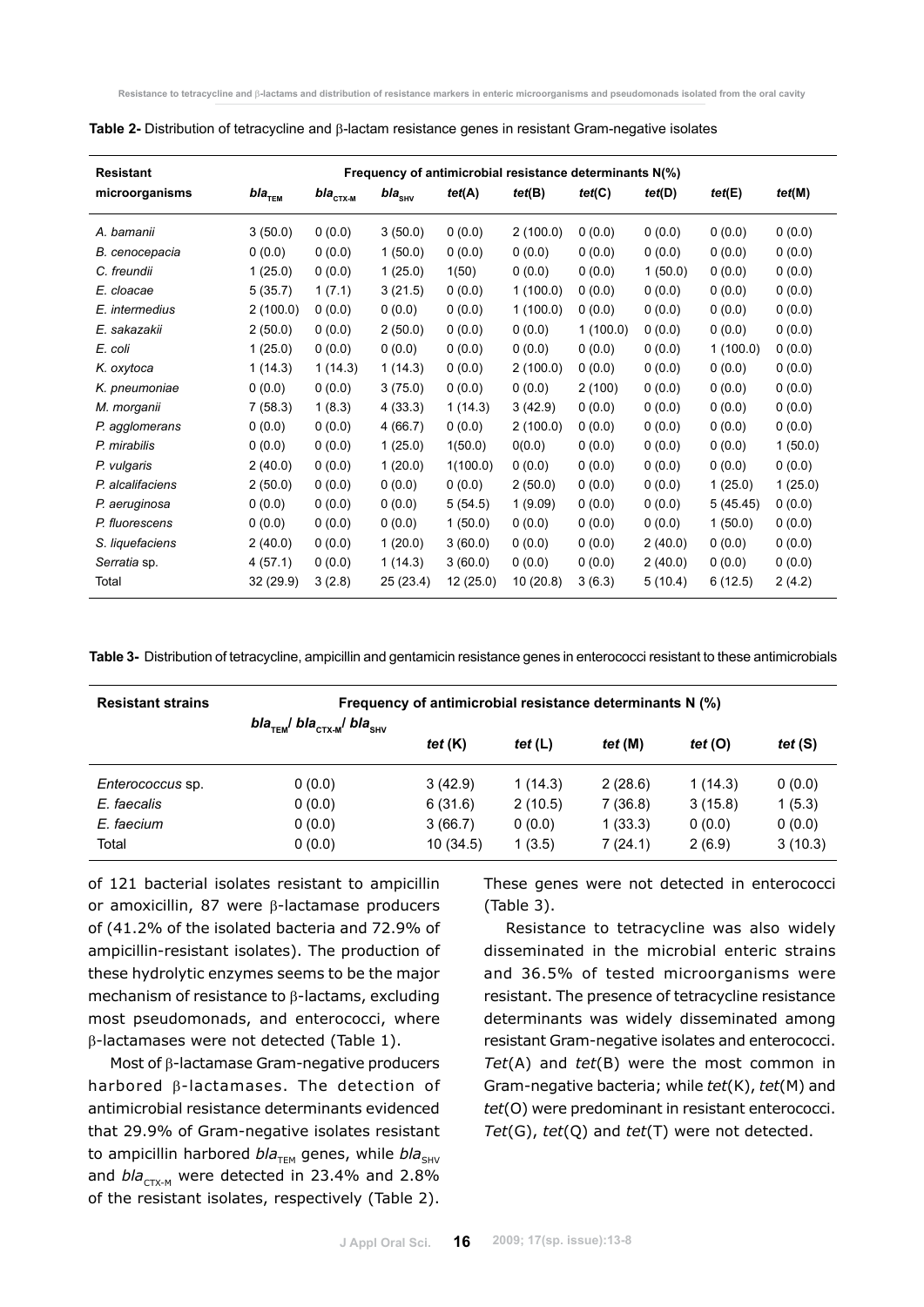**Table 2-** Distribution of tetracycline and β-lactam resistance genes in resistant Gram-negative isolates

| Resistant microorganisms | Frequency of antimicrobial resistance determinants N(%) | | | | | | | | |
|---|---|---|---|---|---|---|---|---|---|
| | *bla*$_{TEM}$ | *bla*$_{CTX-M}$ | *bla*$_{SHV}$ | *tet*(A) | *tet*(B) | *tet*(C) | *tet*(D) | *tet*(E) | *tet*(M) |
| *A. bamanii* | 3 (50.0) | 0 (0.0) | 3 (50.0) | 0 (0.0) | 2 (100.0) | 0 (0.0) | 0 (0.0) | 0 (0.0) | 0 (0.0) |
| *B. cenocepacia* | 0 (0.0) | 0 (0.0) | 1 (50.0) | 0 (0.0) | 0 (0.0) | 0 (0.0) | 0 (0.0) | 0 (0.0) | 0 (0.0) |
| *C. freundii* | 1 (25.0) | 0 (0.0) | 1 (25.0) | 1(50) | 0 (0.0) | 0 (0.0) | 1 (50.0) | 0 (0.0) | 0 (0.0) |
| *E. cloacae* | 5 (35.7) | 1 (7.1) | 3 (21.5) | 0 (0.0) | 1 (100.0) | 0 (0.0) | 0 (0.0) | 0 (0.0) | 0 (0.0) |
| *E. intermedius* | 2 (100.0) | 0 (0.0) | 0 (0.0) | 0 (0.0) | 1 (100.0) | 0 (0.0) | 0 (0.0) | 0 (0.0) | 0 (0.0) |
| *E. sakazakii* | 2 (50.0) | 0 (0.0) | 2 (50.0) | 0 (0.0) | 0 (0.0) | 1 (100.0) | 0 (0.0) | 0 (0.0) | 0 (0.0) |
| *E. coli* | 1 (25.0) | 0 (0.0) | 0 (0.0) | 0 (0.0) | 0 (0.0) | 0 (0.0) | 0 (0.0) | 1 (100.0) | 0 (0.0) |
| *K. oxytoca* | 1 (14.3) | 1 (14.3) | 1 (14.3) | 0 (0.0) | 2 (100.0) | 0 (0.0) | 0 (0.0) | 0 (0.0) | 0 (0.0) |
| *K. pneumoniae* | 0 (0.0) | 0 (0.0) | 3 (75.0) | 0 (0.0) | 0 (0.0) | 2 (100) | 0 (0.0) | 0 (0.0) | 0 (0.0) |
| *M. morganii* | 7 (58.3) | 1 (8.3) | 4 (33.3) | 1 (14.3) | 3 (42.9) | 0 (0.0) | 0 (0.0) | 0 (0.0) | 0 (0.0) |
| *P. agglomerans* | 0 (0.0) | 0 (0.0) | 4 (66.7) | 0 (0.0) | 2 (100.0) | 0 (0.0) | 0 (0.0) | 0 (0.0) | 0 (0.0) |
| *P. mirabilis* | 0 (0.0) | 0 (0.0) | 1 (25.0) | 1(50.0) | 0(0.0) | 0 (0.0) | 0 (0.0) | 0 (0.0) | 1 (50.0) |
| *P. vulgaris* | 2 (40.0) | 0 (0.0) | 1 (20.0) | 1(100.0) | 0 (0.0) | 0 (0.0) | 0 (0.0) | 0 (0.0) | 0 (0.0) |
| *P. alcalifaciens* | 2 (50.0) | 0 (0.0) | 0 (0.0) | 0 (0.0) | 2 (50.0) | 0 (0.0) | 0 (0.0) | 1 (25.0) | 1 (25.0) |
| *P. aeruginosa* | 0 (0.0) | 0 (0.0) | 0 (0.0) | 5 (54.5) | 1 (9.09) | 0 (0.0) | 0 (0.0) | 5 (45.45) | 0 (0.0) |
| *P. fluorescens* | 0 (0.0) | 0 (0.0) | 0 (0.0) | 1 (50.0) | 0 (0.0) | 0 (0.0) | 0 (0.0) | 1 (50.0) | 0 (0.0) |
| *S. liquefaciens* | 2 (40.0) | 0 (0.0) | 1 (20.0) | 3 (60.0) | 0 (0.0) | 0 (0.0) | 2 (40.0) | 0 (0.0) | 0 (0.0) |
| *Serratia* sp. | 4 (57.1) | 0 (0.0) | 1 (14.3) | 3 (60.0) | 0 (0.0) | 0 (0.0) | 2 (40.0) | 0 (0.0) | 0 (0.0) |
| Total | 32 (29.9) | 3 (2.8) | 25 (23.4) | 12 (25.0) | 10 (20.8) | 3 (6.3) | 5 (10.4) | 6 (12.5) | 2 (4.2) |

**Table 3-** Distribution of tetracycline, ampicillin and gentamicin resistance genes in enterococci resistant to these antimicrobials

| Resistant strains | Frequency of antimicrobial resistance determinants N (%) | | | | | |
|---|---|---|---|---|---|---|
| | *bla*$_{TEM}$/ *bla*$_{CTX-M}$/ *bla*$_{SHV}$ | *tet* (K) | *tet* (L) | *tet* (M) | *tet* (O) | *tet* (S) |
| *Enterococcus* sp. | 0 (0.0) | 3 (42.9) | 1 (14.3) | 2 (28.6) | 1 (14.3) | 0 (0.0) |
| *E. faecalis* | 0 (0.0) | 6 (31.6) | 2 (10.5) | 7 (36.8) | 3 (15.8) | 1 (5.3) |
| *E. faecium* | 0 (0.0) | 3 (66.7) | 0 (0.0) | 1 (33.3) | 0 (0.0) | 0 (0.0) |
| Total | 0 (0.0) | 10 (34.5) | 1 (3.5) | 7 (24.1) | 2 (6.9) | 3 (10.3) |

of 121 bacterial isolates resistant to ampicillin or amoxicillin, 87 were β-lactamase producers of (41.2% of the isolated bacteria and 72.9% of ampicillin-resistant isolates). The production of these hydrolytic enzymes seems to be the major mechanism of resistance to β-lactams, excluding most pseudomonads, and enterococci, where β-lactamases were not detected (Table 1).

Most of β-lactamase Gram-negative producers harbored β-lactamases. The detection of antimicrobial resistance determinants evidenced that 29.9% of Gram-negative isolates resistant to ampicillin harbored *bla*$_{TEM}$ genes, while *bla*$_{SHV}$ and *bla*$_{CTX-M}$ were detected in 23.4% and 2.8% of the resistant isolates, respectively (Table 2). These genes were not detected in enterococci (Table 3).

Resistance to tetracycline was also widely disseminated in the microbial enteric strains and 36.5% of tested microorganisms were resistant. The presence of tetracycline resistance determinants was widely disseminated among resistant Gram-negative isolates and enterococci. *Tet*(A) and *tet*(B) were the most common in Gram-negative bacteria; while *tet*(K), *tet*(M) and *tet*(O) were predominant in resistant enterococci. *Tet*(G), *tet*(Q) and *tet*(T) were not detected.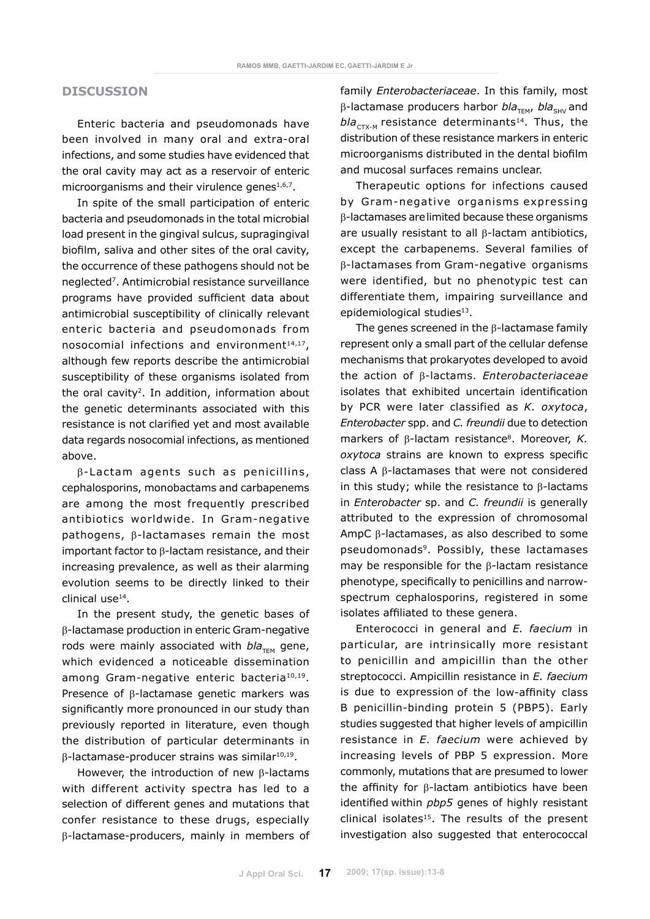## DISCUSSION

Enteric bacteria and pseudomonads have been involved in many oral and extra-oral infections, and some studies have evidenced that the oral cavity may act as a reservoir of enteric microorganisms and their virulence genes[1,6,7].

In spite of the small participation of enteric bacteria and pseudomonads in the total microbial load present in the gingival sulcus, supragingival biofilm, saliva and other sites of the oral cavity, the occurrence of these pathogens should not be neglected[7]. Antimicrobial resistance surveillance programs have provided sufficient data about antimicrobial susceptibility of clinically relevant enteric bacteria and pseudomonads from nosocomial infections and environment[14,17], although few reports describe the antimicrobial susceptibility of these organisms isolated from the oral cavity[2]. In addition, information about the genetic determinants associated with this resistance is not clarified yet and most available data regards nosocomial infections, as mentioned above.

β-Lactam agents such as penicillins, cephalosporins, monobactams and carbapenems are among the most frequently prescribed antibiotics worldwide. In Gram-negative pathogens, β-lactamases remain the most important factor to β-lactam resistance, and their increasing prevalence, as well as their alarming evolution seems to be directly linked to their clinical use[14].

In the present study, the genetic bases of β-lactamase production in enteric Gram-negative rods were mainly associated with *bla*$_{TEM}$ gene, which evidenced a noticeable dissemination among Gram-negative enteric bacteria[10,19]. Presence of β-lactamase genetic markers was significantly more pronounced in our study than previously reported in literature, even though the distribution of particular determinants in β-lactamase-producer strains was similar[10,19].

However, the introduction of new β-lactams with different activity spectra has led to a selection of different genes and mutations that confer resistance to these drugs, especially β-lactamase-producers, mainly in members of family *Enterobacteriaceae*. In this family, most β-lactamase producers harbor *bla*$_{TEM}$, *bla*$_{SHV}$ and *bla*$_{CTX-M}$ resistance determinants[14]. Thus, the distribution of these resistance markers in enteric microorganisms distributed in the dental biofilm and mucosal surfaces remains unclear.

Therapeutic options for infections caused by Gram-negative organisms expressing β-lactamases are limited because these organisms are usually resistant to all β-lactam antibiotics, except the carbapenems. Several families of β-lactamases from Gram-negative organisms were identified, but no phenotypic test can differentiate them, impairing surveillance and epidemiological studies[13].

The genes screened in the β-lactamase family represent only a small part of the cellular defense mechanisms that prokaryotes developed to avoid the action of β-lactams. *Enterobacteriaceae* isolates that exhibited uncertain identification by PCR were later classified as *K. oxytoca*, *Enterobacter* spp. and *C. freundii* due to detection markers of β-lactam resistance[8]. Moreover, *K. oxytoca* strains are known to express specific class A β-lactamases that were not considered in this study; while the resistance to β-lactams in *Enterobacter* sp. and *C. freundii* is generally attributed to the expression of chromosomal AmpC β-lactamases, as also described to some pseudomonads[9]. Possibly, these lactamases may be responsible for the β-lactam resistance phenotype, specifically to penicillins and narrow-spectrum cephalosporins, registered in some isolates affiliated to these genera.

Enterococci in general and *E. faecium* in particular, are intrinsically more resistant to penicillin and ampicillin than the other streptococci. Ampicillin resistance in *E. faecium* is due to expression of the low-affinity class B penicillin-binding protein 5 (PBP5). Early studies suggested that higher levels of ampicillin resistance in *E. faecium* were achieved by increasing levels of PBP 5 expression. More commonly, mutations that are presumed to lower the affinity for β-lactam antibiotics have been identified within *pbp5* genes of highly resistant clinical isolates[15]. The results of the present investigation also suggested that enterococcal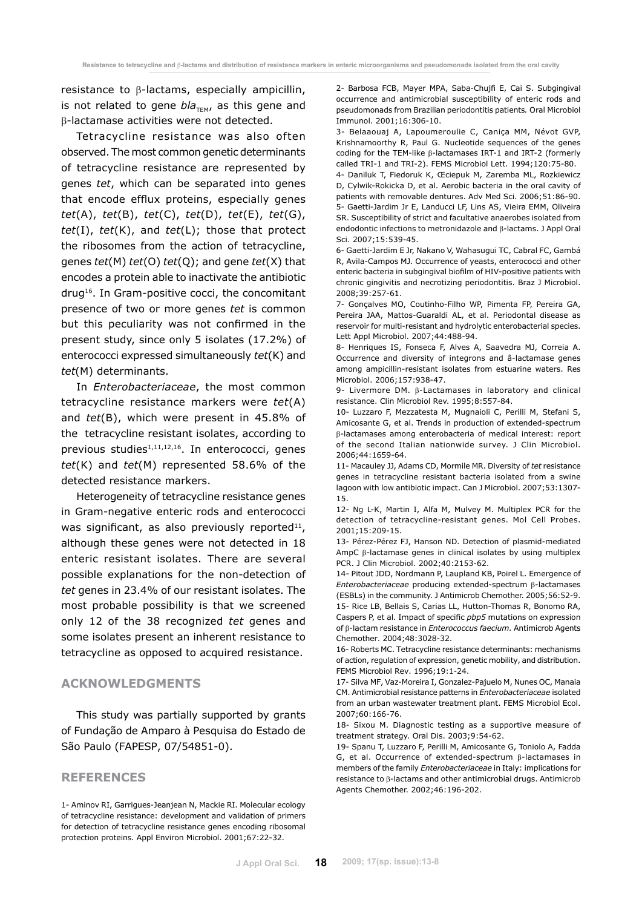resistance to β-lactams, especially ampicillin, is not related to gene $bla_{TEM}$, as this gene and β-lactamase activities were not detected.

Tetracycline resistance was also often observed. The most common genetic determinants of tetracycline resistance are represented by genes *tet*, which can be separated into genes that encode efflux proteins, especially genes *tet*(A), *tet*(B), *tet*(C), *tet*(D), *tet*(E), *tet*(G), *tet*(I), *tet*(K), and *tet*(L); those that protect the ribosomes from the action of tetracycline, genes *tet*(M) *tet*(O) *tet*(Q); and gene *tet*(X) that encodes a protein able to inactivate the antibiotic drug[16]. In Gram-positive cocci, the concomitant presence of two or more genes *tet* is common but this peculiarity was not confirmed in the present study, since only 5 isolates (17.2%) of enterococci expressed simultaneously *tet*(K) and *tet*(M) determinants.

In *Enterobacteriaceae*, the most common tetracycline resistance markers were *tet*(A) and *tet*(B), which were present in 45.8% of the tetracycline resistant isolates, according to previous studies[1,11,12,16]. In enterococci, genes *tet*(K) and *tet*(M) represented 58.6% of the detected resistance markers.

Heterogeneity of tetracycline resistance genes in Gram-negative enteric rods and enterococci was significant, as also previously reported[11], although these genes were not detected in 18 enteric resistant isolates. There are several possible explanations for the non-detection of *tet* genes in 23.4% of our resistant isolates. The most probable possibility is that we screened only 12 of the 38 recognized *tet* genes and some isolates present an inherent resistance to tetracycline as opposed to acquired resistance.

## ACKNOWLEDGMENTS

This study was partially supported by grants of Fundação de Amparo à Pesquisa do Estado de São Paulo (FAPESP, 07/54851-0).

## REFERENCES

1- Aminov RI, Garrigues-Jeanjean N, Mackie RI. Molecular ecology of tetracycline resistance: development and validation of primers for detection of tetracycline resistance genes encoding ribosomal protection proteins. Appl Environ Microbiol. 2001;67:22-32.

2- Barbosa FCB, Mayer MPA, Saba-Chujfi E, Cai S. Subgingival occurrence and antimicrobial susceptibility of enteric rods and pseudomonads from Brazilian periodontitis patients. Oral Microbiol Immunol. 2001;16:306-10.

3- Belaaouaj A, Lapoumeroulie C, Caniça MM, Névot GVP, Krishnamoorthy R, Paul G. Nucleotide sequences of the genes coding for the TEM-like β-lactamases IRT-1 and IRT-2 (formerly called TRI-1 and TRI-2). FEMS Microbiol Lett. 1994;120:75-80.

4- Daniluk T, Fiedoruk K, Œciepuk M, Zaremba ML, Rozkiewicz D, Cylwik-Rokicka D, et al. Aerobic bacteria in the oral cavity of patients with removable dentures. Adv Med Sci. 2006;51:86-90.

5- Gaetti-Jardim Jr E, Landucci LF, Lins AS, Vieira EMM, Oliveira SR. Susceptibility of strict and facultative anaerobes isolated from endodontic infections to metronidazole and β-lactams. J Appl Oral Sci. 2007;15:539-45.

6- Gaetti-Jardim E Jr, Nakano V, Wahasugui TC, Cabral FC, Gambá R, Avila-Campos MJ. Occurrence of yeasts, enterococci and other enteric bacteria in subgingival biofilm of HIV-positive patients with chronic gingivitis and necrotizing periodontitis. Braz J Microbiol. 2008;39:257-61.

7- Gonçalves MO, Coutinho-Filho WP, Pimenta FP, Pereira GA, Pereira JAA, Mattos-Guaraldi AL, et al. Periodontal disease as reservoir for multi-resistant and hydrolytic enterobacterial species. Lett Appl Microbiol. 2007;44:488-94.

8- Henriques IS, Fonseca F, Alves A, Saavedra MJ, Correia A. Occurrence and diversity of integrons and â-lactamase genes among ampicillin-resistant isolates from estuarine waters. Res Microbiol. 2006;157:938-47.

9- Livermore DM. β-Lactamases in laboratory and clinical resistance. Clin Microbiol Rev. 1995;8:557-84.

10- Luzzaro F, Mezzatesta M, Mugnaioli C, Perilli M, Stefani S, Amicosante G, et al. Trends in production of extended-spectrum β-lactamases among enterobacteria of medical interest: report of the second Italian nationwide survey. J Clin Microbiol. 2006;44:1659-64.

11- Macauley JJ, Adams CD, Mormile MR. Diversity of *tet* resistance genes in tetracycline resistant bacteria isolated from a swine lagoon with low antibiotic impact. Can J Microbiol. 2007;53:1307-15.

12- Ng L-K, Martin I, Alfa M, Mulvey M. Multiplex PCR for the detection of tetracycline-resistant genes. Mol Cell Probes. 2001;15:209-15.

13- Pérez-Pérez FJ, Hanson ND. Detection of plasmid-mediated AmpC β-lactamase genes in clinical isolates by using multiplex PCR. J Clin Microbiol. 2002;40:2153-62.

14- Pitout JDD, Nordmann P, Laupland KB, Poirel L. Emergence of *Enterobacteriaceae* producing extended-spectrum β-lactamases (ESBLs) in the community. J Antimicrob Chemother. 2005;56:52-9.

15- Rice LB, Bellais S, Carias LL, Hutton-Thomas R, Bonomo RA, Caspers P, et al. Impact of specific *pbp5* mutations on expression of β-lactam resistance in *Enterococcus faecium*. Antimicrob Agents Chemother. 2004;48:3028-32.

16- Roberts MC. Tetracycline resistance determinants: mechanisms of action, regulation of expression, genetic mobility, and distribution. FEMS Microbiol Rev. 1996;19:1-24.

17- Silva MF, Vaz-Moreira I, Gonzalez-Pajuelo M, Nunes OC, Manaia CM. Antimicrobial resistance patterns in *Enterobacteriaceae* isolated from an urban wastewater treatment plant. FEMS Microbiol Ecol. 2007;60:166-76.

18- Sixou M. Diagnostic testing as a supportive measure of treatment strategy. Oral Dis. 2003;9:54-62.

19- Spanu T, Luzzaro F, Perilli M, Amicosante G, Toniolo A, Fadda G, et al. Occurrence of extended-spectrum β-lactamases in members of the family *Enterobacteriaceae* in Italy: implications for resistance to β-lactams and other antimicrobial drugs. Antimicrob Agents Chemother. 2002;46:196-202.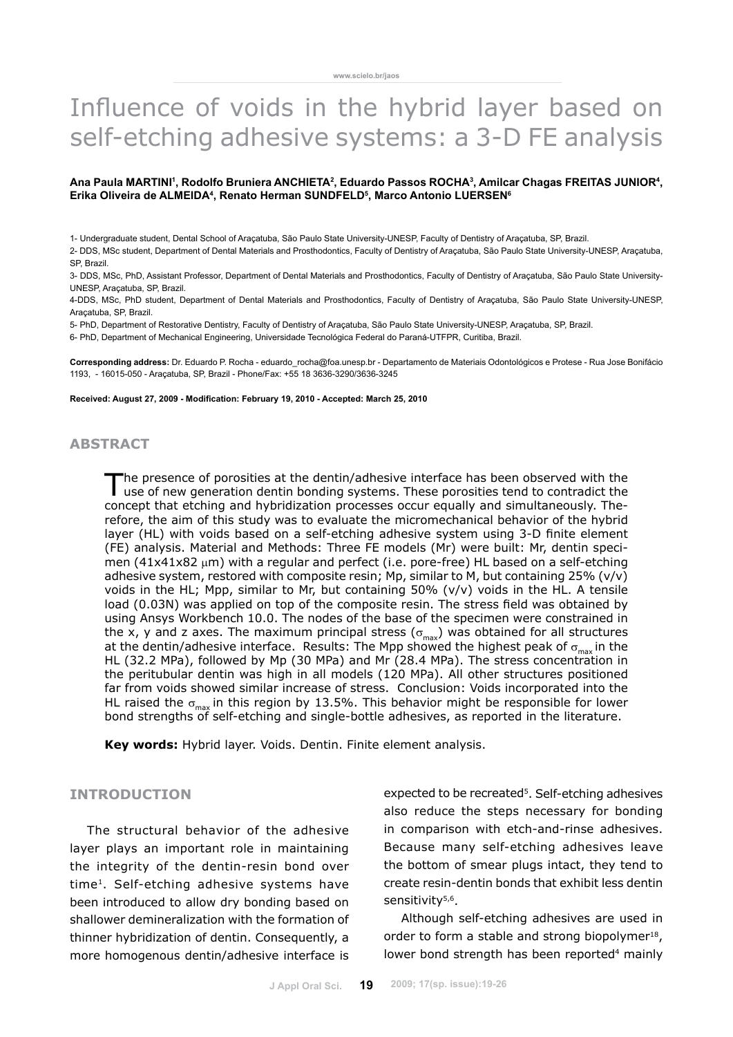# Influence of voids in the hybrid layer based on self-etching adhesive systems: a 3-D FE analysis

**Ana Paula MARTINI[1], Rodolfo Bruniera ANCHIETA[2], Eduardo Passos ROCHA[3], Amilcar Chagas FREITAS JUNIOR[4], Erika Oliveira de ALMEIDA[4], Renato Herman SUNDFELD[5], Marco Antonio LUERSEN[6]**

1- Undergraduate student, Dental School of Araçatuba, São Paulo State University-UNESP, Faculty of Dentistry of Araçatuba, SP, Brazil.

2- DDS, MSc student, Department of Dental Materials and Prosthodontics, Faculty of Dentistry of Araçatuba, São Paulo State University-UNESP, Araçatuba, SP, Brazil.

3- DDS, MSc, PhD, Assistant Professor, Department of Dental Materials and Prosthodontics, Faculty of Dentistry of Araçatuba, São Paulo State University-UNESP, Araçatuba, SP, Brazil.

4-DDS, MSc, PhD student, Department of Dental Materials and Prosthodontics, Faculty of Dentistry of Araçatuba, São Paulo State University-UNESP, Araçatuba, SP, Brazil.

5- PhD, Department of Restorative Dentistry, Faculty of Dentistry of Araçatuba, São Paulo State University-UNESP, Araçatuba, SP, Brazil.

6- PhD, Department of Mechanical Engineering, Universidade Tecnológica Federal do Paraná-UTFPR, Curitiba, Brazil.

**Corresponding address:** Dr. Eduardo P. Rocha - eduardo_rocha@foa.unesp.br - Departamento de Materiais Odontológicos e Protese - Rua Jose Bonifácio 1193, - 16015-050 - Araçatuba, SP, Brazil - Phone/Fax: +55 18 3636-3290/3636-3245

**Received: August 27, 2009 - Modification: February 19, 2010 - Accepted: March 25, 2010**

## ABSTRACT

The presence of porosities at the dentin/adhesive interface has been observed with the use of new generation dentin bonding systems. These porosities tend to contradict the concept that etching and hybridization processes occur equally and simultaneously. Therefore, the aim of this study was to evaluate the micromechanical behavior of the hybrid layer (HL) with voids based on a self-etching adhesive system using 3-D finite element (FE) analysis. Material and Methods: Three FE models (Mr) were built: Mr, dentin specimen (41x41x82 μm) with a regular and perfect (i.e. pore-free) HL based on a self-etching adhesive system, restored with composite resin; Mp, similar to M, but containing 25% (v/v) voids in the HL; Mpp, similar to Mr, but containing 50% (v/v) voids in the HL. A tensile load (0.03N) was applied on top of the composite resin. The stress field was obtained by using Ansys Workbench 10.0. The nodes of the base of the specimen were constrained in the x, y and z axes. The maximum principal stress ($\sigma_{max}$) was obtained for all structures at the dentin/adhesive interface. Results: The Mpp showed the highest peak of $\sigma_{max}$ in the HL (32.2 MPa), followed by Mp (30 MPa) and Mr (28.4 MPa). The stress concentration in the peritubular dentin was high in all models (120 MPa). All other structures positioned far from voids showed similar increase of stress. Conclusion: Voids incorporated into the HL raised the $\sigma_{max}$ in this region by 13.5%. This behavior might be responsible for lower bond strengths of self-etching and single-bottle adhesives, as reported in the literature.

**Key words:** Hybrid layer. Voids. Dentin. Finite element analysis.

## INTRODUCTION

The structural behavior of the adhesive layer plays an important role in maintaining the integrity of the dentin-resin bond over time[1]. Self-etching adhesive systems have been introduced to allow dry bonding based on shallower demineralization with the formation of thinner hybridization of dentin. Consequently, a more homogenous dentin/adhesive interface is expected to be recreated[5]. Self-etching adhesives also reduce the steps necessary for bonding in comparison with etch-and-rinse adhesives. Because many self-etching adhesives leave the bottom of smear plugs intact, they tend to create resin-dentin bonds that exhibit less dentin sensitivity[5,6].

Although self-etching adhesives are used in order to form a stable and strong biopolymer[18], lower bond strength has been reported[4] mainly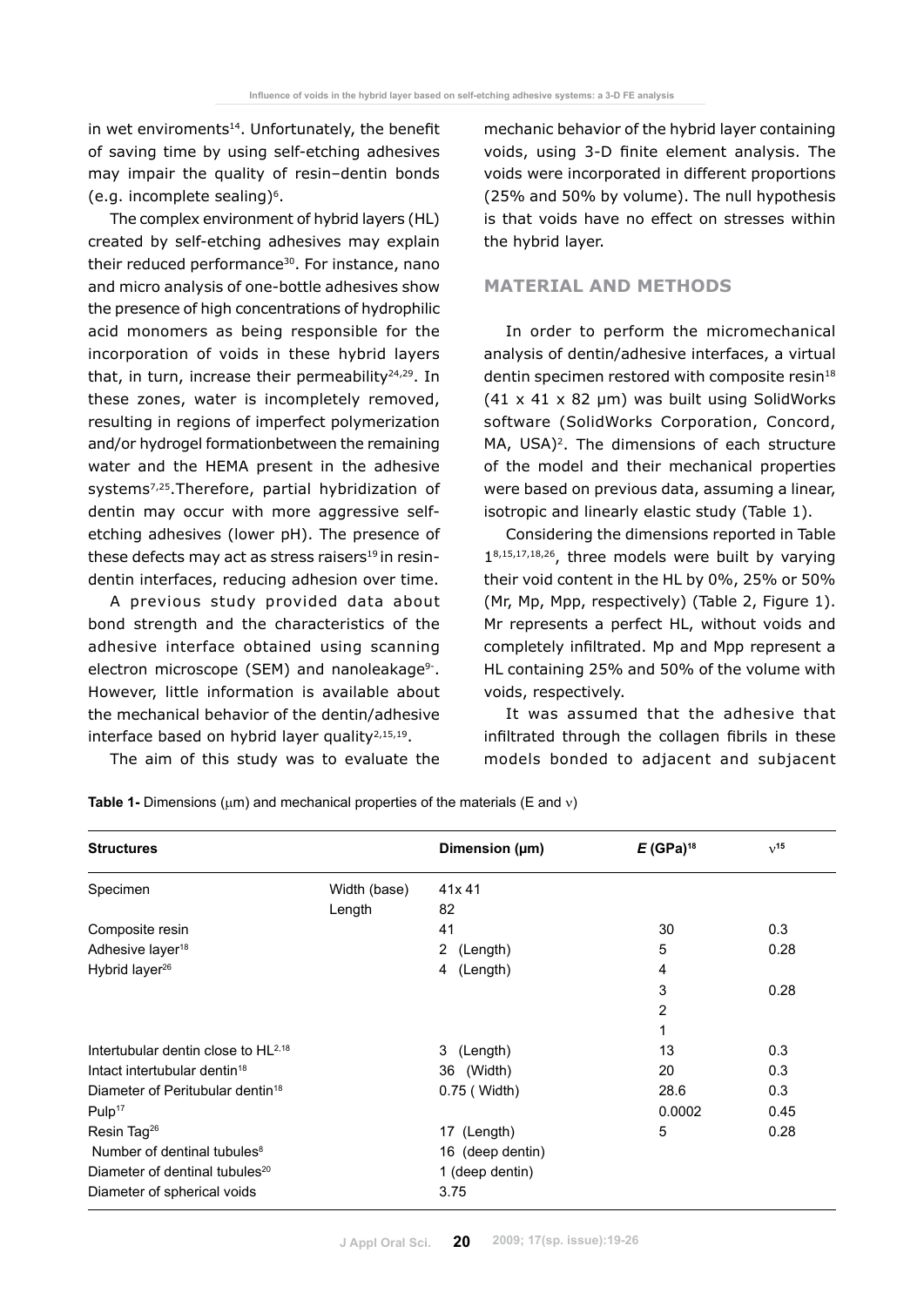in wet enviroments[14]. Unfortunately, the benefit of saving time by using self-etching adhesives may impair the quality of resin–dentin bonds (e.g. incomplete sealing)[6].

The complex environment of hybrid layers (HL) created by self-etching adhesives may explain their reduced performance[30]. For instance, nano and micro analysis of one-bottle adhesives show the presence of high concentrations of hydrophilic acid monomers as being responsible for the incorporation of voids in these hybrid layers that, in turn, increase their permeability[24,29]. In these zones, water is incompletely removed, resulting in regions of imperfect polymerization and/or hydrogel formationbetween the remaining water and the HEMA present in the adhesive systems[7,25].Therefore, partial hybridization of dentin may occur with more aggressive self-etching adhesives (lower pH). The presence of these defects may act as stress raisers[19] in resin-dentin interfaces, reducing adhesion over time.

A previous study provided data about bond strength and the characteristics of the adhesive interface obtained using scanning electron microscope (SEM) and nanoleakage[9-]. However, little information is available about the mechanical behavior of the dentin/adhesive interface based on hybrid layer quality[2,15,19].

The aim of this study was to evaluate the mechanic behavior of the hybrid layer containing voids, using 3-D finite element analysis. The voids were incorporated in different proportions (25% and 50% by volume). The null hypothesis is that voids have no effect on stresses within the hybrid layer.

## MATERIAL AND METHODS

In order to perform the micromechanical analysis of dentin/adhesive interfaces, a virtual dentin specimen restored with composite resin[18] (41 x 41 x 82 µm) was built using SolidWorks software (SolidWorks Corporation, Concord, MA, USA)[2]. The dimensions of each structure of the model and their mechanical properties were based on previous data, assuming a linear, isotropic and linearly elastic study (Table 1).

Considering the dimensions reported in Table 1[8,15,17,18,26], three models were built by varying their void content in the HL by 0%, 25% or 50% (Mr, Mp, Mpp, respectively) (Table 2, Figure 1). Mr represents a perfect HL, without voids and completely infiltrated. Mp and Mpp represent a HL containing 25% and 50% of the volume with voids, respectively.

It was assumed that the adhesive that infiltrated through the collagen fibrils in these models bonded to adjacent and subjacent

**Table 1-** Dimensions (µm) and mechanical properties of the materials (E and ν)

| Structures | | Dimension (µm) | $E$ (GPa)[18] | $\nu$[15] |
|---|---|---|---|---|
| Specimen | Width (base) | 41x 41 | | |
| | Length | 82 | | |
| Composite resin | | 41 | 30 | 0.3 |
| Adhesive layer[18] | | 2 (Length) | 5 | 0.28 |
| Hybrid layer[26] | | 4 (Length) | 4 | |
| | | | 3 | 0.28 |
| | | | 2 | |
| | | | 1 | |
| Intertubular dentin close to HL[2,18] | | 3 (Length) | 13 | 0.3 |
| Intact intertubular dentin[18] | | 36 (Width) | 20 | 0.3 |
| Diameter of Peritubular dentin[18] | | 0.75 ( Width) | 28.6 | 0.3 |
| Pulp[17] | | | 0.0002 | 0.45 |
| Resin Tag[26] | | 17 (Length) | 5 | 0.28 |
| Number of dentinal tubules[8] | | 16 (deep dentin) | | |
| Diameter of dentinal tubules[20] | | 1 (deep dentin) | | |
| Diameter of spherical voids | | 3.75 | | |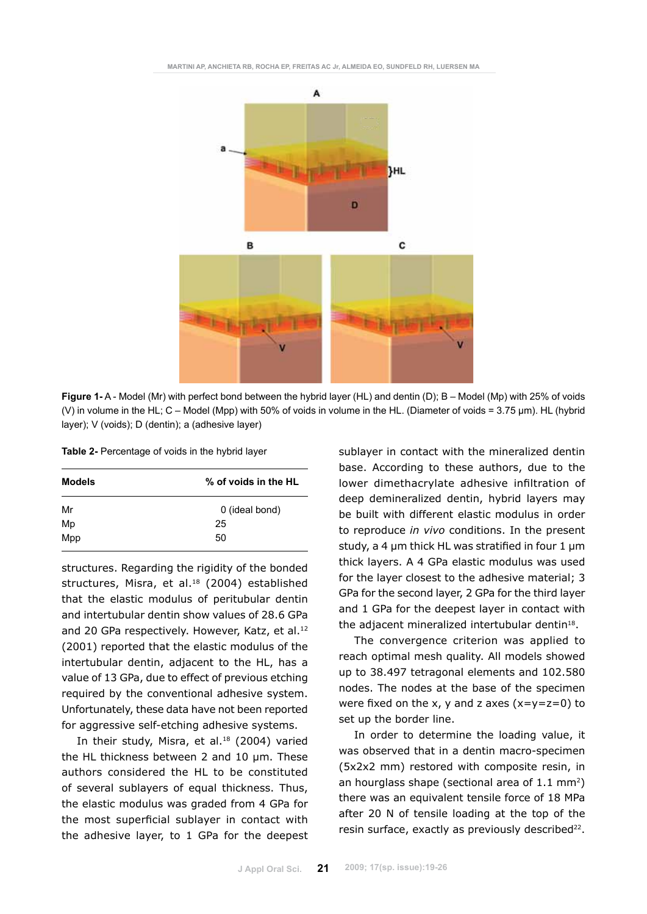**Figure 1-** A - Model (Mr) with perfect bond between the hybrid layer (HL) and dentin (D); B – Model (Mp) with 25% of voids (V) in volume in the HL; C – Model (Mpp) with 50% of voids in volume in the HL. (Diameter of voids = 3.75 µm). HL (hybrid layer); V (voids); D (dentin); a (adhesive layer)

**Table 2-** Percentage of voids in the hybrid layer

| Models | % of voids in the HL |
|---|---|
| Mr | 0 (ideal bond) |
| Mp | 25 |
| Mpp | 50 |

structures. Regarding the rigidity of the bonded structures, Misra, et al.[18] (2004) established that the elastic modulus of peritubular dentin and intertubular dentin show values of 28.6 GPa and 20 GPa respectively. However, Katz, et al.[12] (2001) reported that the elastic modulus of the intertubular dentin, adjacent to the HL, has a value of 13 GPa, due to effect of previous etching required by the conventional adhesive system. Unfortunately, these data have not been reported for aggressive self-etching adhesive systems.

In their study, Misra, et al.[18] (2004) varied the HL thickness between 2 and 10 µm. These authors considered the HL to be constituted of several sublayers of equal thickness. Thus, the elastic modulus was graded from 4 GPa for the most superficial sublayer in contact with the adhesive layer, to 1 GPa for the deepest sublayer in contact with the mineralized dentin base. According to these authors, due to the lower dimethacrylate adhesive infiltration of deep demineralized dentin, hybrid layers may be built with different elastic modulus in order to reproduce *in vivo* conditions. In the present study, a 4 µm thick HL was stratified in four 1 µm thick layers. A 4 GPa elastic modulus was used for the layer closest to the adhesive material; 3 GPa for the second layer, 2 GPa for the third layer and 1 GPa for the deepest layer in contact with the adjacent mineralized intertubular dentin[18].

The convergence criterion was applied to reach optimal mesh quality. All models showed up to 38.497 tetragonal elements and 102.580 nodes. The nodes at the base of the specimen were fixed on the x, y and z axes (x=y=z=0) to set up the border line.

In order to determine the loading value, it was observed that in a dentin macro-specimen (5x2x2 mm) restored with composite resin, in an hourglass shape (sectional area of 1.1 mm$^2$) there was an equivalent tensile force of 18 MPa after 20 N of tensile loading at the top of the resin surface, exactly as previously described[22].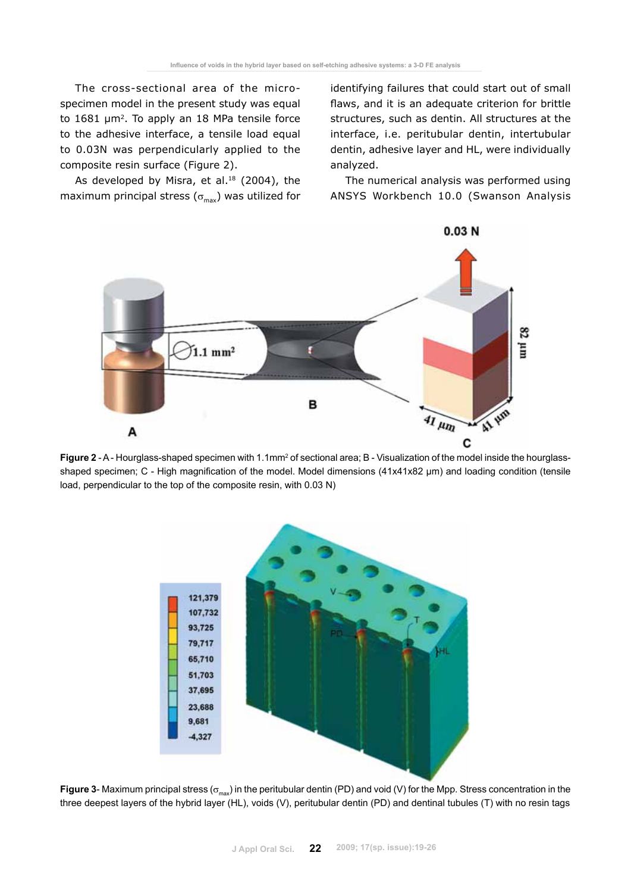The cross-sectional area of the micro-specimen model in the present study was equal to 1681 μm². To apply an 18 MPa tensile force to the adhesive interface, a tensile load equal to 0.03N was perpendicularly applied to the composite resin surface (Figure 2).

As developed by Misra, et al.[18] (2004), the maximum principal stress ($\sigma_{max}$) was utilized for identifying failures that could start out of small flaws, and it is an adequate criterion for brittle structures, such as dentin. All structures at the interface, i.e. peritubular dentin, intertubular dentin, adhesive layer and HL, were individually analyzed.

The numerical analysis was performed using ANSYS Workbench 10.0 (Swanson Analysis

**Figure 2** - A - Hourglass-shaped specimen with 1.1mm² of sectional area; B - Visualization of the model inside the hourglass-shaped specimen; C - High magnification of the model. Model dimensions (41x41x82 μm) and loading condition (tensile load, perpendicular to the top of the composite resin, with 0.03 N)

**Figure 3**- Maximum principal stress ($\sigma_{max}$) in the peritubular dentin (PD) and void (V) for the Mpp. Stress concentration in the three deepest layers of the hybrid layer (HL), voids (V), peritubular dentin (PD) and dentinal tubules (T) with no resin tags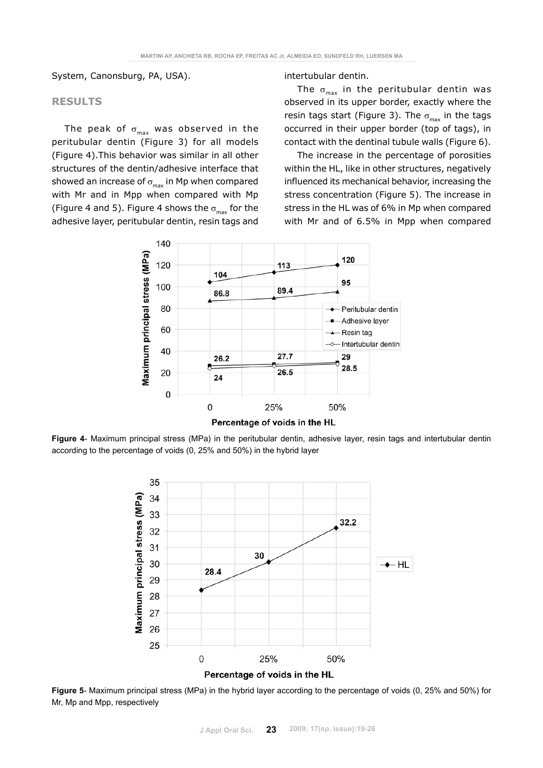System, Canonsburg, PA, USA).

## RESULTS

The peak of $\sigma_{max}$ was observed in the peritubular dentin (Figure 3) for all models (Figure 4).This behavior was similar in all other structures of the dentin/adhesive interface that showed an increase of $\sigma_{max}$ in Mp when compared with Mr and in Mpp when compared with Mp (Figure 4 and 5). Figure 4 shows the $\sigma_{max}$ for the adhesive layer, peritubular dentin, resin tags and intertubular dentin.

The $\sigma_{max}$ in the peritubular dentin was observed in its upper border, exactly where the resin tags start (Figure 3). The $\sigma_{max}$ in the tags occurred in their upper border (top of tags), in contact with the dentinal tubule walls (Figure 6).

The increase in the percentage of porosities within the HL, like in other structures, negatively influenced its mechanical behavior, increasing the stress concentration (Figure 5). The increase in stress in the HL was of 6% in Mp when compared with Mr and of 6.5% in Mpp when compared

**Figure 4**- Maximum principal stress (MPa) in the peritubular dentin, adhesive layer, resin tags and intertubular dentin according to the percentage of voids (0, 25% and 50%) in the hybrid layer

**Figure 5**- Maximum principal stress (MPa) in the hybrid layer according to the percentage of voids (0, 25% and 50%) for Mr, Mp and Mpp, respectively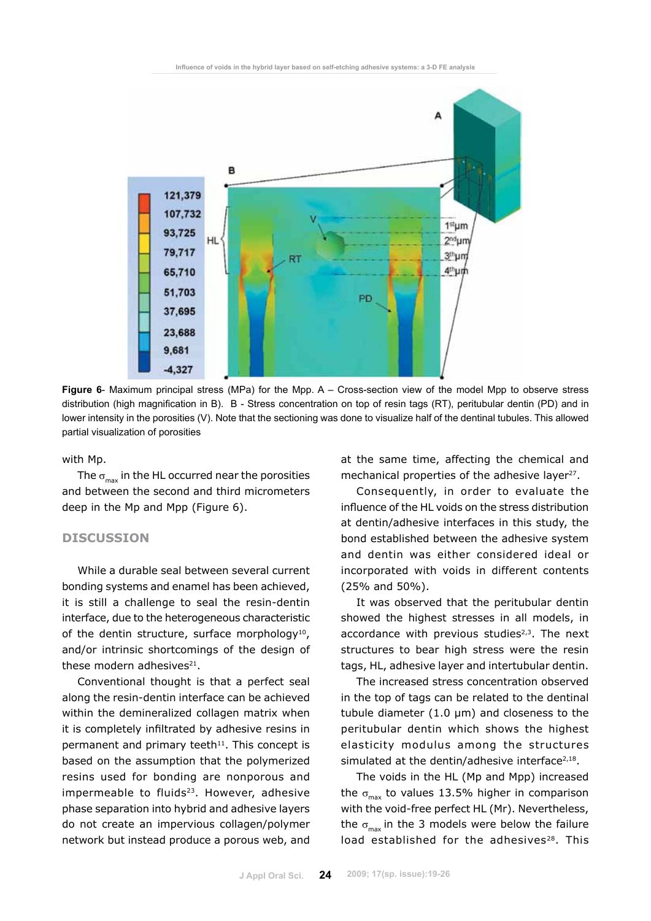**Figure 6**- Maximum principal stress (MPa) for the Mpp. A – Cross-section view of the model Mpp to observe stress distribution (high magnification in B). B - Stress concentration on top of resin tags (RT), peritubular dentin (PD) and in lower intensity in the porosities (V). Note that the sectioning was done to visualize half of the dentinal tubules. This allowed partial visualization of porosities

with Mp.

The $\sigma_{max}$ in the HL occurred near the porosities and between the second and third micrometers deep in the Mp and Mpp (Figure 6).

## DISCUSSION

While a durable seal between several current bonding systems and enamel has been achieved, it is still a challenge to seal the resin-dentin interface, due to the heterogeneous characteristic of the dentin structure, surface morphology[10], and/or intrinsic shortcomings of the design of these modern adhesives[21].

Conventional thought is that a perfect seal along the resin-dentin interface can be achieved within the demineralized collagen matrix when it is completely infiltrated by adhesive resins in permanent and primary teeth[11]. This concept is based on the assumption that the polymerized resins used for bonding are nonporous and impermeable to fluids[23]. However, adhesive phase separation into hybrid and adhesive layers do not create an impervious collagen/polymer network but instead produce a porous web, and at the same time, affecting the chemical and mechanical properties of the adhesive layer[27].

Consequently, in order to evaluate the influence of the HL voids on the stress distribution at dentin/adhesive interfaces in this study, the bond established between the adhesive system and dentin was either considered ideal or incorporated with voids in different contents (25% and 50%).

It was observed that the peritubular dentin showed the highest stresses in all models, in accordance with previous studies[2,3]. The next structures to bear high stress were the resin tags, HL, adhesive layer and intertubular dentin.

The increased stress concentration observed in the top of tags can be related to the dentinal tubule diameter (1.0 µm) and closeness to the peritubular dentin which shows the highest elasticity modulus among the structures simulated at the dentin/adhesive interface[2,18].

The voids in the HL (Mp and Mpp) increased the $\sigma_{max}$ to values 13.5% higher in comparison with the void-free perfect HL (Mr). Nevertheless, the $\sigma_{max}$ in the 3 models were below the failure load established for the adhesives[28]. This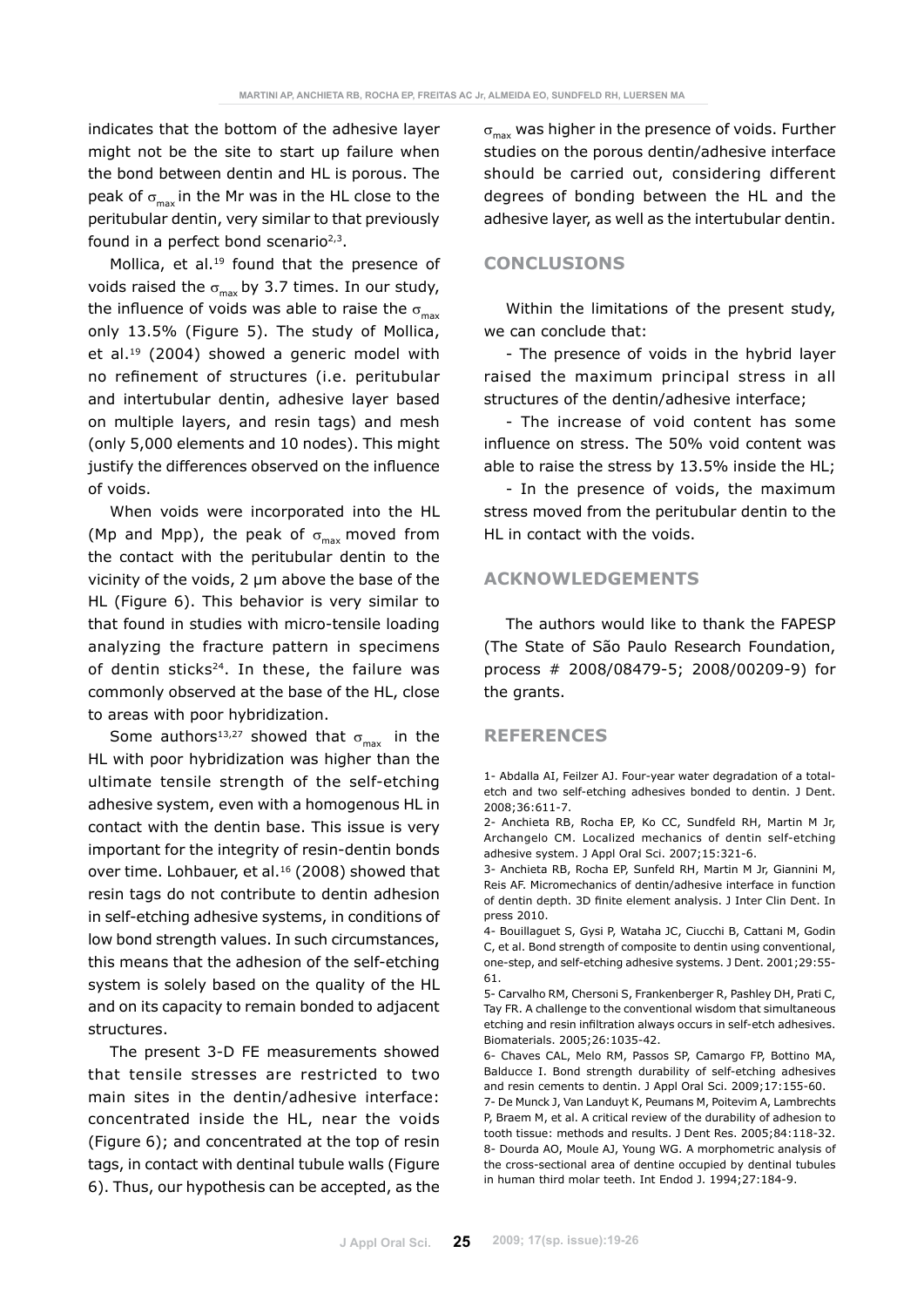indicates that the bottom of the adhesive layer might not be the site to start up failure when the bond between dentin and HL is porous. The peak of $\sigma_{max}$ in the Mr was in the HL close to the peritubular dentin, very similar to that previously found in a perfect bond scenario[2,3].

Mollica, et al.[19] found that the presence of voids raised the $\sigma_{max}$ by 3.7 times. In our study, the influence of voids was able to raise the $\sigma_{max}$ only 13.5% (Figure 5). The study of Mollica, et al.[19] (2004) showed a generic model with no refinement of structures (i.e. peritubular and intertubular dentin, adhesive layer based on multiple layers, and resin tags) and mesh (only 5,000 elements and 10 nodes). This might justify the differences observed on the influence of voids.

When voids were incorporated into the HL (Mp and Mpp), the peak of $\sigma_{max}$ moved from the contact with the peritubular dentin to the vicinity of the voids, 2 µm above the base of the HL (Figure 6). This behavior is very similar to that found in studies with micro-tensile loading analyzing the fracture pattern in specimens of dentin sticks[24]. In these, the failure was commonly observed at the base of the HL, close to areas with poor hybridization.

Some authors[13,27] showed that $\sigma_{max}$ in the HL with poor hybridization was higher than the ultimate tensile strength of the self-etching adhesive system, even with a homogenous HL in contact with the dentin base. This issue is very important for the integrity of resin-dentin bonds over time. Lohbauer, et al.[16] (2008) showed that resin tags do not contribute to dentin adhesion in self-etching adhesive systems, in conditions of low bond strength values. In such circumstances, this means that the adhesion of the self-etching system is solely based on the quality of the HL and on its capacity to remain bonded to adjacent structures.

The present 3-D FE measurements showed that tensile stresses are restricted to two main sites in the dentin/adhesive interface: concentrated inside the HL, near the voids (Figure 6); and concentrated at the top of resin tags, in contact with dentinal tubule walls (Figure 6). Thus, our hypothesis can be accepted, as the $\sigma_{max}$ was higher in the presence of voids. Further studies on the porous dentin/adhesive interface should be carried out, considering different degrees of bonding between the HL and the adhesive layer, as well as the intertubular dentin.

## CONCLUSIONS

Within the limitations of the present study, we can conclude that:

- The presence of voids in the hybrid layer raised the maximum principal stress in all structures of the dentin/adhesive interface;

- The increase of void content has some influence on stress. The 50% void content was able to raise the stress by 13.5% inside the HL;

- In the presence of voids, the maximum stress moved from the peritubular dentin to the HL in contact with the voids.

## ACKNOWLEDGEMENTS

The authors would like to thank the FAPESP (The State of São Paulo Research Foundation, process # 2008/08479-5; 2008/00209-9) for the grants.

## REFERENCES

1- Abdalla AI, Feilzer AJ. Four-year water degradation of a total-etch and two self-etching adhesives bonded to dentin. J Dent. 2008;36:611-7.

2- Anchieta RB, Rocha EP, Ko CC, Sundfeld RH, Martin M Jr, Archangelo CM. Localized mechanics of dentin self-etching adhesive system. J Appl Oral Sci. 2007;15:321-6.

3- Anchieta RB, Rocha EP, Sunfeld RH, Martin M Jr, Giannini M, Reis AF. Micromechanics of dentin/adhesive interface in function of dentin depth. 3D finite element analysis. J Inter Clin Dent. In press 2010.

4- Bouillaguet S, Gysi P, Wataha JC, Ciucchi B, Cattani M, Godin C, et al. Bond strength of composite to dentin using conventional, one-step, and self-etching adhesive systems. J Dent. 2001;29:55-61.

5- Carvalho RM, Chersoni S, Frankenberger R, Pashley DH, Prati C, Tay FR. A challenge to the conventional wisdom that simultaneous etching and resin infiltration always occurs in self-etch adhesives. Biomaterials. 2005;26:1035-42.

6- Chaves CAL, Melo RM, Passos SP, Camargo FP, Bottino MA, Balducce I. Bond strength durability of self-etching adhesives and resin cements to dentin. J Appl Oral Sci. 2009;17:155-60.

7- De Munck J, Van Landuyt K, Peumans M, Poitevim A, Lambrechts P, Braem M, et al. A critical review of the durability of adhesion to tooth tissue: methods and results. J Dent Res. 2005;84:118-32.

8- Dourda AO, Moule AJ, Young WG. A morphometric analysis of the cross-sectional area of dentine occupied by dentinal tubules in human third molar teeth. Int Endod J. 1994;27:184-9.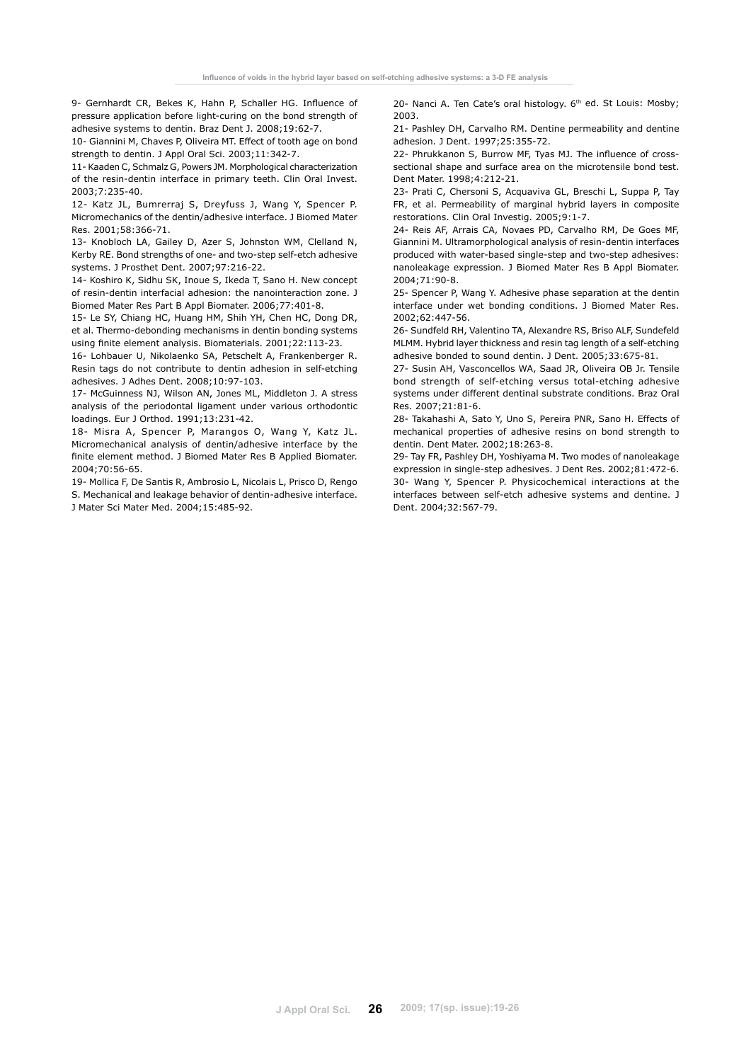9- Gernhardt CR, Bekes K, Hahn P, Schaller HG. Influence of pressure application before light-curing on the bond strength of adhesive systems to dentin. Braz Dent J. 2008;19:62-7.

10- Giannini M, Chaves P, Oliveira MT. Effect of tooth age on bond strength to dentin. J Appl Oral Sci. 2003;11:342-7.

11- Kaaden C, Schmalz G, Powers JM. Morphological characterization of the resin-dentin interface in primary teeth. Clin Oral Invest. 2003;7:235-40.

12- Katz JL, Bumrerraj S, Dreyfuss J, Wang Y, Spencer P. Micromechanics of the dentin/adhesive interface. J Biomed Mater Res. 2001;58:366-71.

13- Knobloch LA, Gailey D, Azer S, Johnston WM, Clelland N, Kerby RE. Bond strengths of one- and two-step self-etch adhesive systems. J Prosthet Dent. 2007;97:216-22.

14- Koshiro K, Sidhu SK, Inoue S, Ikeda T, Sano H. New concept of resin-dentin interfacial adhesion: the nanointeraction zone. J Biomed Mater Res Part B Appl Biomater. 2006;77:401-8.

15- Le SY, Chiang HC, Huang HM, Shih YH, Chen HC, Dong DR, et al. Thermo-debonding mechanisms in dentin bonding systems using finite element analysis. Biomaterials. 2001;22:113-23.

16- Lohbauer U, Nikolaenko SA, Petschelt A, Frankenberger R. Resin tags do not contribute to dentin adhesion in self-etching adhesives. J Adhes Dent. 2008;10:97-103.

17- McGuinness NJ, Wilson AN, Jones ML, Middleton J. A stress analysis of the periodontal ligament under various orthodontic loadings. Eur J Orthod. 1991;13:231-42.

18- Misra A, Spencer P, Marangos O, Wang Y, Katz JL. Micromechanical analysis of dentin/adhesive interface by the finite element method. J Biomed Mater Res B Applied Biomater. 2004;70:56-65.

19- Mollica F, De Santis R, Ambrosio L, Nicolais L, Prisco D, Rengo S. Mechanical and leakage behavior of dentin-adhesive interface. J Mater Sci Mater Med. 2004;15:485-92.

20- Nanci A. Ten Cate's oral histology. 6th ed. St Louis: Mosby; 2003.

21- Pashley DH, Carvalho RM. Dentine permeability and dentine adhesion. J Dent. 1997;25:355-72.

22- Phrukkanon S, Burrow MF, Tyas MJ. The influence of cross-sectional shape and surface area on the microtensile bond test. Dent Mater. 1998;4:212-21.

23- Prati C, Chersoni S, Acquaviva GL, Breschi L, Suppa P, Tay FR, et al. Permeability of marginal hybrid layers in composite restorations. Clin Oral Investig. 2005;9:1-7.

24- Reis AF, Arrais CA, Novaes PD, Carvalho RM, De Goes MF, Giannini M. Ultramorphological analysis of resin-dentin interfaces produced with water-based single-step and two-step adhesives: nanoleakage expression. J Biomed Mater Res B Appl Biomater. 2004;71:90-8.

25- Spencer P, Wang Y. Adhesive phase separation at the dentin interface under wet bonding conditions. J Biomed Mater Res. 2002;62:447-56.

26- Sundfeld RH, Valentino TA, Alexandre RS, Briso ALF, Sundefeld MLMM. Hybrid layer thickness and resin tag length of a self-etching adhesive bonded to sound dentin. J Dent. 2005;33:675-81.

27- Susin AH, Vasconcellos WA, Saad JR, Oliveira OB Jr. Tensile bond strength of self-etching versus total-etching adhesive systems under different dentinal substrate conditions. Braz Oral Res. 2007;21:81-6.

28- Takahashi A, Sato Y, Uno S, Pereira PNR, Sano H. Effects of mechanical properties of adhesive resins on bond strength to dentin. Dent Mater. 2002;18:263-8.

29- Tay FR, Pashley DH, Yoshiyama M. Two modes of nanoleakage expression in single-step adhesives. J Dent Res. 2002;81:472-6.

30- Wang Y, Spencer P. Physicochemical interactions at the interfaces between self-etch adhesive systems and dentine. J Dent. 2004;32:567-79.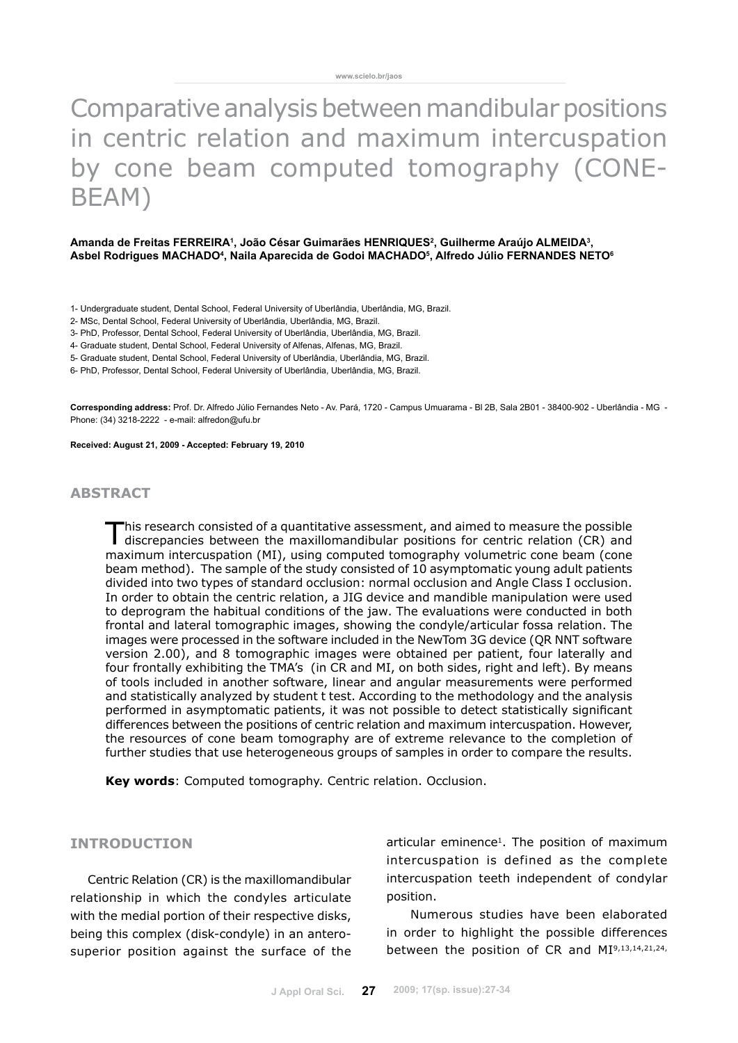# Comparative analysis between mandibular positions in centric relation and maximum intercuspation by cone beam computed tomography (CONE-BEAM)

**Amanda de Freitas FERREIRA[1], João César Guimarães HENRIQUES[2], Guilherme Araújo ALMEIDA[3], Asbel Rodrigues MACHADO[4], Naila Aparecida de Godoi MACHADO[5], Alfredo Júlio FERNANDES NETO[6]**

1- Undergraduate student, Dental School, Federal University of Uberlândia, Uberlândia, MG, Brazil.

2- MSc, Dental School, Federal University of Uberlândia, Uberlândia, MG, Brazil.

3- PhD, Professor, Dental School, Federal University of Uberlândia, Uberlândia, MG, Brazil.

4- Graduate student, Dental School, Federal University of Alfenas, Alfenas, MG, Brazil.

5- Graduate student, Dental School, Federal University of Uberlândia, Uberlândia, MG, Brazil.

6- PhD, Professor, Dental School, Federal University of Uberlândia, Uberlândia, MG, Brazil.

**Corresponding address:** Prof. Dr. Alfredo Júlio Fernandes Neto - Av. Pará, 1720 - Campus Umuarama - Bl 2B, Sala 2B01 - 38400-902 - Uberlândia - MG - Phone: (34) 3218-2222 - e-mail: alfredon@ufu.br

**Received: August 21, 2009 - Accepted: February 19, 2010**

## ABSTRACT

This research consisted of a quantitative assessment, and aimed to measure the possible discrepancies between the maxillomandibular positions for centric relation (CR) and maximum intercuspation (MI), using computed tomography volumetric cone beam (cone beam method). The sample of the study consisted of 10 asymptomatic young adult patients divided into two types of standard occlusion: normal occlusion and Angle Class I occlusion. In order to obtain the centric relation, a JIG device and mandible manipulation were used to deprogram the habitual conditions of the jaw. The evaluations were conducted in both frontal and lateral tomographic images, showing the condyle/articular fossa relation. The images were processed in the software included in the NewTom 3G device (QR NNT software version 2.00), and 8 tomographic images were obtained per patient, four laterally and four frontally exhibiting the TMA's (in CR and MI, on both sides, right and left). By means of tools included in another software, linear and angular measurements were performed and statistically analyzed by student t test. According to the methodology and the analysis performed in asymptomatic patients, it was not possible to detect statistically significant differences between the positions of centric relation and maximum intercuspation. However, the resources of cone beam tomography are of extreme relevance to the completion of further studies that use heterogeneous groups of samples in order to compare the results.

**Key words**: Computed tomography. Centric relation. Occlusion.

## INTRODUCTION

Centric Relation (CR) is the maxillomandibular relationship in which the condyles articulate with the medial portion of their respective disks, being this complex (disk-condyle) in an antero-superior position against the surface of the articular eminence[1]. The position of maximum intercuspation is defined as the complete intercuspation teeth independent of condylar position.

Numerous studies have been elaborated in order to highlight the possible differences between the position of CR and MI[9,13,14,21,24,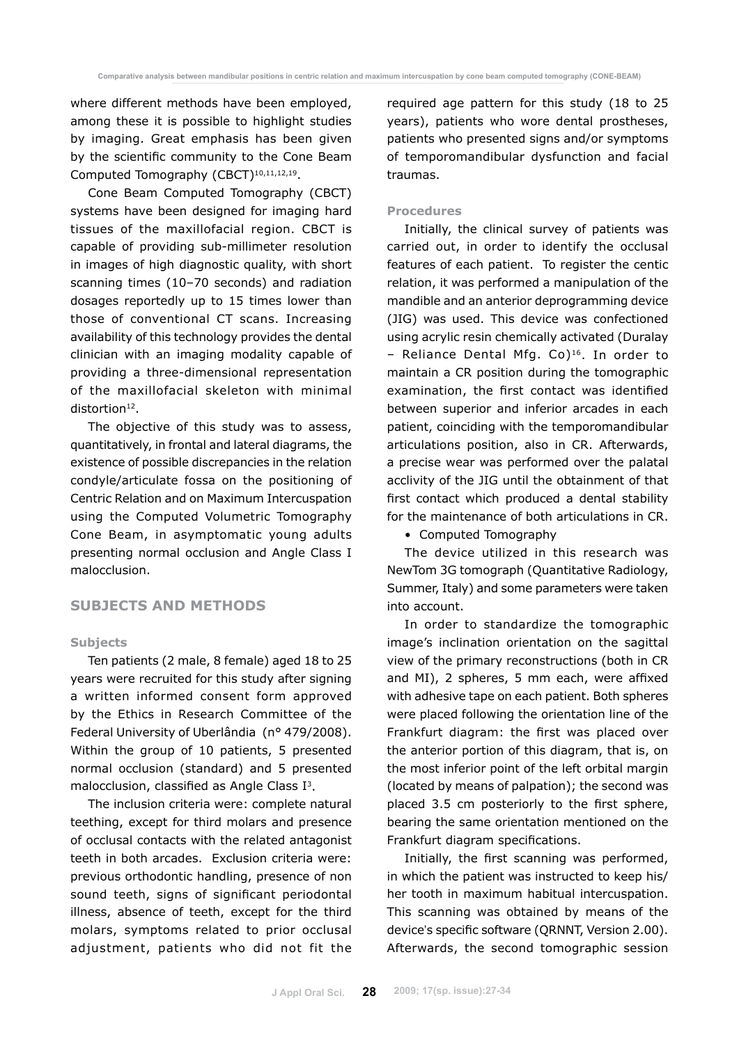where different methods have been employed, among these it is possible to highlight studies by imaging. Great emphasis has been given by the scientific community to the Cone Beam Computed Tomography (CBCT)[10,11,12,19].

Cone Beam Computed Tomography (CBCT) systems have been designed for imaging hard tissues of the maxillofacial region. CBCT is capable of providing sub-millimeter resolution in images of high diagnostic quality, with short scanning times (10–70 seconds) and radiation dosages reportedly up to 15 times lower than those of conventional CT scans. Increasing availability of this technology provides the dental clinician with an imaging modality capable of providing a three-dimensional representation of the maxillofacial skeleton with minimal distortion[12].

The objective of this study was to assess, quantitatively, in frontal and lateral diagrams, the existence of possible discrepancies in the relation condyle/articulate fossa on the positioning of Centric Relation and on Maximum Intercuspation using the Computed Volumetric Tomography Cone Beam, in asymptomatic young adults presenting normal occlusion and Angle Class I malocclusion.

## SUBJECTS AND METHODS

### Subjects

Ten patients (2 male, 8 female) aged 18 to 25 years were recruited for this study after signing a written informed consent form approved by the Ethics in Research Committee of the Federal University of Uberlândia (n° 479/2008). Within the group of 10 patients, 5 presented normal occlusion (standard) and 5 presented malocclusion, classified as Angle Class I[3].

The inclusion criteria were: complete natural teething, except for third molars and presence of occlusal contacts with the related antagonist teeth in both arcades. Exclusion criteria were: previous orthodontic handling, presence of non sound teeth, signs of significant periodontal illness, absence of teeth, except for the third molars, symptoms related to prior occlusal adjustment, patients who did not fit the required age pattern for this study (18 to 25 years), patients who wore dental prostheses, patients who presented signs and/or symptoms of temporomandibular dysfunction and facial traumas.

### Procedures

Initially, the clinical survey of patients was carried out, in order to identify the occlusal features of each patient. To register the centic relation, it was performed a manipulation of the mandible and an anterior deprogramming device (JIG) was used. This device was confectioned using acrylic resin chemically activated (Duralay – Reliance Dental Mfg. Co)[16]. In order to maintain a CR position during the tomographic examination, the first contact was identified between superior and inferior arcades in each patient, coinciding with the temporomandibular articulations position, also in CR. Afterwards, a precise wear was performed over the palatal acclivity of the JIG until the obtainment of that first contact which produced a dental stability for the maintenance of both articulations in CR.

- Computed Tomography

The device utilized in this research was NewTom 3G tomograph (Quantitative Radiology, Summer, Italy) and some parameters were taken into account.

In order to standardize the tomographic image's inclination orientation on the sagittal view of the primary reconstructions (both in CR and MI), 2 spheres, 5 mm each, were affixed with adhesive tape on each patient. Both spheres were placed following the orientation line of the Frankfurt diagram: the first was placed over the anterior portion of this diagram, that is, on the most inferior point of the left orbital margin (located by means of palpation); the second was placed 3.5 cm posteriorly to the first sphere, bearing the same orientation mentioned on the Frankfurt diagram specifications.

Initially, the first scanning was performed, in which the patient was instructed to keep his/her tooth in maximum habitual intercuspation. This scanning was obtained by means of the device's specific software (QRNNT, Version 2.00). Afterwards, the second tomographic session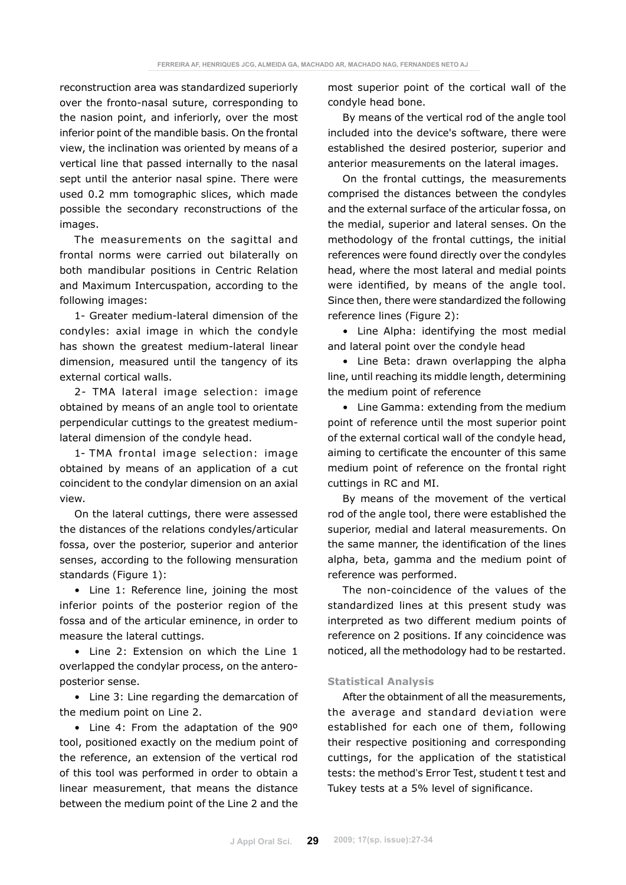reconstruction area was standardized superiorly over the fronto-nasal suture, corresponding to the nasion point, and inferiorly, over the most inferior point of the mandible basis. On the frontal view, the inclination was oriented by means of a vertical line that passed internally to the nasal sept until the anterior nasal spine. There were used 0.2 mm tomographic slices, which made possible the secondary reconstructions of the images.

The measurements on the sagittal and frontal norms were carried out bilaterally on both mandibular positions in Centric Relation and Maximum Intercuspation, according to the following images:

1- Greater medium-lateral dimension of the condyles: axial image in which the condyle has shown the greatest medium-lateral linear dimension, measured until the tangency of its external cortical walls.

2- TMA lateral image selection: image obtained by means of an angle tool to orientate perpendicular cuttings to the greatest medium-lateral dimension of the condyle head.

1- TMA frontal image selection: image obtained by means of an application of a cut coincident to the condylar dimension on an axial view.

On the lateral cuttings, there were assessed the distances of the relations condyles/articular fossa, over the posterior, superior and anterior senses, according to the following mensuration standards (Figure 1):

- Line 1: Reference line, joining the most inferior points of the posterior region of the fossa and of the articular eminence, in order to measure the lateral cuttings.
- Line 2: Extension on which the Line 1 overlapped the condylar process, on the antero-posterior sense.
- Line 3: Line regarding the demarcation of the medium point on Line 2.
- Line 4: From the adaptation of the 90º tool, positioned exactly on the medium point of the reference, an extension of the vertical rod of this tool was performed in order to obtain a linear measurement, that means the distance between the medium point of the Line 2 and the most superior point of the cortical wall of the condyle head bone.

By means of the vertical rod of the angle tool included into the device's software, there were established the desired posterior, superior and anterior measurements on the lateral images.

On the frontal cuttings, the measurements comprised the distances between the condyles and the external surface of the articular fossa, on the medial, superior and lateral senses. On the methodology of the frontal cuttings, the initial references were found directly over the condyles head, where the most lateral and medial points were identified, by means of the angle tool. Since then, there were standardized the following reference lines (Figure 2):

- Line Alpha: identifying the most medial and lateral point over the condyle head
- Line Beta: drawn overlapping the alpha line, until reaching its middle length, determining the medium point of reference
- Line Gamma: extending from the medium point of reference until the most superior point of the external cortical wall of the condyle head, aiming to certificate the encounter of this same medium point of reference on the frontal right cuttings in RC and MI.

By means of the movement of the vertical rod of the angle tool, there were established the superior, medial and lateral measurements. On the same manner, the identification of the lines alpha, beta, gamma and the medium point of reference was performed.

The non-coincidence of the values of the standardized lines at this present study was interpreted as two different medium points of reference on 2 positions. If any coincidence was noticed, all the methodology had to be restarted.

### Statistical Analysis

After the obtainment of all the measurements, the average and standard deviation were established for each one of them, following their respective positioning and corresponding cuttings, for the application of the statistical tests: the method's Error Test, student t test and Tukey tests at a 5% level of significance.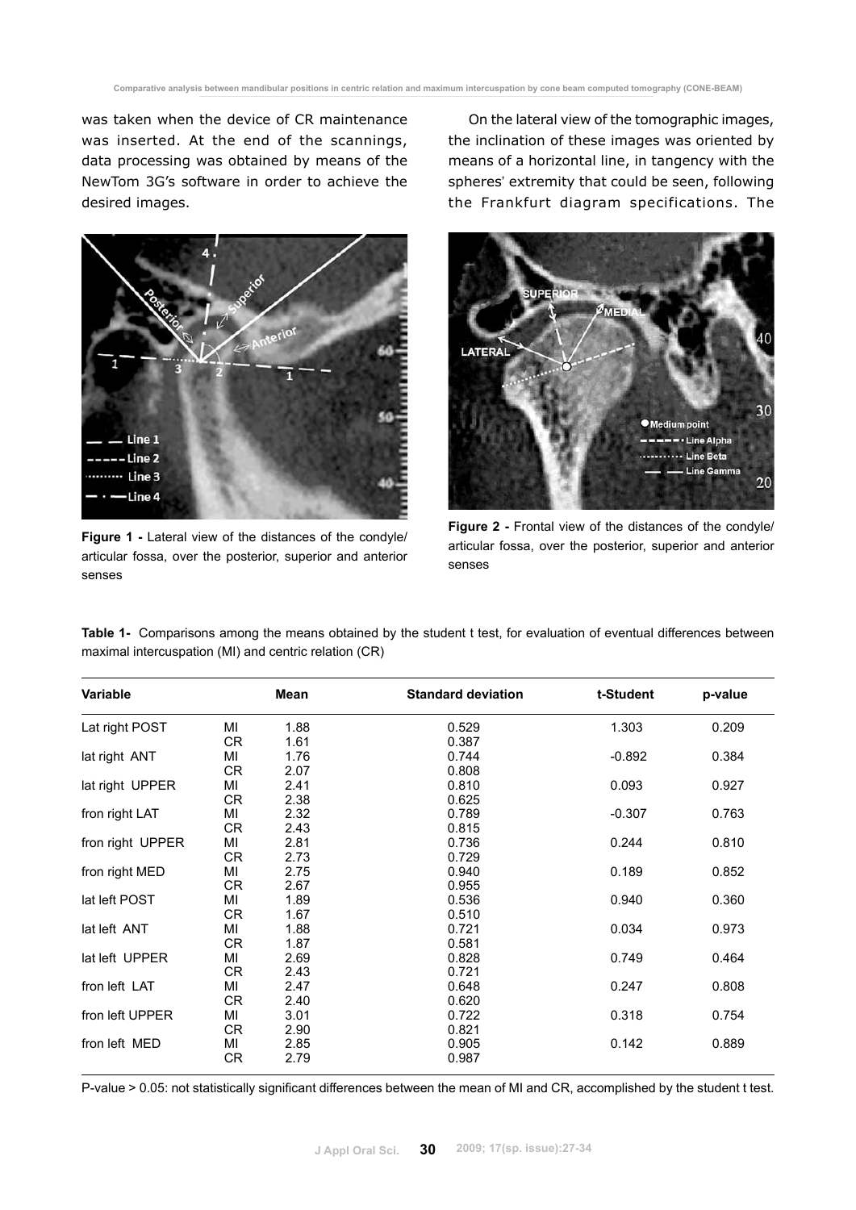was taken when the device of CR maintenance was inserted. At the end of the scannings, data processing was obtained by means of the NewTom 3G's software in order to achieve the desired images.

On the lateral view of the tomographic images, the inclination of these images was oriented by means of a horizontal line, in tangency with the spheres' extremity that could be seen, following the Frankfurt diagram specifications. The

**Figure 1 -** Lateral view of the distances of the condyle/ articular fossa, over the posterior, superior and anterior senses

**Figure 2 -** Frontal view of the distances of the condyle/ articular fossa, over the posterior, superior and anterior senses

**Table 1-** Comparisons among the means obtained by the student t test, for evaluation of eventual differences between maximal intercuspation (MI) and centric relation (CR)

| Variable | | Mean | Standard deviation | t-Student | p-value |
|---|---|---|---|---|---|
| Lat right POST | MI | 1.88 | 0.529 | 1.303 | 0.209 |
| | CR | 1.61 | 0.387 | | |
| lat right ANT | MI | 1.76 | 0.744 | -0.892 | 0.384 |
| | CR | 2.07 | 0.808 | | |
| lat right UPPER | MI | 2.41 | 0.810 | 0.093 | 0.927 |
| | CR | 2.38 | 0.625 | | |
| fron right LAT | MI | 2.32 | 0.789 | -0.307 | 0.763 |
| | CR | 2.43 | 0.815 | | |
| fron right UPPER | MI | 2.81 | 0.736 | 0.244 | 0.810 |
| | CR | 2.73 | 0.729 | | |
| fron right MED | MI | 2.75 | 0.940 | 0.189 | 0.852 |
| | CR | 2.67 | 0.955 | | |
| lat left POST | MI | 1.89 | 0.536 | 0.940 | 0.360 |
| | CR | 1.67 | 0.510 | | |
| lat left ANT | MI | 1.88 | 0.721 | 0.034 | 0.973 |
| | CR | 1.87 | 0.581 | | |
| lat left UPPER | MI | 2.69 | 0.828 | 0.749 | 0.464 |
| | CR | 2.43 | 0.721 | | |
| fron left LAT | MI | 2.47 | 0.648 | 0.247 | 0.808 |
| | CR | 2.40 | 0.620 | | |
| fron left UPPER | MI | 3.01 | 0.722 | 0.318 | 0.754 |
| | CR | 2.90 | 0.821 | | |
| fron left MED | MI | 2.85 | 0.905 | 0.142 | 0.889 |
| | CR | 2.79 | 0.987 | | |

P-value > 0.05: not statistically significant differences between the mean of MI and CR, accomplished by the student t test.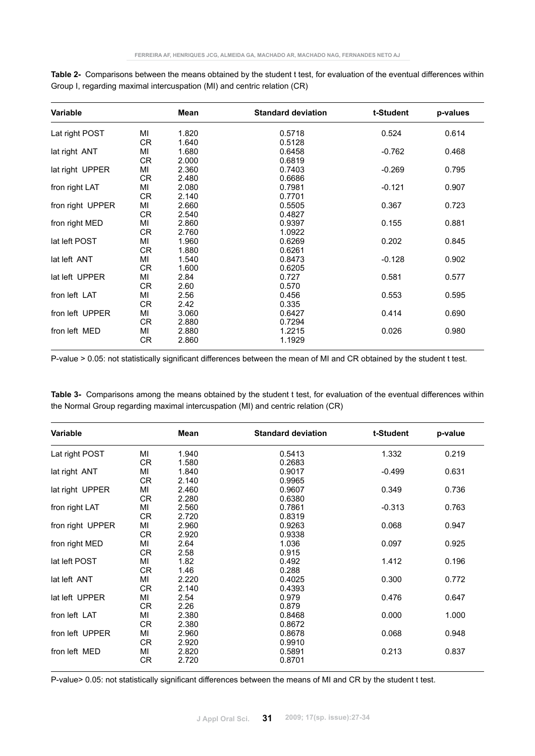**Table 2-** Comparisons between the means obtained by the student t test, for evaluation of the eventual differences within Group I, regarding maximal intercuspation (MI) and centric relation (CR)

| Variable | | Mean | Standard deviation | t-Student | p-values |
|---|---|---|---|---|---|
| Lat right POST | MI | 1.820 | 0.5718 | 0.524 | 0.614 |
| | CR | 1.640 | 0.5128 | | |
| lat right ANT | MI | 1.680 | 0.6458 | -0.762 | 0.468 |
| | CR | 2.000 | 0.6819 | | |
| lat right UPPER | MI | 2.360 | 0.7403 | -0.269 | 0.795 |
| | CR | 2.480 | 0.6686 | | |
| fron right LAT | MI | 2.080 | 0.7981 | -0.121 | 0.907 |
| | CR | 2.140 | 0.7701 | | |
| fron right UPPER | MI | 2.660 | 0.5505 | 0.367 | 0.723 |
| | CR | 2.540 | 0.4827 | | |
| fron right MED | MI | 2.860 | 0.9397 | 0.155 | 0.881 |
| | CR | 2.760 | 1.0922 | | |
| lat left POST | MI | 1.960 | 0.6269 | 0.202 | 0.845 |
| | CR | 1.880 | 0.6261 | | |
| lat left ANT | MI | 1.540 | 0.8473 | -0.128 | 0.902 |
| | CR | 1.600 | 0.6205 | | |
| lat left UPPER | MI | 2.84 | 0.727 | 0.581 | 0.577 |
| | CR | 2.60 | 0.570 | | |
| fron left LAT | MI | 2.56 | 0.456 | 0.553 | 0.595 |
| | CR | 2.42 | 0.335 | | |
| fron left UPPER | MI | 3.060 | 0.6427 | 0.414 | 0.690 |
| | CR | 2.880 | 0.7294 | | |
| fron left MED | MI | 2.880 | 1.2215 | 0.026 | 0.980 |
| | CR | 2.860 | 1.1929 | | |

P-value > 0.05: not statistically significant differences between the mean of MI and CR obtained by the student t test.

**Table 3-** Comparisons among the means obtained by the student t test, for evaluation of the eventual differences within the Normal Group regarding maximal intercuspation (MI) and centric relation (CR)

| Variable | | Mean | Standard deviation | t-Student | p-value |
|---|---|---|---|---|---|
| Lat right POST | MI | 1.940 | 0.5413 | 1.332 | 0.219 |
| | CR | 1.580 | 0.2683 | | |
| lat right ANT | MI | 1.840 | 0.9017 | -0.499 | 0.631 |
| | CR | 2.140 | 0.9965 | | |
| lat right UPPER | MI | 2.460 | 0.9607 | 0.349 | 0.736 |
| | CR | 2.280 | 0.6380 | | |
| fron right LAT | MI | 2.560 | 0.7861 | -0.313 | 0.763 |
| | CR | 2.720 | 0.8319 | | |
| fron right UPPER | MI | 2.960 | 0.9263 | 0.068 | 0.947 |
| | CR | 2.920 | 0.9338 | | |
| fron right MED | MI | 2.64 | 1.036 | 0.097 | 0.925 |
| | CR | 2.58 | 0.915 | | |
| lat left POST | MI | 1.82 | 0.492 | 1.412 | 0.196 |
| | CR | 1.46 | 0.288 | | |
| lat left ANT | MI | 2.220 | 0.4025 | 0.300 | 0.772 |
| | CR | 2.140 | 0.4393 | | |
| lat left UPPER | MI | 2.54 | 0.979 | 0.476 | 0.647 |
| | CR | 2.26 | 0.879 | | |
| fron left LAT | MI | 2.380 | 0.8468 | 0.000 | 1.000 |
| | CR | 2.380 | 0.8672 | | |
| fron left UPPER | MI | 2.960 | 0.8678 | 0.068 | 0.948 |
| | CR | 2.920 | 0.9910 | | |
| fron left MED | MI | 2.820 | 0.5891 | 0.213 | 0.837 |
| | CR | 2.720 | 0.8701 | | |

P-value> 0.05: not statistically significant differences between the means of MI and CR by the student t test.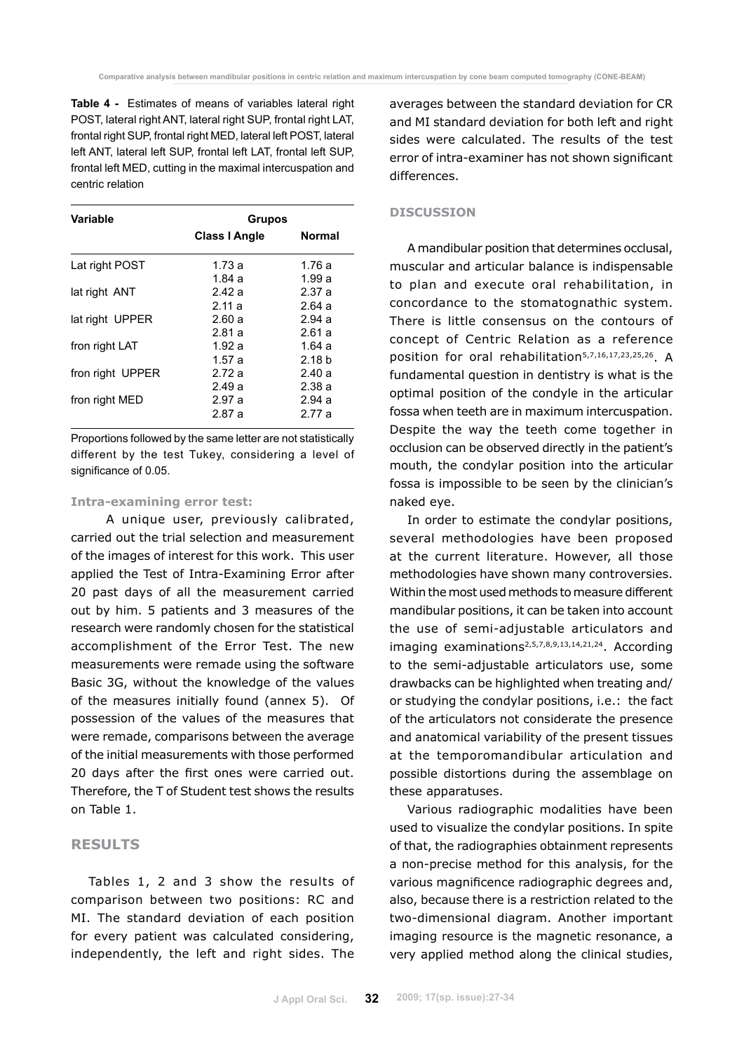**Table 4 -** Estimates of means of variables lateral right POST, lateral right ANT, lateral right SUP, frontal right LAT, frontal right SUP, frontal right MED, lateral left POST, lateral left ANT, lateral left SUP, frontal left LAT, frontal left SUP, frontal left MED, cutting in the maximal intercuspation and centric relation

| Variable | Grupos | |
|---|---|---|
| | Class I Angle | Normal |
| Lat right POST | 1.73 a | 1.76 a |
| | 1.84 a | 1.99 a |
| lat right ANT | 2.42 a | 2.37 a |
| | 2.11 a | 2.64 a |
| lat right UPPER | 2.60 a | 2.94 a |
| | 2.81 a | 2.61 a |
| fron right LAT | 1.92 a | 1.64 a |
| | 1.57 a | 2.18 b |
| fron right UPPER | 2.72 a | 2.40 a |
| | 2.49 a | 2.38 a |
| fron right MED | 2.97 a | 2.94 a |
| | 2.87 a | 2.77 a |

Proportions followed by the same letter are not statistically different by the test Tukey, considering a level of significance of 0.05.

### Intra-examining error test:

A unique user, previously calibrated, carried out the trial selection and measurement of the images of interest for this work. This user applied the Test of Intra-Examining Error after 20 past days of all the measurement carried out by him. 5 patients and 3 measures of the research were randomly chosen for the statistical accomplishment of the Error Test. The new measurements were remade using the software Basic 3G, without the knowledge of the values of the measures initially found (annex 5). Of possession of the values of the measures that were remade, comparisons between the average of the initial measurements with those performed 20 days after the first ones were carried out. Therefore, the T of Student test shows the results on Table 1.

## RESULTS

Tables 1, 2 and 3 show the results of comparison between two positions: RC and MI. The standard deviation of each position for every patient was calculated considering, independently, the left and right sides. The averages between the standard deviation for CR and MI standard deviation for both left and right sides were calculated. The results of the test error of intra-examiner has not shown significant differences.

## DISCUSSION

A mandibular position that determines occlusal, muscular and articular balance is indispensable to plan and execute oral rehabilitation, in concordance to the stomatognathic system. There is little consensus on the contours of concept of Centric Relation as a reference position for oral rehabilitation[5,7,16,17,23,25,26]. A fundamental question in dentistry is what is the optimal position of the condyle in the articular fossa when teeth are in maximum intercuspation. Despite the way the teeth come together in occlusion can be observed directly in the patient's mouth, the condylar position into the articular fossa is impossible to be seen by the clinician's naked eye.

In order to estimate the condylar positions, several methodologies have been proposed at the current literature. However, all those methodologies have shown many controversies. Within the most used methods to measure different mandibular positions, it can be taken into account the use of semi-adjustable articulators and imaging examinations[2,5,7,8,9,13,14,21,24]. According to the semi-adjustable articulators use, some drawbacks can be highlighted when treating and/or studying the condylar positions, i.e.: the fact of the articulators not considerate the presence and anatomical variability of the present tissues at the temporomandibular articulation and possible distortions during the assemblage on these apparatuses.

Various radiographic modalities have been used to visualize the condylar positions. In spite of that, the radiographies obtainment represents a non-precise method for this analysis, for the various magnificence radiographic degrees and, also, because there is a restriction related to the two-dimensional diagram. Another important imaging resource is the magnetic resonance, a very applied method along the clinical studies,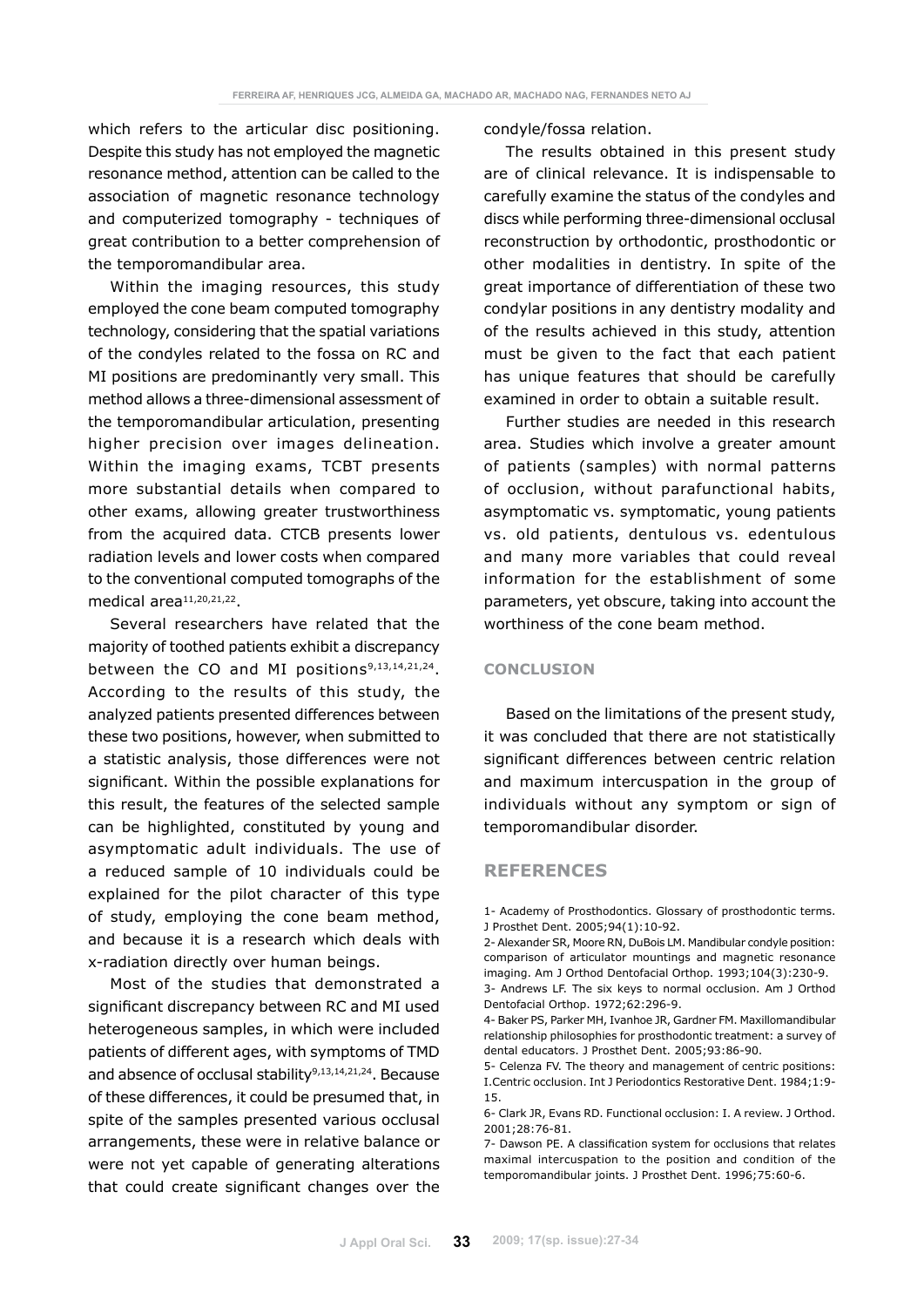which refers to the articular disc positioning. Despite this study has not employed the magnetic resonance method, attention can be called to the association of magnetic resonance technology and computerized tomography - techniques of great contribution to a better comprehension of the temporomandibular area.

Within the imaging resources, this study employed the cone beam computed tomography technology, considering that the spatial variations of the condyles related to the fossa on RC and MI positions are predominantly very small. This method allows a three-dimensional assessment of the temporomandibular articulation, presenting higher precision over images delineation. Within the imaging exams, TCBT presents more substantial details when compared to other exams, allowing greater trustworthiness from the acquired data. CTCB presents lower radiation levels and lower costs when compared to the conventional computed tomographs of the medical area[11,20,21,22].

Several researchers have related that the majority of toothed patients exhibit a discrepancy between the CO and MI positions[9,13,14,21,24]. According to the results of this study, the analyzed patients presented differences between these two positions, however, when submitted to a statistic analysis, those differences were not significant. Within the possible explanations for this result, the features of the selected sample can be highlighted, constituted by young and asymptomatic adult individuals. The use of a reduced sample of 10 individuals could be explained for the pilot character of this type of study, employing the cone beam method, and because it is a research which deals with x-radiation directly over human beings.

Most of the studies that demonstrated a significant discrepancy between RC and MI used heterogeneous samples, in which were included patients of different ages, with symptoms of TMD and absence of occlusal stability[9,13,14,21,24]. Because of these differences, it could be presumed that, in spite of the samples presented various occlusal arrangements, these were in relative balance or were not yet capable of generating alterations that could create significant changes over the condyle/fossa relation.

The results obtained in this present study are of clinical relevance. It is indispensable to carefully examine the status of the condyles and discs while performing three-dimensional occlusal reconstruction by orthodontic, prosthodontic or other modalities in dentistry. In spite of the great importance of differentiation of these two condylar positions in any dentistry modality and of the results achieved in this study, attention must be given to the fact that each patient has unique features that should be carefully examined in order to obtain a suitable result.

Further studies are needed in this research area. Studies which involve a greater amount of patients (samples) with normal patterns of occlusion, without parafunctional habits, asymptomatic vs. symptomatic, young patients vs. old patients, dentulous vs. edentulous and many more variables that could reveal information for the establishment of some parameters, yet obscure, taking into account the worthiness of the cone beam method.

## CONCLUSION

Based on the limitations of the present study, it was concluded that there are not statistically significant differences between centric relation and maximum intercuspation in the group of individuals without any symptom or sign of temporomandibular disorder.

## REFERENCES

1- Academy of Prosthodontics. Glossary of prosthodontic terms. J Prosthet Dent. 2005;94(1):10-92.

2- Alexander SR, Moore RN, DuBois LM. Mandibular condyle position: comparison of articulator mountings and magnetic resonance imaging. Am J Orthod Dentofacial Orthop. 1993;104(3):230-9.

3- Andrews LF. The six keys to normal occlusion. Am J Orthod Dentofacial Orthop. 1972;62:296-9.

4- Baker PS, Parker MH, Ivanhoe JR, Gardner FM. Maxillomandibular relationship philosophies for prosthodontic treatment: a survey of dental educators. J Prosthet Dent. 2005;93:86-90.

5- Celenza FV. The theory and management of centric positions: I.Centric occlusion. Int J Periodontics Restorative Dent. 1984;1:9-15.

6- Clark JR, Evans RD. Functional occlusion: I. A review. J Orthod. 2001;28:76-81.

7- Dawson PE. A classification system for occlusions that relates maximal intercuspation to the position and condition of the temporomandibular joints. J Prosthet Dent. 1996;75:60-6.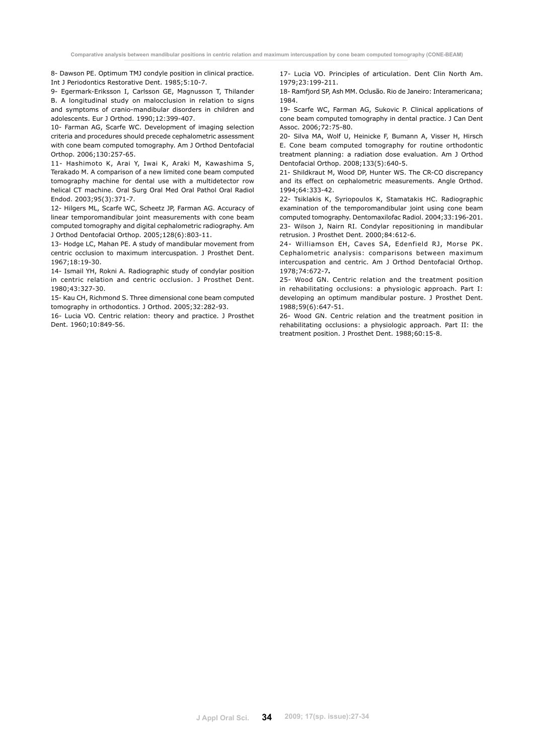8- Dawson PE. Optimum TMJ condyle position in clinical practice. Int J Periodontics Restorative Dent. 1985;5:10-7.

9- Egermark-Eriksson I, Carlsson GE, Magnusson T, Thilander B. A longitudinal study on malocclusion in relation to signs and symptoms of cranio-mandibular disorders in children and adolescents. Eur J Orthod. 1990;12:399-407.

10- Farman AG, Scarfe WC. Development of imaging selection criteria and procedures should precede cephalometric assessment with cone beam computed tomography. Am J Orthod Dentofacial Orthop. 2006;130:257-65.

11- Hashimoto K, Arai Y, Iwai K, Araki M, Kawashima S, Terakado M. A comparison of a new limited cone beam computed tomography machine for dental use with a multidetector row helical CT machine. Oral Surg Oral Med Oral Pathol Oral Radiol Endod. 2003;95(3):371-7.

12- Hilgers ML, Scarfe WC, Scheetz JP, Farman AG. Accuracy of linear temporomandibular joint measurements with cone beam computed tomography and digital cephalometric radiography. Am J Orthod Dentofacial Orthop. 2005;128(6):803-11.

13- Hodge LC, Mahan PE. A study of mandibular movement from centric occlusion to maximum intercuspation. J Prosthet Dent. 1967;18:19-30.

14- Ismail YH, Rokni A. Radiographic study of condylar position in centric relation and centric occlusion. J Prosthet Dent. 1980;43:327-30.

15- Kau CH, Richmond S. Three dimensional cone beam computed tomography in orthodontics. J Orthod. 2005;32:282-93.

16- Lucia VO. Centric relation: theory and practice. J Prosthet Dent. 1960;10:849-56.

17- Lucia VO. Principles of articulation. Dent Clin North Am. 1979;23:199-211.

18- Ramfjord SP, Ash MM. Oclusão. Rio de Janeiro: Interamericana; 1984.

19- Scarfe WC, Farman AG, Sukovic P. Clinical applications of cone beam computed tomography in dental practice. J Can Dent Assoc. 2006;72:75-80.

20- Silva MA, Wolf U, Heinicke F, Bumann A, Visser H, Hirsch E. Cone beam computed tomography for routine orthodontic treatment planning: a radiation dose evaluation. Am J Orthod Dentofacial Orthop. 2008;133(5):640-5.

21- Shildkraut M, Wood DP, Hunter WS. The CR-CO discrepancy and its effect on cephalometric measurements. Angle Orthod. 1994;64:333-42.

22- Tsiklakis K, Syriopoulos K, Stamatakis HC. Radiographic examination of the temporomandibular joint using cone beam computed tomography. Dentomaxilofac Radiol. 2004;33:196-201.

23- Wilson J, Nairn RI. Condylar repositioning in mandibular retrusion. J Prosthet Dent. 2000;84:612-6.

24- Williamson EH, Caves SA, Edenfield RJ, Morse PK. Cephalometric analysis: comparisons between maximum intercuspation and centric. Am J Orthod Dentofacial Orthop. 1978;74:672-7.

25- Wood GN. Centric relation and the treatment position in rehabilitating occlusions: a physiologic approach. Part I: developing an optimum mandibular posture. J Prosthet Dent. 1988;59(6):647-51.

26- Wood GN. Centric relation and the treatment position in rehabilitating occlusions: a physiologic approach. Part II: the treatment position. J Prosthet Dent. 1988;60:15-8.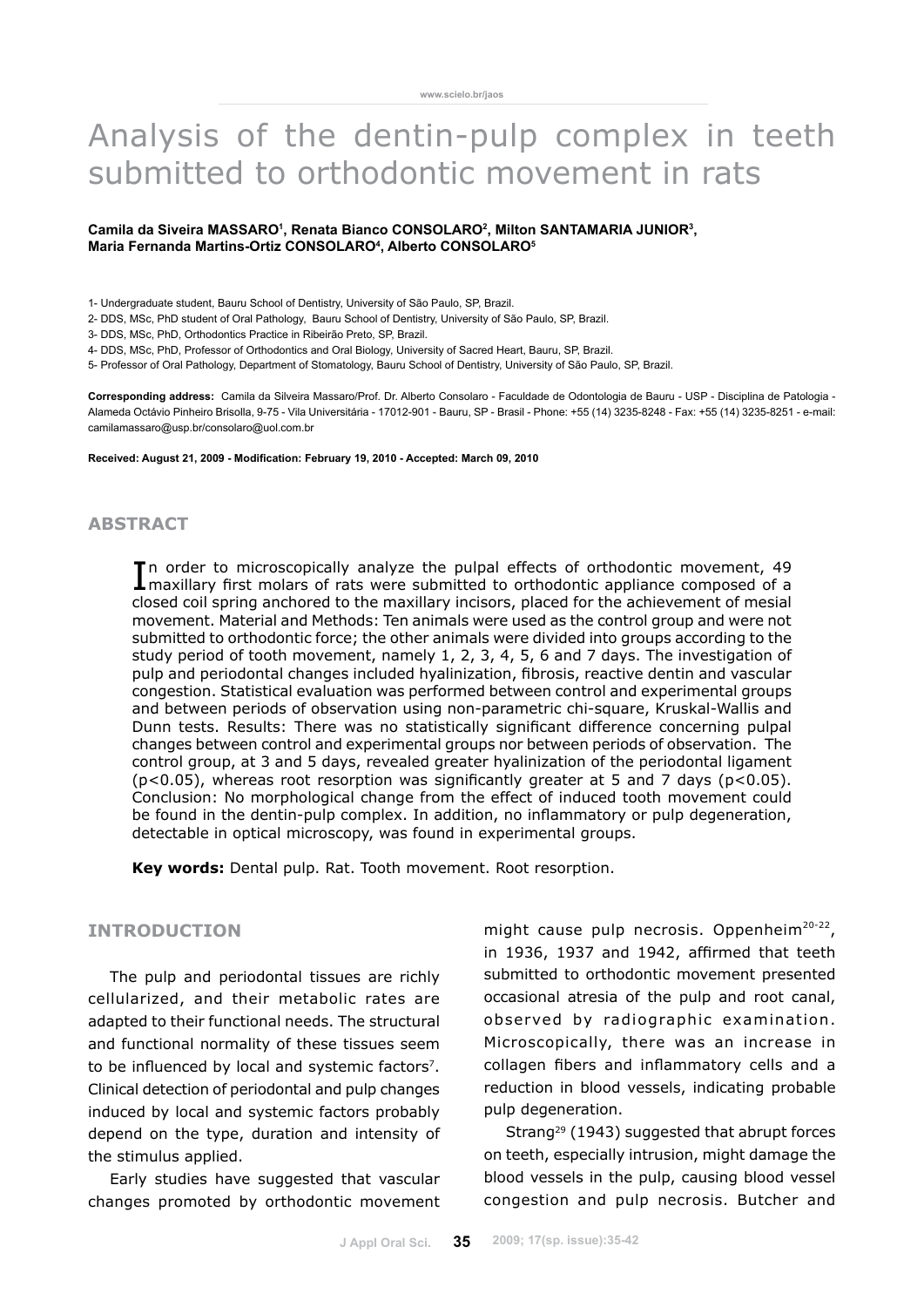# Analysis of the dentin-pulp complex in teeth submitted to orthodontic movement in rats

**Camila da Siveira MASSARO[1], Renata Bianco CONSOLARO[2], Milton SANTAMARIA JUNIOR[3], Maria Fernanda Martins-Ortiz CONSOLARO[4], Alberto CONSOLARO[5]**

1- Undergraduate student, Bauru School of Dentistry, University of São Paulo, SP, Brazil.

2- DDS, MSc, PhD student of Oral Pathology, Bauru School of Dentistry, University of São Paulo, SP, Brazil.

3- DDS, MSc, PhD, Orthodontics Practice in Ribeirão Preto, SP, Brazil.

4- DDS, MSc, PhD, Professor of Orthodontics and Oral Biology, University of Sacred Heart, Bauru, SP, Brazil.

5- Professor of Oral Pathology, Department of Stomatology, Bauru School of Dentistry, University of São Paulo, SP, Brazil.

**Corresponding address:** Camila da Silveira Massaro/Prof. Dr. Alberto Consolaro - Faculdade de Odontologia de Bauru - USP - Disciplina de Patologia - Alameda Octávio Pinheiro Brisolla, 9-75 - Vila Universitária - 17012-901 - Bauru, SP - Brasil - Phone: +55 (14) 3235-8248 - Fax: +55 (14) 3235-8251 - e-mail: camilamassaro@usp.br/consolaro@uol.com.br

**Received: August 21, 2009 - Modification: February 19, 2010 - Accepted: March 09, 2010**

## ABSTRACT

In order to microscopically analyze the pulpal effects of orthodontic movement, 49 maxillary first molars of rats were submitted to orthodontic appliance composed of a closed coil spring anchored to the maxillary incisors, placed for the achievement of mesial movement. Material and Methods: Ten animals were used as the control group and were not submitted to orthodontic force; the other animals were divided into groups according to the study period of tooth movement, namely 1, 2, 3, 4, 5, 6 and 7 days. The investigation of pulp and periodontal changes included hyalinization, fibrosis, reactive dentin and vascular congestion. Statistical evaluation was performed between control and experimental groups and between periods of observation using non-parametric chi-square, Kruskal-Wallis and Dunn tests. Results: There was no statistically significant difference concerning pulpal changes between control and experimental groups nor between periods of observation. The control group, at 3 and 5 days, revealed greater hyalinization of the periodontal ligament ($p<0.05$), whereas root resorption was significantly greater at 5 and 7 days ($p<0.05$). Conclusion: No morphological change from the effect of induced tooth movement could be found in the dentin-pulp complex. In addition, no inflammatory or pulp degeneration, detectable in optical microscopy, was found in experimental groups.

**Key words:** Dental pulp. Rat. Tooth movement. Root resorption.

## INTRODUCTION

The pulp and periodontal tissues are richly cellularized, and their metabolic rates are adapted to their functional needs. The structural and functional normality of these tissues seem to be influenced by local and systemic factors[7]. Clinical detection of periodontal and pulp changes induced by local and systemic factors probably depend on the type, duration and intensity of the stimulus applied.

Early studies have suggested that vascular changes promoted by orthodontic movement might cause pulp necrosis. Oppenheim[20-22], in 1936, 1937 and 1942, affirmed that teeth submitted to orthodontic movement presented occasional atresia of the pulp and root canal, observed by radiographic examination. Microscopically, there was an increase in collagen fibers and inflammatory cells and a reduction in blood vessels, indicating probable pulp degeneration.

Strang[29] (1943) suggested that abrupt forces on teeth, especially intrusion, might damage the blood vessels in the pulp, causing blood vessel congestion and pulp necrosis. Butcher and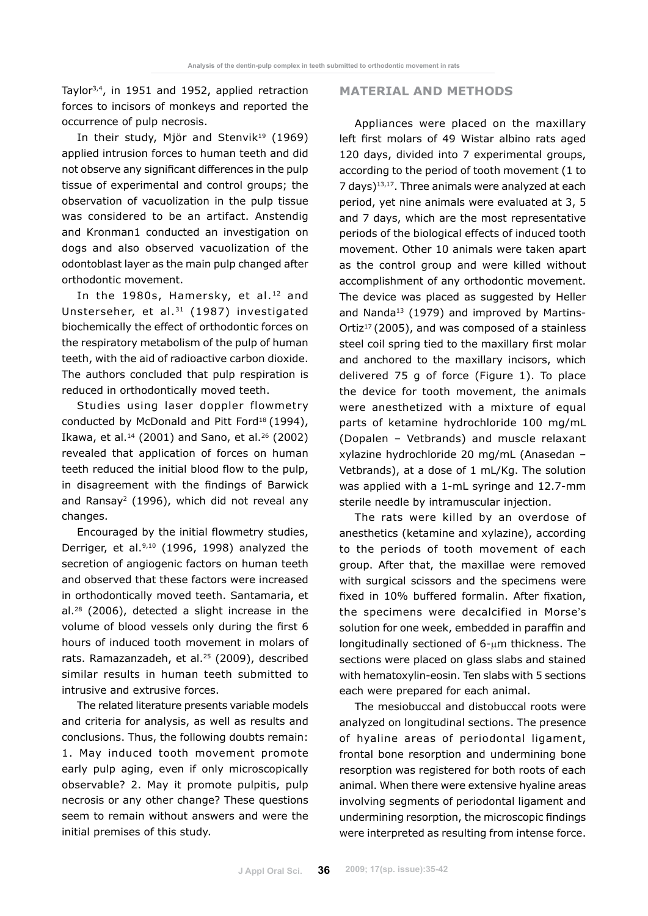Taylor[3,4], in 1951 and 1952, applied retraction forces to incisors of monkeys and reported the occurrence of pulp necrosis.

In their study, Mjör and Stenvik[19] (1969) applied intrusion forces to human teeth and did not observe any significant differences in the pulp tissue of experimental and control groups; the observation of vacuolization in the pulp tissue was considered to be an artifact. Anstendig and Kronman1 conducted an investigation on dogs and also observed vacuolization of the odontoblast layer as the main pulp changed after orthodontic movement.

In the 1980s, Hamersky, et al.[12] and Unsterseher, et al.[31] (1987) investigated biochemically the effect of orthodontic forces on the respiratory metabolism of the pulp of human teeth, with the aid of radioactive carbon dioxide. The authors concluded that pulp respiration is reduced in orthodontically moved teeth.

Studies using laser doppler flowmetry conducted by McDonald and Pitt Ford[18] (1994), Ikawa, et al.[14] (2001) and Sano, et al.[26] (2002) revealed that application of forces on human teeth reduced the initial blood flow to the pulp, in disagreement with the findings of Barwick and Ransay[2] (1996), which did not reveal any changes.

Encouraged by the initial flowmetry studies, Derriger, et al.[9,10] (1996, 1998) analyzed the secretion of angiogenic factors on human teeth and observed that these factors were increased in orthodontically moved teeth. Santamaria, et al.[28] (2006), detected a slight increase in the volume of blood vessels only during the first 6 hours of induced tooth movement in molars of rats. Ramazanzadeh, et al.[25] (2009), described similar results in human teeth submitted to intrusive and extrusive forces.

The related literature presents variable models and criteria for analysis, as well as results and conclusions. Thus, the following doubts remain: 1. May induced tooth movement promote early pulp aging, even if only microscopically observable? 2. May it promote pulpitis, pulp necrosis or any other change? These questions seem to remain without answers and were the initial premises of this study.

## MATERIAL AND METHODS

Appliances were placed on the maxillary left first molars of 49 Wistar albino rats aged 120 days, divided into 7 experimental groups, according to the period of tooth movement (1 to 7 days)[13,17]. Three animals were analyzed at each period, yet nine animals were evaluated at 3, 5 and 7 days, which are the most representative periods of the biological effects of induced tooth movement. Other 10 animals were taken apart as the control group and were killed without accomplishment of any orthodontic movement. The device was placed as suggested by Heller and Nanda[13] (1979) and improved by Martins-Ortiz[17] (2005), and was composed of a stainless steel coil spring tied to the maxillary first molar and anchored to the maxillary incisors, which delivered 75 g of force (Figure 1). To place the device for tooth movement, the animals were anesthetized with a mixture of equal parts of ketamine hydrochloride 100 mg/mL (Dopalen – Vetbrands) and muscle relaxant xylazine hydrochloride 20 mg/mL (Anasedan – Vetbrands), at a dose of 1 mL/Kg. The solution was applied with a 1-mL syringe and 12.7-mm sterile needle by intramuscular injection.

The rats were killed by an overdose of anesthetics (ketamine and xylazine), according to the periods of tooth movement of each group. After that, the maxillae were removed with surgical scissors and the specimens were fixed in 10% buffered formalin. After fixation, the specimens were decalcified in Morse's solution for one week, embedded in paraffin and longitudinally sectioned of 6-μm thickness. The sections were placed on glass slabs and stained with hematoxylin-eosin. Ten slabs with 5 sections each were prepared for each animal.

The mesiobuccal and distobuccal roots were analyzed on longitudinal sections. The presence of hyaline areas of periodontal ligament, frontal bone resorption and undermining bone resorption was registered for both roots of each animal. When there were extensive hyaline areas involving segments of periodontal ligament and undermining resorption, the microscopic findings were interpreted as resulting from intense force.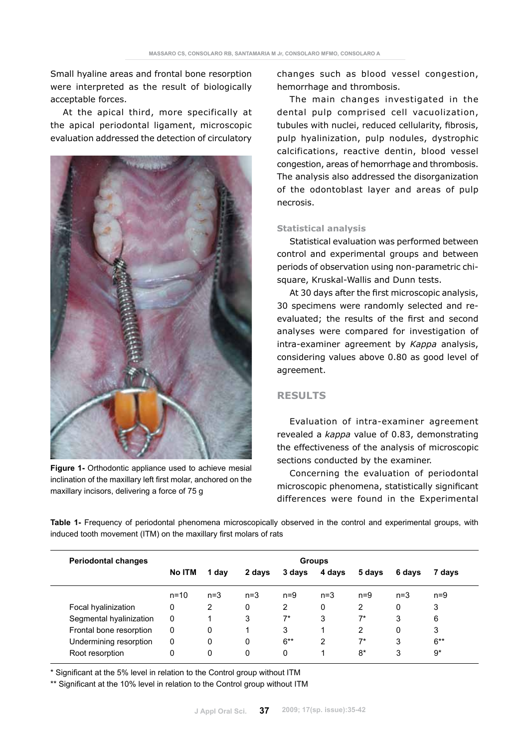Small hyaline areas and frontal bone resorption were interpreted as the result of biologically acceptable forces.

At the apical third, more specifically at the apical periodontal ligament, microscopic evaluation addressed the detection of circulatory changes such as blood vessel congestion, hemorrhage and thrombosis.

**Figure 1-** Orthodontic appliance used to achieve mesial inclination of the maxillary left first molar, anchored on the maxillary incisors, delivering a force of 75 g

The main changes investigated in the dental pulp comprised cell vacuolization, tubules with nuclei, reduced cellularity, fibrosis, pulp hyalinization, pulp nodules, dystrophic calcifications, reactive dentin, blood vessel congestion, areas of hemorrhage and thrombosis. The analysis also addressed the disorganization of the odontoblast layer and areas of pulp necrosis.

#### Statistical analysis

Statistical evaluation was performed between control and experimental groups and between periods of observation using non-parametric chi-square, Kruskal-Wallis and Dunn tests.

At 30 days after the first microscopic analysis, 30 specimens were randomly selected and re-evaluated; the results of the first and second analyses were compared for investigation of intra-examiner agreement by *Kappa* analysis, considering values above 0.80 as good level of agreement.

## RESULTS

Evaluation of intra-examiner agreement revealed a *kappa* value of 0.83, demonstrating the effectiveness of the analysis of microscopic sections conducted by the examiner.

Concerning the evaluation of periodontal microscopic phenomena, statistically significant differences were found in the Experimental

**Table 1-** Frequency of periodontal phenomena microscopically observed in the control and experimental groups, with induced tooth movement (ITM) on the maxillary first molars of rats

| Periodontal changes | Groups | | | | | | | |
|---|---|---|---|---|---|---|---|---|
| | No ITM | 1 day | 2 days | 3 days | 4 days | 5 days | 6 days | 7 days |
| | n=10 | n=3 | n=3 | n=9 | n=3 | n=9 | n=3 | n=9 |
| Focal hyalinization | 0 | 2 | 0 | 2 | 0 | 2 | 0 | 3 |
| Segmental hyalinization | 0 | 1 | 3 | 7* | 3 | 7* | 3 | 6 |
| Frontal bone resorption | 0 | 0 | 1 | 3 | 1 | 2 | 0 | 3 |
| Undermining resorption | 0 | 0 | 0 | 6** | 2 | 7* | 3 | 6** |
| Root resorption | 0 | 0 | 0 | 0 | 1 | 8* | 3 | 9* |

\* Significant at the 5% level in relation to the Control group without ITM

\*\* Significant at the 10% level in relation to the Control group without ITM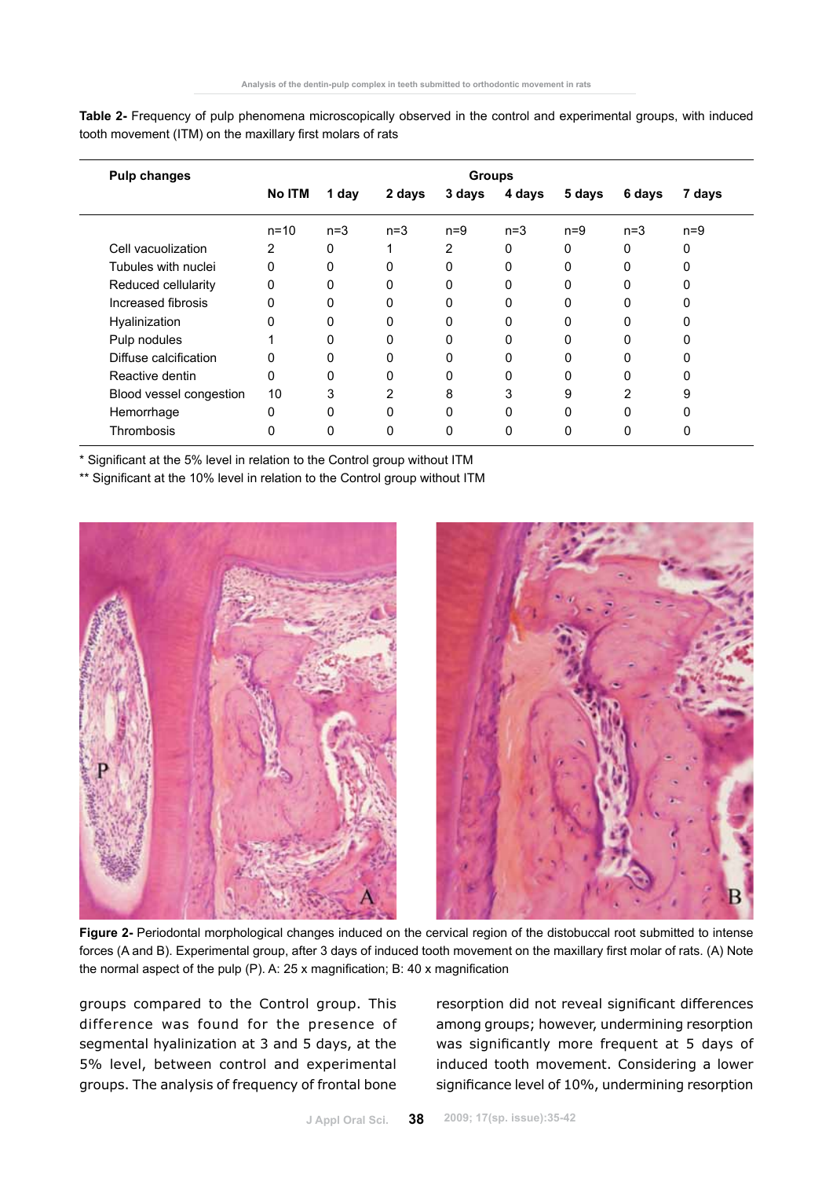**Table 2-** Frequency of pulp phenomena microscopically observed in the control and experimental groups, with induced tooth movement (ITM) on the maxillary first molars of rats

| Pulp changes | Groups | | | | | | | |
|---|---|---|---|---|---|---|---|---|
| | No ITM | 1 day | 2 days | 3 days | 4 days | 5 days | 6 days | 7 days |
| | n=10 | n=3 | n=3 | n=9 | n=3 | n=9 | n=3 | n=9 |
| Cell vacuolization | 2 | 0 | 1 | 2 | 0 | 0 | 0 | 0 |
| Tubules with nuclei | 0 | 0 | 0 | 0 | 0 | 0 | 0 | 0 |
| Reduced cellularity | 0 | 0 | 0 | 0 | 0 | 0 | 0 | 0 |
| Increased fibrosis | 0 | 0 | 0 | 0 | 0 | 0 | 0 | 0 |
| Hyalinization | 0 | 0 | 0 | 0 | 0 | 0 | 0 | 0 |
| Pulp nodules | 1 | 0 | 0 | 0 | 0 | 0 | 0 | 0 |
| Diffuse calcification | 0 | 0 | 0 | 0 | 0 | 0 | 0 | 0 |
| Reactive dentin | 0 | 0 | 0 | 0 | 0 | 0 | 0 | 0 |
| Blood vessel congestion | 10 | 3 | 2 | 8 | 3 | 9 | 2 | 9 |
| Hemorrhage | 0 | 0 | 0 | 0 | 0 | 0 | 0 | 0 |
| Thrombosis | 0 | 0 | 0 | 0 | 0 | 0 | 0 | 0 |

* Significant at the 5% level in relation to the Control group without ITM

** Significant at the 10% level in relation to the Control group without ITM

**Figure 2-** Periodontal morphological changes induced on the cervical region of the distobuccal root submitted to intense forces (A and B). Experimental group, after 3 days of induced tooth movement on the maxillary first molar of rats. (A) Note the normal aspect of the pulp (P). A: 25 x magnification; B: 40 x magnification

groups compared to the Control group. This difference was found for the presence of segmental hyalinization at 3 and 5 days, at the 5% level, between control and experimental groups. The analysis of frequency of frontal bone resorption did not reveal significant differences among groups; however, undermining resorption was significantly more frequent at 5 days of induced tooth movement. Considering a lower significance level of 10%, undermining resorption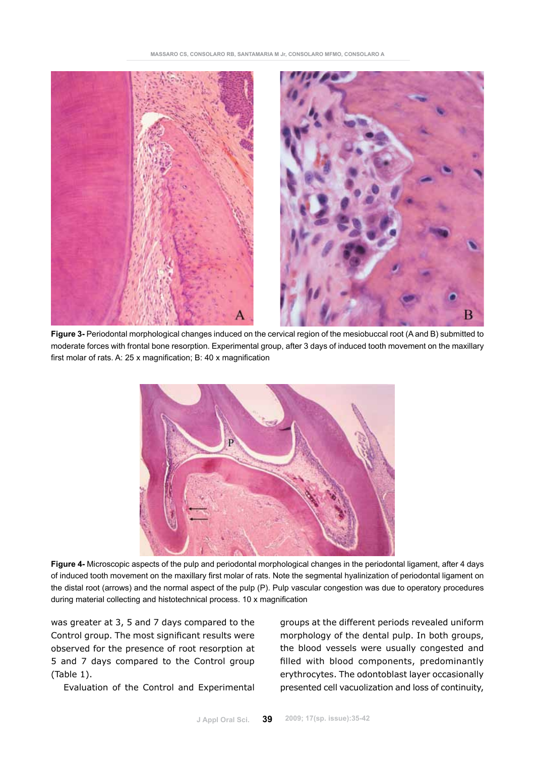**Figure 3-** Periodontal morphological changes induced on the cervical region of the mesiobuccal root (A and B) submitted to moderate forces with frontal bone resorption. Experimental group, after 3 days of induced tooth movement on the maxillary first molar of rats. A: 25 x magnification; B: 40 x magnification

**Figure 4-** Microscopic aspects of the pulp and periodontal morphological changes in the periodontal ligament, after 4 days of induced tooth movement on the maxillary first molar of rats. Note the segmental hyalinization of periodontal ligament on the distal root (arrows) and the normal aspect of the pulp (P). Pulp vascular congestion was due to operatory procedures during material collecting and histotechnical process. 10 x magnification

was greater at 3, 5 and 7 days compared to the Control group. The most significant results were observed for the presence of root resorption at 5 and 7 days compared to the Control group (Table 1).

Evaluation of the Control and Experimental groups at the different periods revealed uniform morphology of the dental pulp. In both groups, the blood vessels were usually congested and filled with blood components, predominantly erythrocytes. The odontoblast layer occasionally presented cell vacuolization and loss of continuity,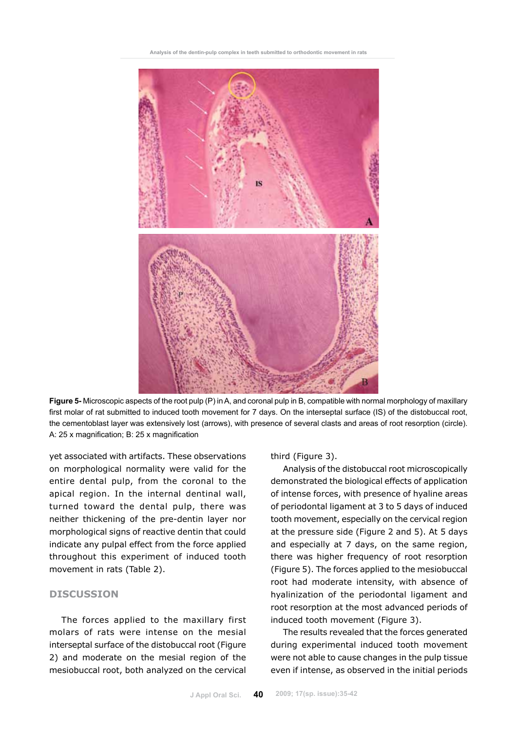Figure 5- Microscopic aspects of the root pulp (P) in A, and coronal pulp in B, compatible with normal morphology of maxillary first molar of rat submitted to induced tooth movement for 7 days. On the interseptal surface (IS) of the distobuccal root, the cementoblast layer was extensively lost (arrows), with presence of several clasts and areas of root resorption (circle). A: 25 x magnification; B: 25 x magnification

yet associated with artifacts. These observations on morphological normality were valid for the entire dental pulp, from the coronal to the apical region. In the internal dentinal wall, turned toward the dental pulp, there was neither thickening of the pre-dentin layer nor morphological signs of reactive dentin that could indicate any pulpal effect from the force applied throughout this experiment of induced tooth movement in rats (Table 2).

## DISCUSSION

The forces applied to the maxillary first molars of rats were intense on the mesial interseptal surface of the distobuccal root (Figure 2) and moderate on the mesial region of the mesiobuccal root, both analyzed on the cervical third (Figure 3).

Analysis of the distobuccal root microscopically demonstrated the biological effects of application of intense forces, with presence of hyaline areas of periodontal ligament at 3 to 5 days of induced tooth movement, especially on the cervical region at the pressure side (Figure 2 and 5). At 5 days and especially at 7 days, on the same region, there was higher frequency of root resorption (Figure 5). The forces applied to the mesiobuccal root had moderate intensity, with absence of hyalinization of the periodontal ligament and root resorption at the most advanced periods of induced tooth movement (Figure 3).

The results revealed that the forces generated during experimental induced tooth movement were not able to cause changes in the pulp tissue even if intense, as observed in the initial periods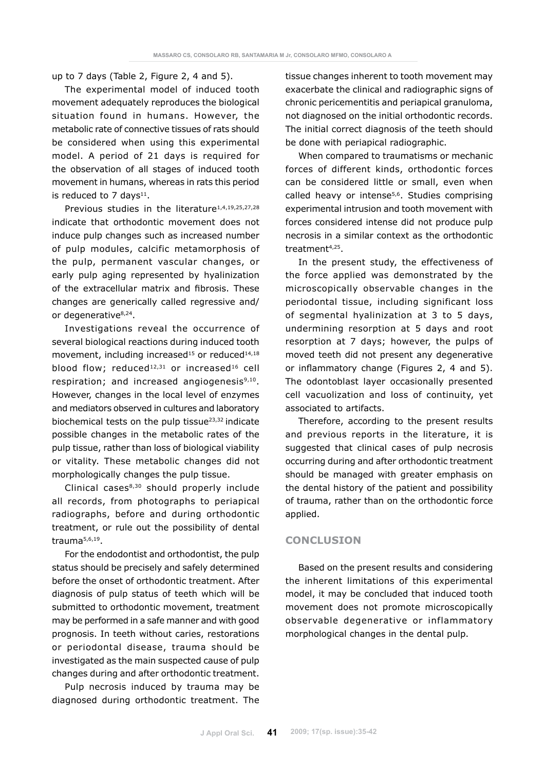up to 7 days (Table 2, Figure 2, 4 and 5).

The experimental model of induced tooth movement adequately reproduces the biological situation found in humans. However, the metabolic rate of connective tissues of rats should be considered when using this experimental model. A period of 21 days is required for the observation of all stages of induced tooth movement in humans, whereas in rats this period is reduced to 7 days[11].

Previous studies in the literature[1,4,19,25,27,28] indicate that orthodontic movement does not induce pulp changes such as increased number of pulp modules, calcific metamorphosis of the pulp, permanent vascular changes, or early pulp aging represented by hyalinization of the extracellular matrix and fibrosis. These changes are generically called regressive and/or degenerative[8,24].

Investigations reveal the occurrence of several biological reactions during induced tooth movement, including increased[15] or reduced[14,18] blood flow; reduced[12,31] or increased[16] cell respiration; and increased angiogenesis[9,10]. However, changes in the local level of enzymes and mediators observed in cultures and laboratory biochemical tests on the pulp tissue[23,32] indicate possible changes in the metabolic rates of the pulp tissue, rather than loss of biological viability or vitality. These metabolic changes did not morphologically changes the pulp tissue.

Clinical cases[8,30] should properly include all records, from photographs to periapical radiographs, before and during orthodontic treatment, or rule out the possibility of dental trauma[5,6,19].

For the endodontist and orthodontist, the pulp status should be precisely and safely determined before the onset of orthodontic treatment. After diagnosis of pulp status of teeth which will be submitted to orthodontic movement, treatment may be performed in a safe manner and with good prognosis. In teeth without caries, restorations or periodontal disease, trauma should be investigated as the main suspected cause of pulp changes during and after orthodontic treatment.

Pulp necrosis induced by trauma may be diagnosed during orthodontic treatment. The tissue changes inherent to tooth movement may exacerbate the clinical and radiographic signs of chronic pericementitis and periapical granuloma, not diagnosed on the initial orthodontic records. The initial correct diagnosis of the teeth should be done with periapical radiographic.

When compared to traumatisms or mechanic forces of different kinds, orthodontic forces can be considered little or small, even when called heavy or intense[5,6]. Studies comprising experimental intrusion and tooth movement with forces considered intense did not produce pulp necrosis in a similar context as the orthodontic treatment[4,25].

In the present study, the effectiveness of the force applied was demonstrated by the microscopically observable changes in the periodontal tissue, including significant loss of segmental hyalinization at 3 to 5 days, undermining resorption at 5 days and root resorption at 7 days; however, the pulps of moved teeth did not present any degenerative or inflammatory change (Figures 2, 4 and 5). The odontoblast layer occasionally presented cell vacuolization and loss of continuity, yet associated to artifacts.

Therefore, according to the present results and previous reports in the literature, it is suggested that clinical cases of pulp necrosis occurring during and after orthodontic treatment should be managed with greater emphasis on the dental history of the patient and possibility of trauma, rather than on the orthodontic force applied.

## CONCLUSION

Based on the present results and considering the inherent limitations of this experimental model, it may be concluded that induced tooth movement does not promote microscopically observable degenerative or inflammatory morphological changes in the dental pulp.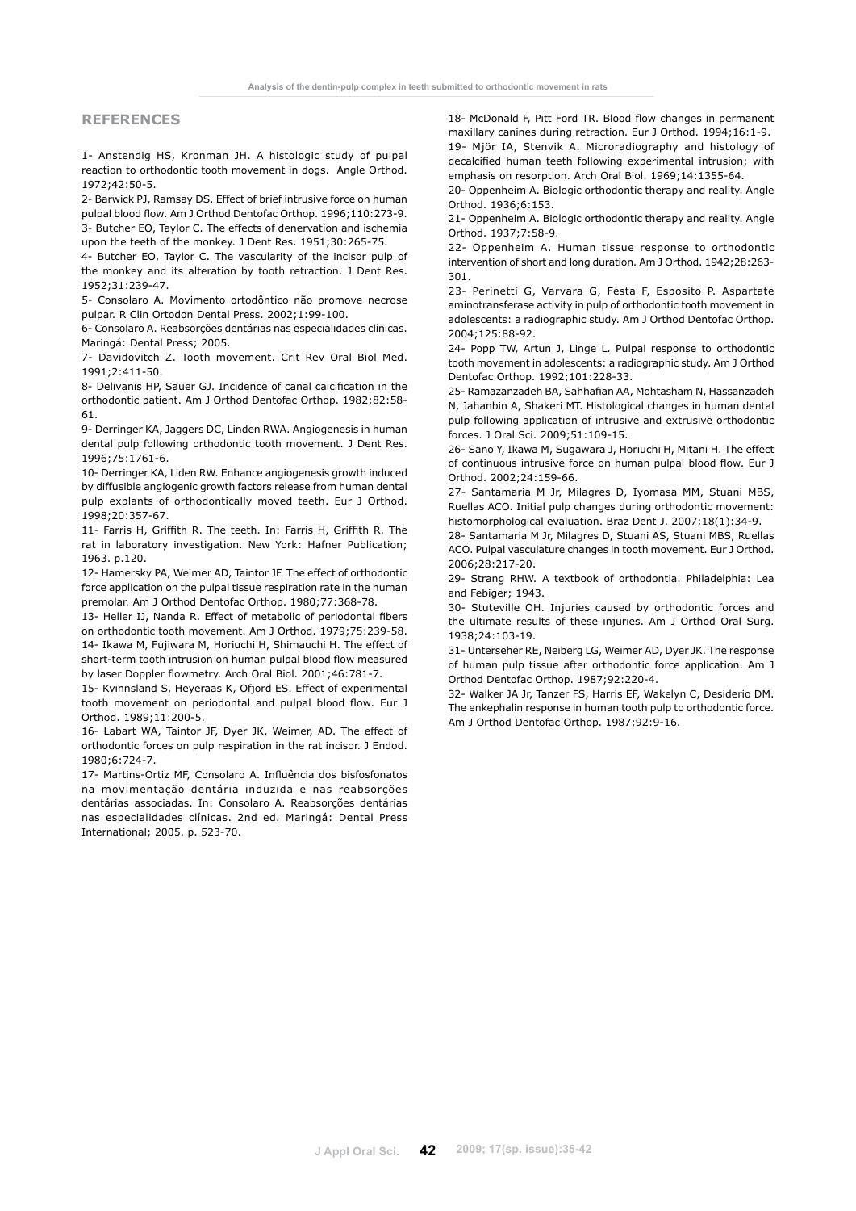## REFERENCES

1- Anstendig HS, Kronman JH. A histologic study of pulpal reaction to orthodontic tooth movement in dogs. Angle Orthod. 1972;42:50-5.

2- Barwick PJ, Ramsay DS. Effect of brief intrusive force on human pulpal blood flow. Am J Orthod Dentofac Orthop. 1996;110:273-9.

3- Butcher EO, Taylor C. The effects of denervation and ischemia upon the teeth of the monkey. J Dent Res. 1951;30:265-75.

4- Butcher EO, Taylor C. The vascularity of the incisor pulp of the monkey and its alteration by tooth retraction. J Dent Res. 1952;31:239-47.

5- Consolaro A. Movimento ortodôntico não promove necrose pulpar. R Clin Ortodon Dental Press. 2002;1:99-100.

6- Consolaro A. Reabsorções dentárias nas especialidades clínicas. Maringá: Dental Press; 2005.

7- Davidovitch Z. Tooth movement. Crit Rev Oral Biol Med. 1991;2:411-50.

8- Delivanis HP, Sauer GJ. Incidence of canal calcification in the orthodontic patient. Am J Orthod Dentofac Orthop. 1982;82:58-61.

9- Derringer KA, Jaggers DC, Linden RWA. Angiogenesis in human dental pulp following orthodontic tooth movement. J Dent Res. 1996;75:1761-6.

10- Derringer KA, Liden RW. Enhance angiogenesis growth induced by diffusible angiogenic growth factors release from human dental pulp explants of orthodontically moved teeth. Eur J Orthod. 1998;20:357-67.

11- Farris H, Griffith R. The teeth. In: Farris H, Griffith R. The rat in laboratory investigation. New York: Hafner Publication; 1963. p.120.

12- Hamersky PA, Weimer AD, Taintor JF. The effect of orthodontic force application on the pulpal tissue respiration rate in the human premolar. Am J Orthod Dentofac Orthop. 1980;77:368-78.

13- Heller IJ, Nanda R. Effect of metabolic of periodontal fibers on orthodontic tooth movement. Am J Orthod. 1979;75:239-58.

14- Ikawa M, Fujiwara M, Horiuchi H, Shimauchi H. The effect of short-term tooth intrusion on human pulpal blood flow measured by laser Doppler flowmetry. Arch Oral Biol. 2001;46:781-7.

15- Kvinnsland S, Heyeraas K, Ofjord ES. Effect of experimental tooth movement on periodontal and pulpal blood flow. Eur J Orthod. 1989;11:200-5.

16- Labart WA, Taintor JF, Dyer JK, Weimer, AD. The effect of orthodontic forces on pulp respiration in the rat incisor. J Endod. 1980;6:724-7.

17- Martins-Ortiz MF, Consolaro A. Influência dos bisfosfonatos na movimentação dentária induzida e nas reabsorções dentárias associadas. In: Consolaro A. Reabsorções dentárias nas especialidades clínicas. 2nd ed. Maringá: Dental Press International; 2005. p. 523-70.

18- McDonald F, Pitt Ford TR. Blood flow changes in permanent maxillary canines during retraction. Eur J Orthod. 1994;16:1-9.

19- Mjör IA, Stenvik A. Microradiography and histology of decalcified human teeth following experimental intrusion; with emphasis on resorption. Arch Oral Biol. 1969;14:1355-64.

20- Oppenheim A. Biologic orthodontic therapy and reality. Angle Orthod. 1936;6:153.

21- Oppenheim A. Biologic orthodontic therapy and reality. Angle Orthod. 1937;7:58-9.

22- Oppenheim A. Human tissue response to orthodontic intervention of short and long duration. Am J Orthod. 1942;28:263-301.

23- Perinetti G, Varvara G, Festa F, Esposito P. Aspartate aminotransferase activity in pulp of orthodontic tooth movement in adolescents: a radiographic study. Am J Orthod Dentofac Orthop. 2004;125:88-92.

24- Popp TW, Artun J, Linge L. Pulpal response to orthodontic tooth movement in adolescents: a radiographic study. Am J Orthod Dentofac Orthop. 1992;101:228-33.

25- Ramazanzadeh BA, Sahhafian AA, Mohtasham N, Hassanzadeh N, Jahanbin A, Shakeri MT. Histological changes in human dental pulp following application of intrusive and extrusive orthodontic forces. J Oral Sci. 2009;51:109-15.

26- Sano Y, Ikawa M, Sugawara J, Horiuchi H, Mitani H. The effect of continuous intrusive force on human pulpal blood flow. Eur J Orthod. 2002;24:159-66.

27- Santamaria M Jr, Milagres D, Iyomasa MM, Stuani MBS, Ruellas ACO. Initial pulp changes during orthodontic movement: histomorphological evaluation. Braz Dent J. 2007;18(1):34-9.

28- Santamaria M Jr, Milagres D, Stuani AS, Stuani MBS, Ruellas ACO. Pulpal vasculature changes in tooth movement. Eur J Orthod. 2006;28:217-20.

29- Strang RHW. A textbook of orthodontia. Philadelphia: Lea and Febiger; 1943.

30- Stuteville OH. Injuries caused by orthodontic forces and the ultimate results of these injuries. Am J Orthod Oral Surg. 1938;24:103-19.

31- Unterseher RE, Neiberg LG, Weimer AD, Dyer JK. The response of human pulp tissue after orthodontic force application. Am J Orthod Dentofac Orthop. 1987;92:220-4.

32- Walker JA Jr, Tanzer FS, Harris EF, Wakelyn C, Desiderio DM. The enkephalin response in human tooth pulp to orthodontic force. Am J Orthod Dentofac Orthop. 1987;92:9-16.